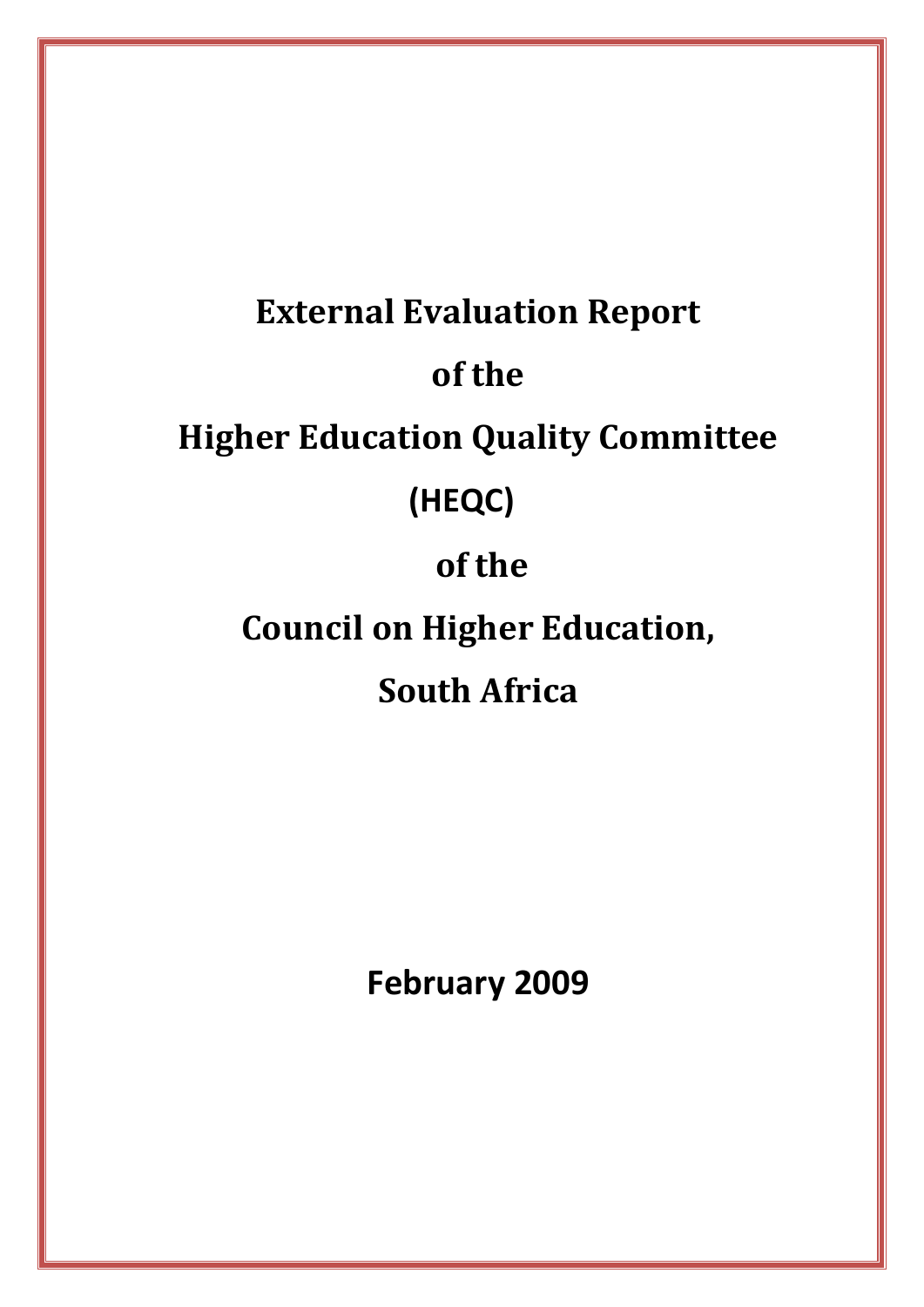# External Evaluation Report

# of the

# Higher Education Quality Committee

# (HEQC)

# of the

# Council on Higher Education,

# South Africa

**February 2009**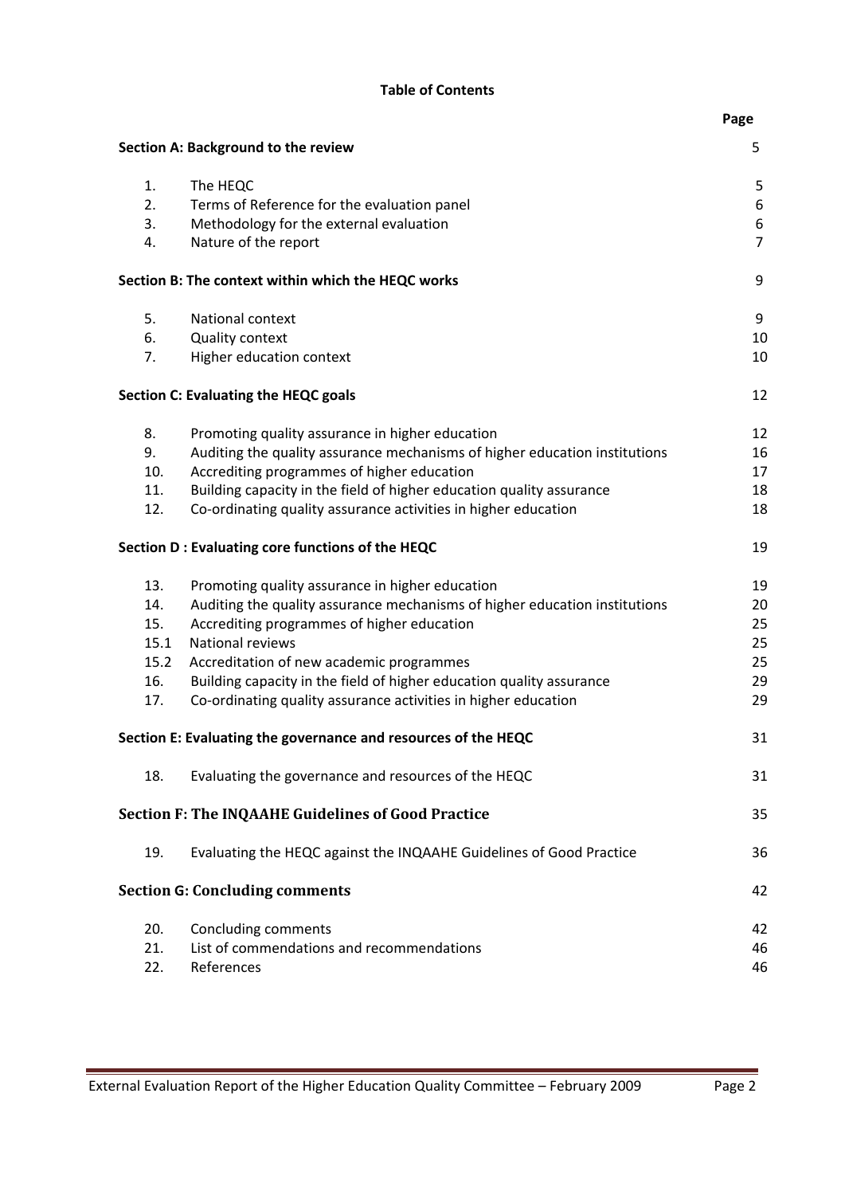# Table of Contents

| | | Page |
|---|---|---|
| **Section A: Background to the review** | | 5 |
| 1. | The HEQC | 5 |
| 2. | Terms of Reference for the evaluation panel | 6 |
| 3. | Methodology for the external evaluation | 6 |
| 4. | Nature of the report | 7 |
| **Section B: The context within which the HEQC works** | | 9 |
| 5. | National context | 9 |
| 6. | Quality context | 10 |
| 7. | Higher education context | 10 |
| **Section C: Evaluating the HEQC goals** | | 12 |
| 8. | Promoting quality assurance in higher education | 12 |
| 9. | Auditing the quality assurance mechanisms of higher education institutions | 16 |
| 10. | Accrediting programmes of higher education | 17 |
| 11. | Building capacity in the field of higher education quality assurance | 18 |
| 12. | Co-ordinating quality assurance activities in higher education | 18 |
| **Section D : Evaluating core functions of the HEQC** | | 19 |
| 13. | Promoting quality assurance in higher education | 19 |
| 14. | Auditing the quality assurance mechanisms of higher education institutions | 20 |
| 15. | Accrediting programmes of higher education | 25 |
| 15.1 | National reviews | 25 |
| 15.2 | Accreditation of new academic programmes | 25 |
| 16. | Building capacity in the field of higher education quality assurance | 29 |
| 17. | Co-ordinating quality assurance activities in higher education | 29 |
| **Section E: Evaluating the governance and resources of the HEQC** | | 31 |
| 18. | Evaluating the governance and resources of the HEQC | 31 |
| **Section F: The INQAAHE Guidelines of Good Practice** | | 35 |
| 19. | Evaluating the HEQC against the INQAAHE Guidelines of Good Practice | 36 |
| **Section G: Concluding comments** | | 42 |
| 20. | Concluding comments | 42 |
| 21. | List of commendations and recommendations | 46 |
| 22. | References | 46 |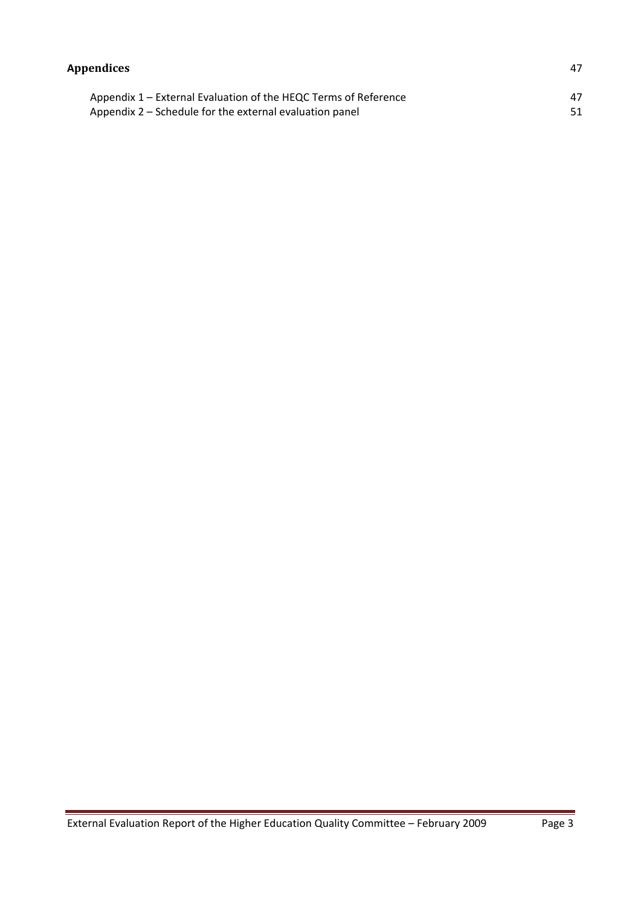**Appendices** 47

Appendix 1 – External Evaluation of the HEQC Terms of Reference 47
Appendix 2 – Schedule for the external evaluation panel 51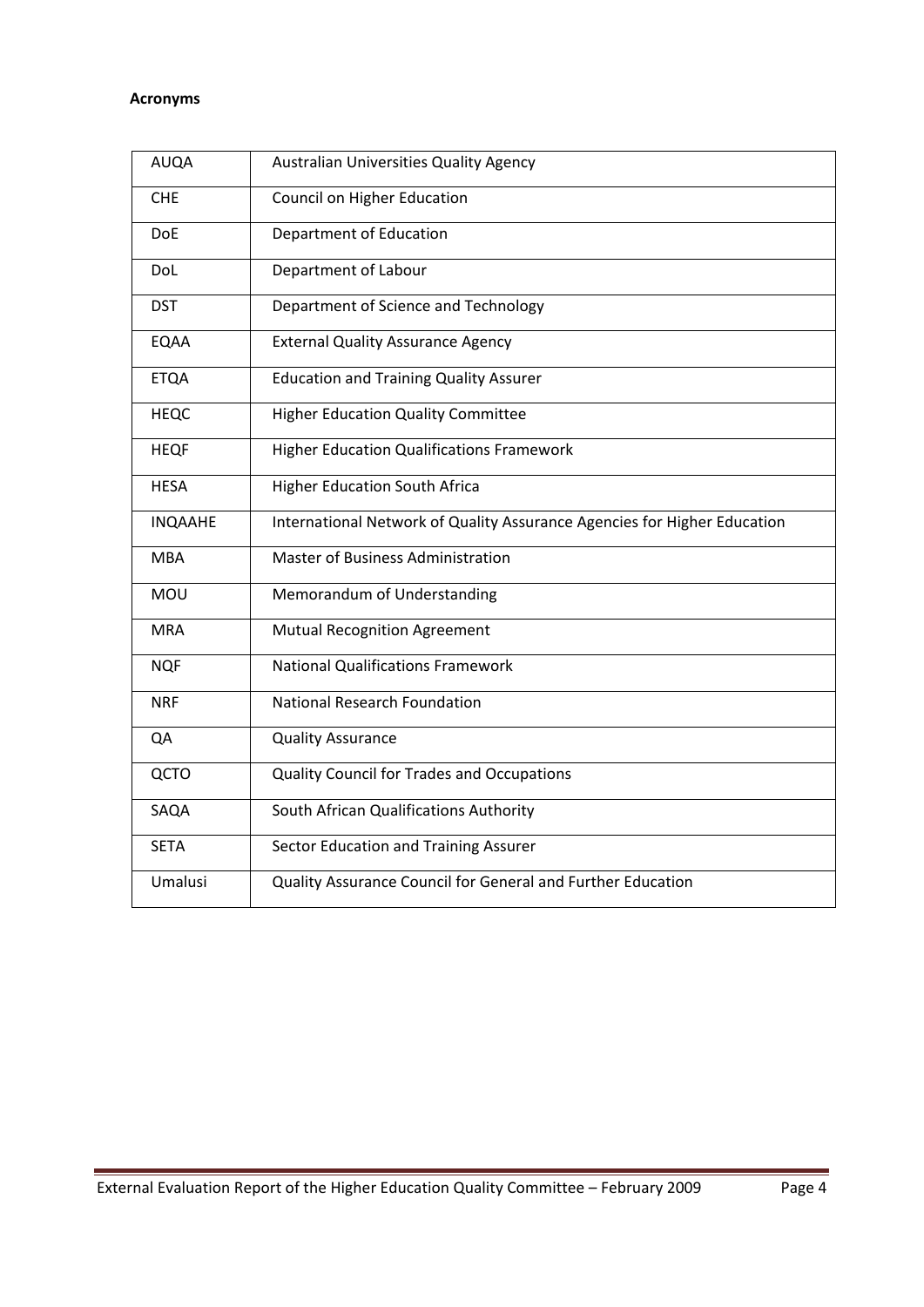**Acronyms**

| | |
|---|---|
| AUQA | Australian Universities Quality Agency |
| CHE | Council on Higher Education |
| DoE | Department of Education |
| DoL | Department of Labour |
| DST | Department of Science and Technology |
| EQAA | External Quality Assurance Agency |
| ETQA | Education and Training Quality Assurer |
| HEQC | Higher Education Quality Committee |
| HEQF | Higher Education Qualifications Framework |
| HESA | Higher Education South Africa |
| INQAAHE | International Network of Quality Assurance Agencies for Higher Education |
| MBA | Master of Business Administration |
| MOU | Memorandum of Understanding |
| MRA | Mutual Recognition Agreement |
| NQF | National Qualifications Framework |
| NRF | National Research Foundation |
| QA | Quality Assurance |
| QCTO | Quality Council for Trades and Occupations |
| SAQA | South African Qualifications Authority |
| SETA | Sector Education and Training Assurer |
| Umalusi | Quality Assurance Council for General and Further Education |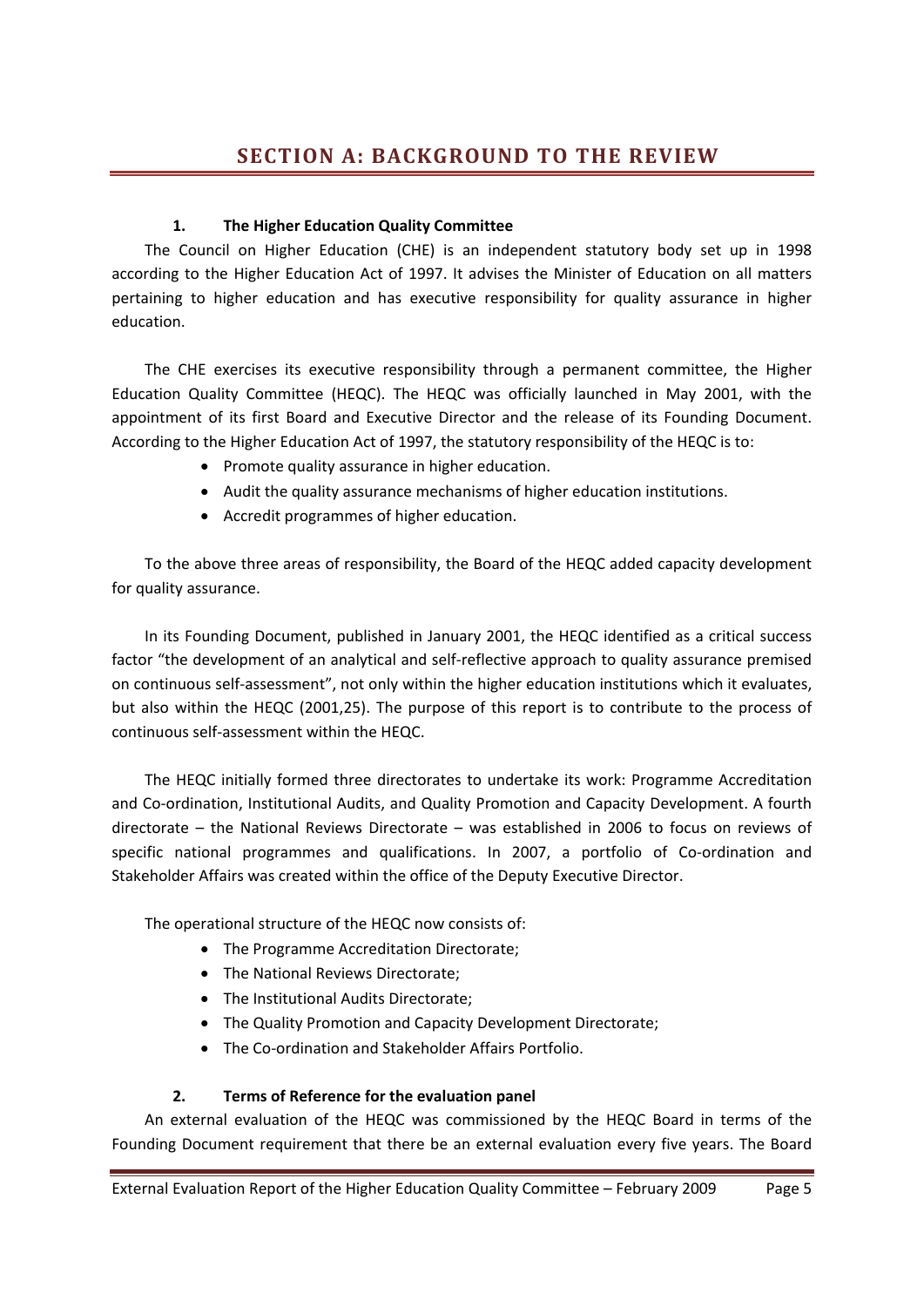# SECTION A: BACKGROUND TO THE REVIEW

### 1. The Higher Education Quality Committee

The Council on Higher Education (CHE) is an independent statutory body set up in 1998 according to the Higher Education Act of 1997. It advises the Minister of Education on all matters pertaining to higher education and has executive responsibility for quality assurance in higher education.

The CHE exercises its executive responsibility through a permanent committee, the Higher Education Quality Committee (HEQC). The HEQC was officially launched in May 2001, with the appointment of its first Board and Executive Director and the release of its Founding Document. According to the Higher Education Act of 1997, the statutory responsibility of the HEQC is to:

- Promote quality assurance in higher education.
- Audit the quality assurance mechanisms of higher education institutions.
- Accredit programmes of higher education.

To the above three areas of responsibility, the Board of the HEQC added capacity development for quality assurance.

In its Founding Document, published in January 2001, the HEQC identified as a critical success factor "the development of an analytical and self-reflective approach to quality assurance premised on continuous self-assessment", not only within the higher education institutions which it evaluates, but also within the HEQC (2001,25). The purpose of this report is to contribute to the process of continuous self-assessment within the HEQC.

The HEQC initially formed three directorates to undertake its work: Programme Accreditation and Co-ordination, Institutional Audits, and Quality Promotion and Capacity Development. A fourth directorate – the National Reviews Directorate – was established in 2006 to focus on reviews of specific national programmes and qualifications. In 2007, a portfolio of Co-ordination and Stakeholder Affairs was created within the office of the Deputy Executive Director.

The operational structure of the HEQC now consists of:

- The Programme Accreditation Directorate;
- The National Reviews Directorate;
- The Institutional Audits Directorate;
- The Quality Promotion and Capacity Development Directorate;
- The Co-ordination and Stakeholder Affairs Portfolio.

### 2. Terms of Reference for the evaluation panel

An external evaluation of the HEQC was commissioned by the HEQC Board in terms of the Founding Document requirement that there be an external evaluation every five years. The Board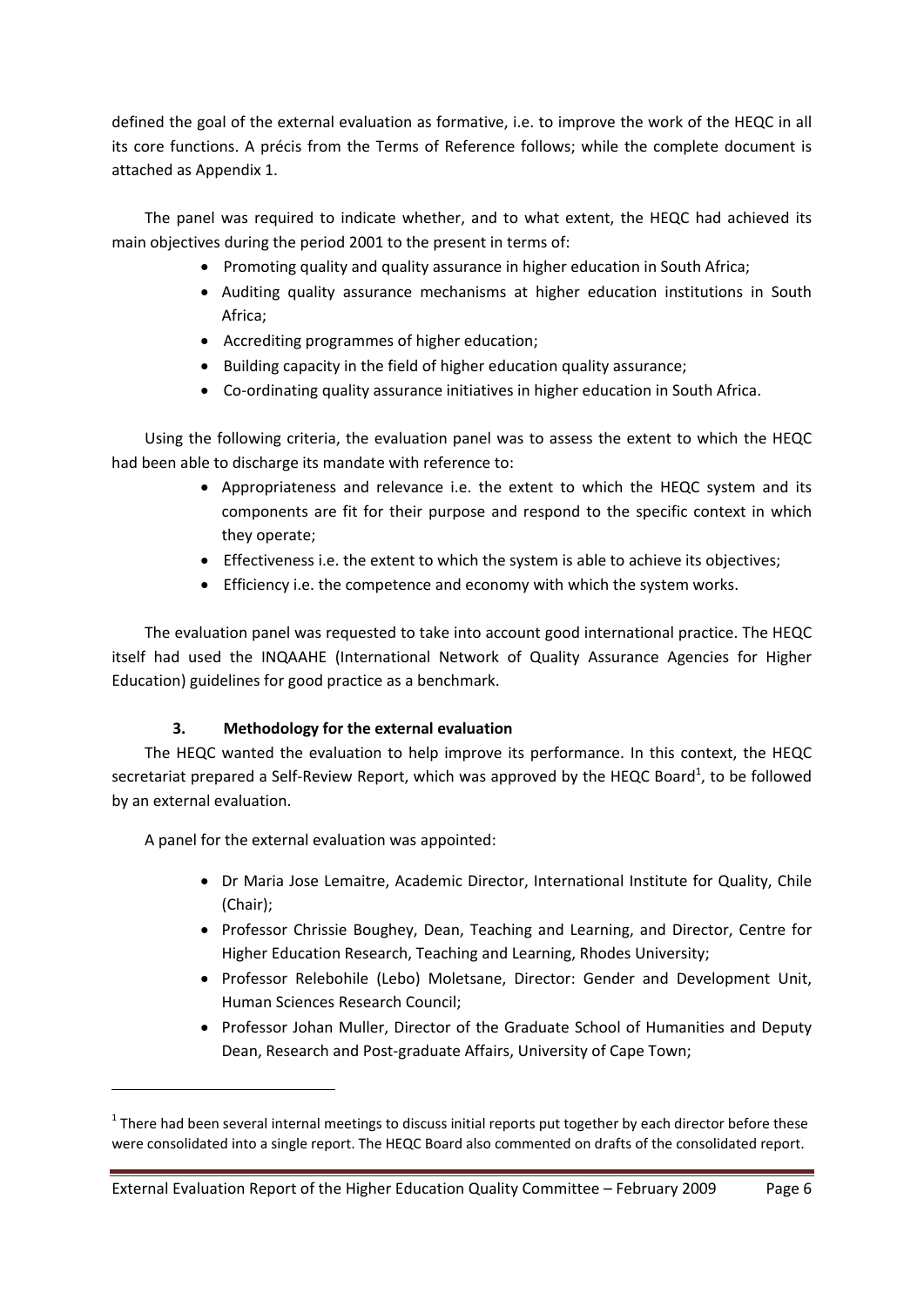defined the goal of the external evaluation as formative, i.e. to improve the work of the HEQC in all its core functions. A précis from the Terms of Reference follows; while the complete document is attached as Appendix 1.

The panel was required to indicate whether, and to what extent, the HEQC had achieved its main objectives during the period 2001 to the present in terms of:

- Promoting quality and quality assurance in higher education in South Africa;
- Auditing quality assurance mechanisms at higher education institutions in South Africa;
- Accrediting programmes of higher education;
- Building capacity in the field of higher education quality assurance;
- Co-ordinating quality assurance initiatives in higher education in South Africa.

Using the following criteria, the evaluation panel was to assess the extent to which the HEQC had been able to discharge its mandate with reference to:

- Appropriateness and relevance i.e. the extent to which the HEQC system and its components are fit for their purpose and respond to the specific context in which they operate;
- Effectiveness i.e. the extent to which the system is able to achieve its objectives;
- Efficiency i.e. the competence and economy with which the system works.

The evaluation panel was requested to take into account good international practice. The HEQC itself had used the INQAAHE (International Network of Quality Assurance Agencies for Higher Education) guidelines for good practice as a benchmark.

### 3. Methodology for the external evaluation

The HEQC wanted the evaluation to help improve its performance. In this context, the HEQC secretariat prepared a Self-Review Report, which was approved by the HEQC Board[1], to be followed by an external evaluation.

A panel for the external evaluation was appointed:

- Dr Maria Jose Lemaitre, Academic Director, International Institute for Quality, Chile (Chair);
- Professor Chrissie Boughey, Dean, Teaching and Learning, and Director, Centre for Higher Education Research, Teaching and Learning, Rhodes University;
- Professor Relebohile (Lebo) Moletsane, Director: Gender and Development Unit, Human Sciences Research Council;
- Professor Johan Muller, Director of the Graduate School of Humanities and Deputy Dean, Research and Post-graduate Affairs, University of Cape Town;

[1] There had been several internal meetings to discuss initial reports put together by each director before these were consolidated into a single report. The HEQC Board also commented on drafts of the consolidated report.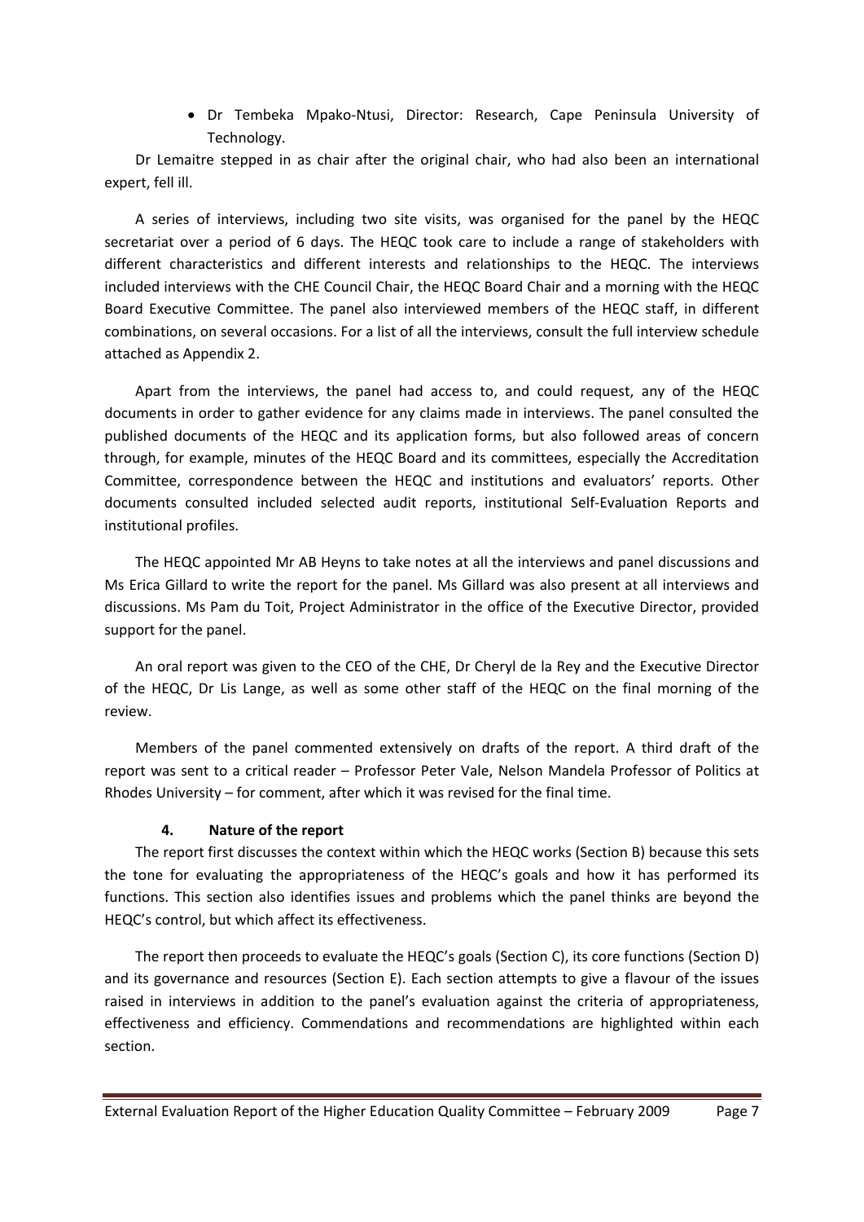- Dr Tembeka Mpako-Ntusi, Director: Research, Cape Peninsula University of Technology.

Dr Lemaitre stepped in as chair after the original chair, who had also been an international expert, fell ill.

A series of interviews, including two site visits, was organised for the panel by the HEQC secretariat over a period of 6 days. The HEQC took care to include a range of stakeholders with different characteristics and different interests and relationships to the HEQC. The interviews included interviews with the CHE Council Chair, the HEQC Board Chair and a morning with the HEQC Board Executive Committee. The panel also interviewed members of the HEQC staff, in different combinations, on several occasions. For a list of all the interviews, consult the full interview schedule attached as Appendix 2.

Apart from the interviews, the panel had access to, and could request, any of the HEQC documents in order to gather evidence for any claims made in interviews. The panel consulted the published documents of the HEQC and its application forms, but also followed areas of concern through, for example, minutes of the HEQC Board and its committees, especially the Accreditation Committee, correspondence between the HEQC and institutions and evaluators' reports. Other documents consulted included selected audit reports, institutional Self-Evaluation Reports and institutional profiles.

The HEQC appointed Mr AB Heyns to take notes at all the interviews and panel discussions and Ms Erica Gillard to write the report for the panel. Ms Gillard was also present at all interviews and discussions. Ms Pam du Toit, Project Administrator in the office of the Executive Director, provided support for the panel.

An oral report was given to the CEO of the CHE, Dr Cheryl de la Rey and the Executive Director of the HEQC, Dr Lis Lange, as well as some other staff of the HEQC on the final morning of the review.

Members of the panel commented extensively on drafts of the report. A third draft of the report was sent to a critical reader – Professor Peter Vale, Nelson Mandela Professor of Politics at Rhodes University – for comment, after which it was revised for the final time.

### 4. Nature of the report

The report first discusses the context within which the HEQC works (Section B) because this sets the tone for evaluating the appropriateness of the HEQC's goals and how it has performed its functions. This section also identifies issues and problems which the panel thinks are beyond the HEQC's control, but which affect its effectiveness.

The report then proceeds to evaluate the HEQC's goals (Section C), its core functions (Section D) and its governance and resources (Section E). Each section attempts to give a flavour of the issues raised in interviews in addition to the panel's evaluation against the criteria of appropriateness, effectiveness and efficiency. Commendations and recommendations are highlighted within each section.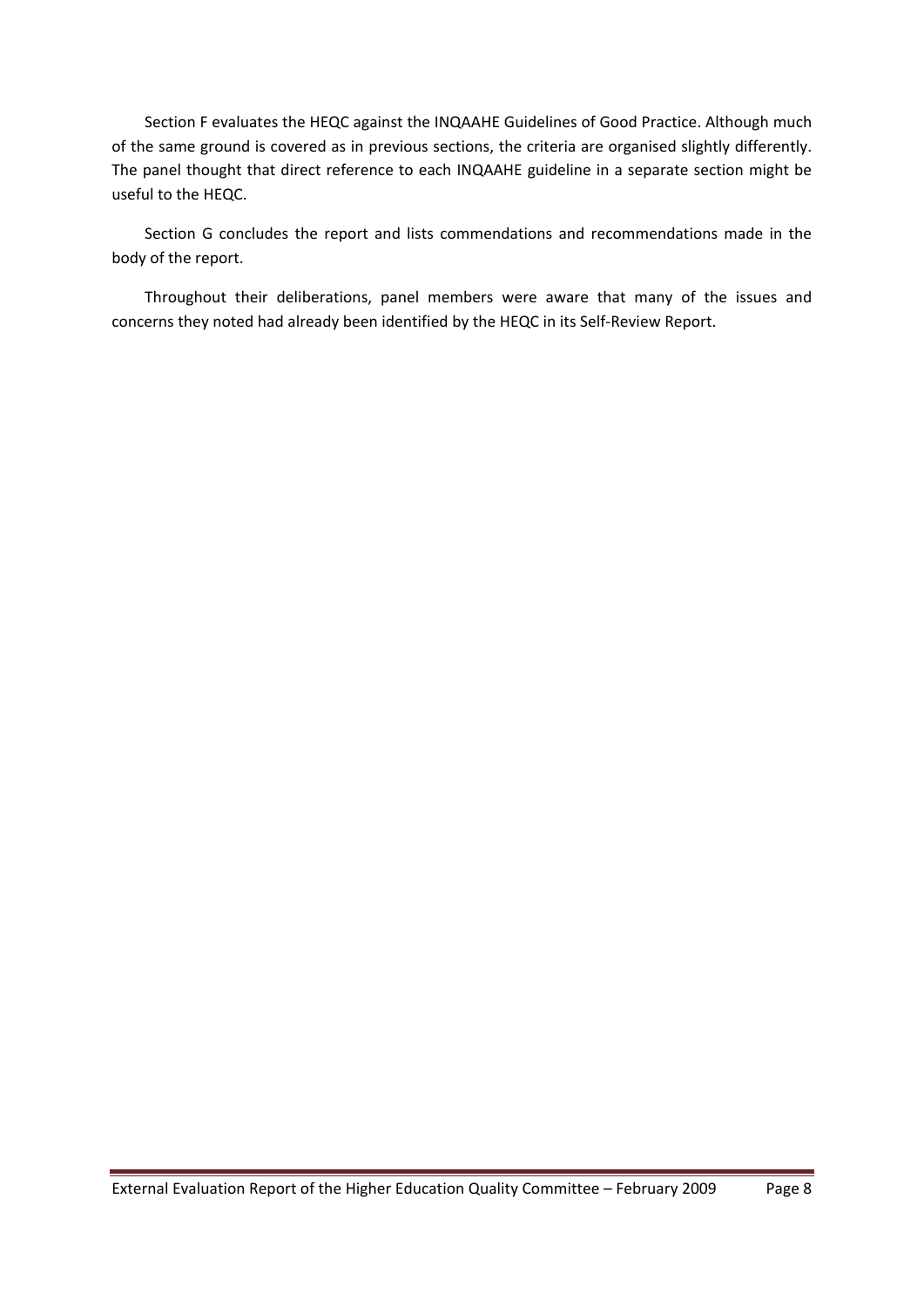Section F evaluates the HEQC against the INQAAHE Guidelines of Good Practice. Although much of the same ground is covered as in previous sections, the criteria are organised slightly differently. The panel thought that direct reference to each INQAAHE guideline in a separate section might be useful to the HEQC.

Section G concludes the report and lists commendations and recommendations made in the body of the report.

Throughout their deliberations, panel members were aware that many of the issues and concerns they noted had already been identified by the HEQC in its Self-Review Report.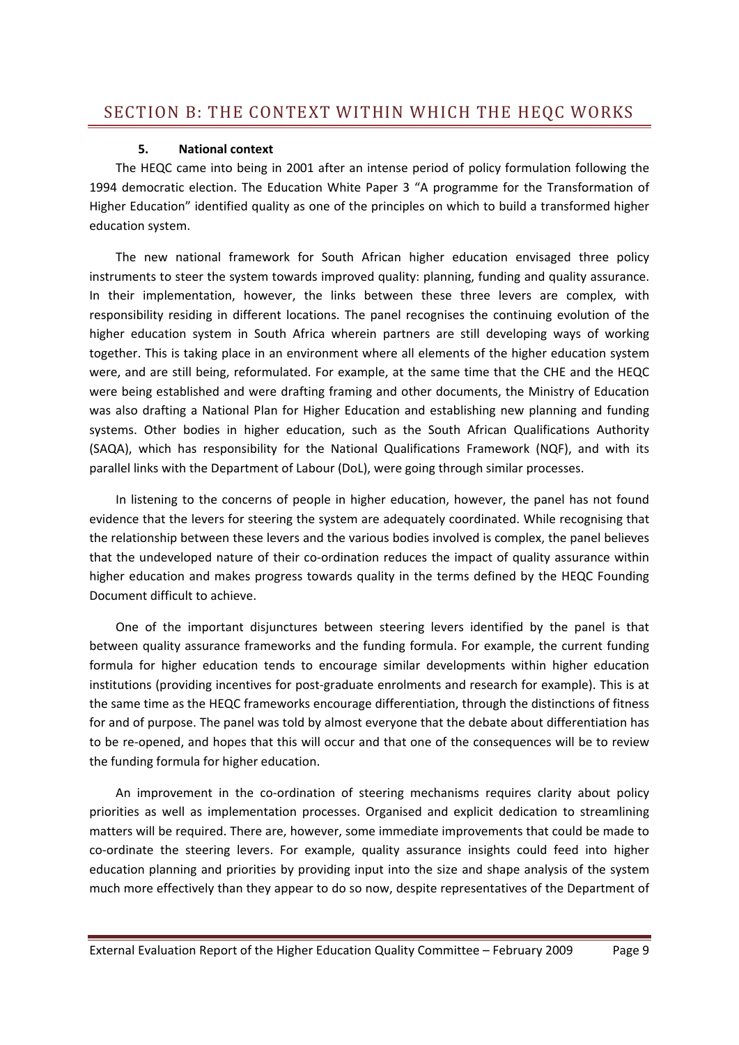# SECTION B: THE CONTEXT WITHIN WHICH THE HEQC WORKS

### 5. National context

The HEQC came into being in 2001 after an intense period of policy formulation following the 1994 democratic election. The Education White Paper 3 "A programme for the Transformation of Higher Education" identified quality as one of the principles on which to build a transformed higher education system.

The new national framework for South African higher education envisaged three policy instruments to steer the system towards improved quality: planning, funding and quality assurance. In their implementation, however, the links between these three levers are complex, with responsibility residing in different locations. The panel recognises the continuing evolution of the higher education system in South Africa wherein partners are still developing ways of working together. This is taking place in an environment where all elements of the higher education system were, and are still being, reformulated. For example, at the same time that the CHE and the HEQC were being established and were drafting framing and other documents, the Ministry of Education was also drafting a National Plan for Higher Education and establishing new planning and funding systems. Other bodies in higher education, such as the South African Qualifications Authority (SAQA), which has responsibility for the National Qualifications Framework (NQF), and with its parallel links with the Department of Labour (DoL), were going through similar processes.

In listening to the concerns of people in higher education, however, the panel has not found evidence that the levers for steering the system are adequately coordinated. While recognising that the relationship between these levers and the various bodies involved is complex, the panel believes that the undeveloped nature of their co-ordination reduces the impact of quality assurance within higher education and makes progress towards quality in the terms defined by the HEQC Founding Document difficult to achieve.

One of the important disjunctures between steering levers identified by the panel is that between quality assurance frameworks and the funding formula. For example, the current funding formula for higher education tends to encourage similar developments within higher education institutions (providing incentives for post-graduate enrolments and research for example). This is at the same time as the HEQC frameworks encourage differentiation, through the distinctions of fitness for and of purpose. The panel was told by almost everyone that the debate about differentiation has to be re-opened, and hopes that this will occur and that one of the consequences will be to review the funding formula for higher education.

An improvement in the co-ordination of steering mechanisms requires clarity about policy priorities as well as implementation processes. Organised and explicit dedication to streamlining matters will be required. There are, however, some immediate improvements that could be made to co-ordinate the steering levers. For example, quality assurance insights could feed into higher education planning and priorities by providing input into the size and shape analysis of the system much more effectively than they appear to do so now, despite representatives of the Department of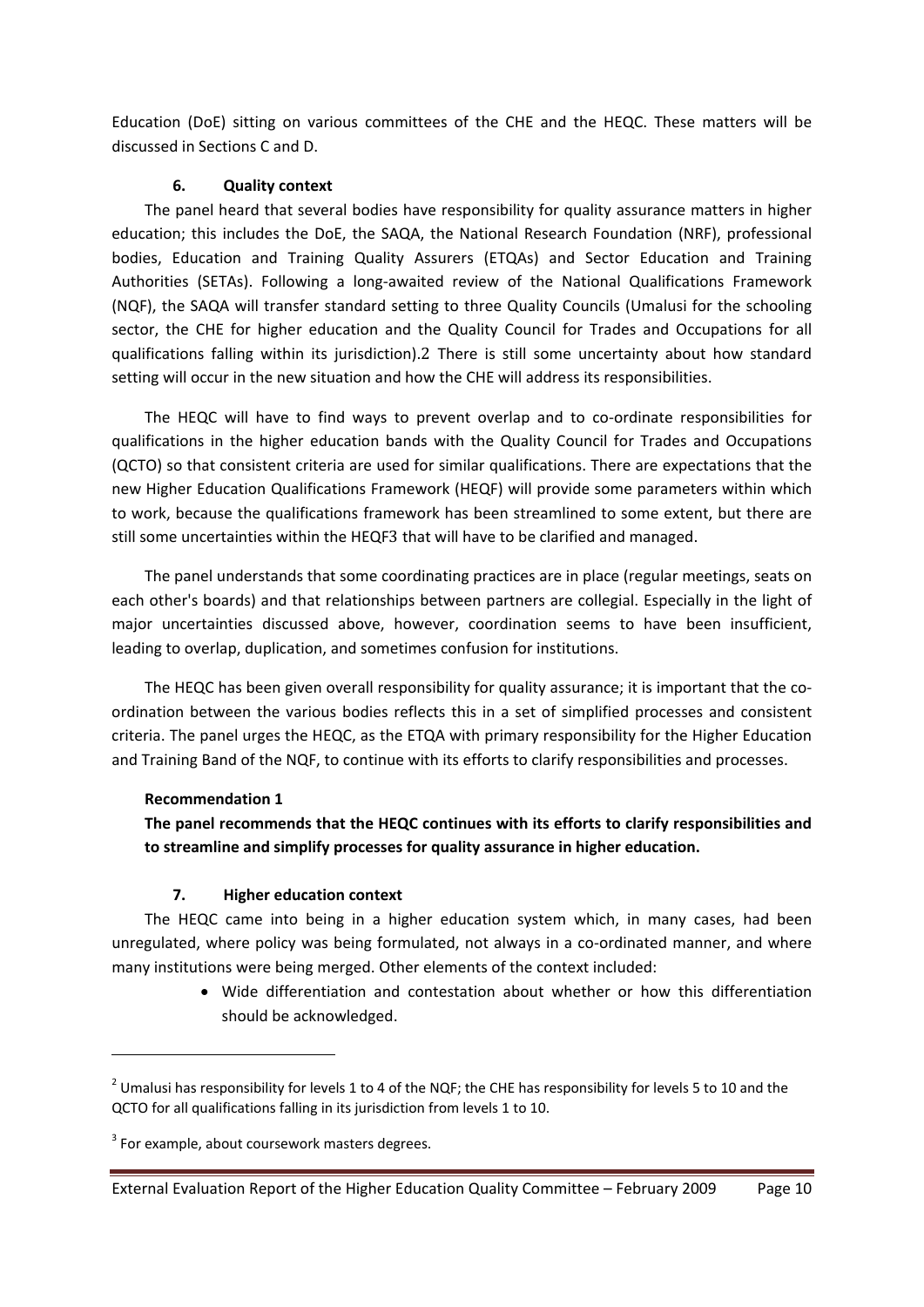Education (DoE) sitting on various committees of the CHE and the HEQC. These matters will be discussed in Sections C and D.

### 6. Quality context

The panel heard that several bodies have responsibility for quality assurance matters in higher education; this includes the DoE, the SAQA, the National Research Foundation (NRF), professional bodies, Education and Training Quality Assurers (ETQAs) and Sector Education and Training Authorities (SETAs). Following a long-awaited review of the National Qualifications Framework (NQF), the SAQA will transfer standard setting to three Quality Councils (Umalusi for the schooling sector, the CHE for higher education and the Quality Council for Trades and Occupations for all qualifications falling within its jurisdiction).[2] There is still some uncertainty about how standard setting will occur in the new situation and how the CHE will address its responsibilities.

The HEQC will have to find ways to prevent overlap and to co-ordinate responsibilities for qualifications in the higher education bands with the Quality Council for Trades and Occupations (QCTO) so that consistent criteria are used for similar qualifications. There are expectations that the new Higher Education Qualifications Framework (HEQF) will provide some parameters within which to work, because the qualifications framework has been streamlined to some extent, but there are still some uncertainties within the HEQF[3] that will have to be clarified and managed.

The panel understands that some coordinating practices are in place (regular meetings, seats on each other's boards) and that relationships between partners are collegial. Especially in the light of major uncertainties discussed above, however, coordination seems to have been insufficient, leading to overlap, duplication, and sometimes confusion for institutions.

The HEQC has been given overall responsibility for quality assurance; it is important that the co-ordination between the various bodies reflects this in a set of simplified processes and consistent criteria. The panel urges the HEQC, as the ETQA with primary responsibility for the Higher Education and Training Band of the NQF, to continue with its efforts to clarify responsibilities and processes.

**Recommendation 1**

**The panel recommends that the HEQC continues with its efforts to clarify responsibilities and to streamline and simplify processes for quality assurance in higher education.**

### 7. Higher education context

The HEQC came into being in a higher education system which, in many cases, had been unregulated, where policy was being formulated, not always in a co-ordinated manner, and where many institutions were being merged. Other elements of the context included:

- Wide differentiation and contestation about whether or how this differentiation should be acknowledged.

---

[2] Umalusi has responsibility for levels 1 to 4 of the NQF; the CHE has responsibility for levels 5 to 10 and the QCTO for all qualifications falling in its jurisdiction from levels 1 to 10.

[3] For example, about coursework masters degrees.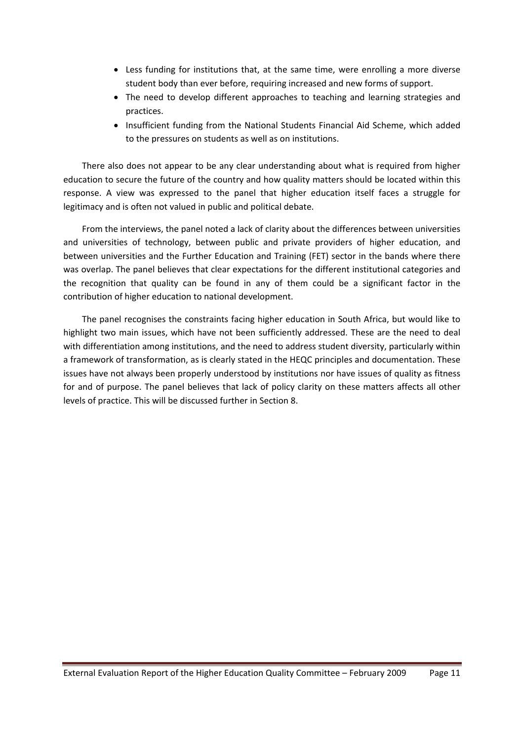- Less funding for institutions that, at the same time, were enrolling a more diverse student body than ever before, requiring increased and new forms of support.
- The need to develop different approaches to teaching and learning strategies and practices.
- Insufficient funding from the National Students Financial Aid Scheme, which added to the pressures on students as well as on institutions.

There also does not appear to be any clear understanding about what is required from higher education to secure the future of the country and how quality matters should be located within this response. A view was expressed to the panel that higher education itself faces a struggle for legitimacy and is often not valued in public and political debate.

From the interviews, the panel noted a lack of clarity about the differences between universities and universities of technology, between public and private providers of higher education, and between universities and the Further Education and Training (FET) sector in the bands where there was overlap. The panel believes that clear expectations for the different institutional categories and the recognition that quality can be found in any of them could be a significant factor in the contribution of higher education to national development.

The panel recognises the constraints facing higher education in South Africa, but would like to highlight two main issues, which have not been sufficiently addressed. These are the need to deal with differentiation among institutions, and the need to address student diversity, particularly within a framework of transformation, as is clearly stated in the HEQC principles and documentation. These issues have not always been properly understood by institutions nor have issues of quality as fitness for and of purpose. The panel believes that lack of policy clarity on these matters affects all other levels of practice. This will be discussed further in Section 8.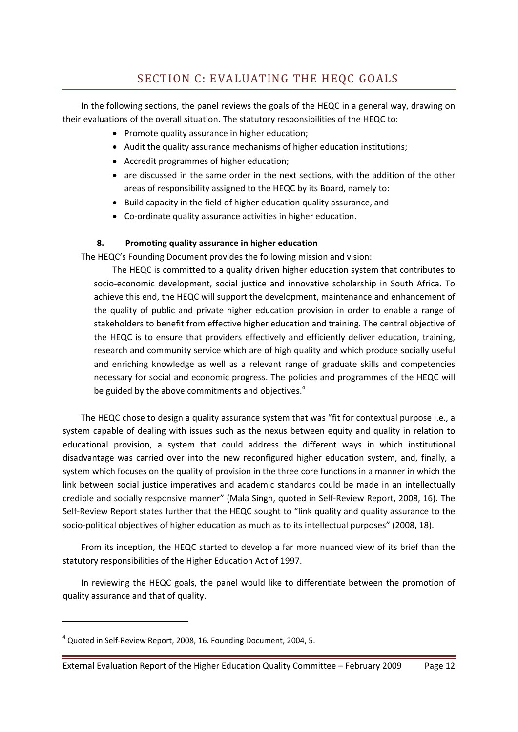# SECTION C: EVALUATING THE HEQC GOALS

In the following sections, the panel reviews the goals of the HEQC in a general way, drawing on their evaluations of the overall situation. The statutory responsibilities of the HEQC to:

- Promote quality assurance in higher education;
- Audit the quality assurance mechanisms of higher education institutions;
- Accredit programmes of higher education;
- are discussed in the same order in the next sections, with the addition of the other areas of responsibility assigned to the HEQC by its Board, namely to:
- Build capacity in the field of higher education quality assurance, and
- Co-ordinate quality assurance activities in higher education.

## 8. Promoting quality assurance in higher education

The HEQC's Founding Document provides the following mission and vision:

> The HEQC is committed to a quality driven higher education system that contributes to socio-economic development, social justice and innovative scholarship in South Africa. To achieve this end, the HEQC will support the development, maintenance and enhancement of the quality of public and private higher education provision in order to enable a range of stakeholders to benefit from effective higher education and training. The central objective of the HEQC is to ensure that providers effectively and efficiently deliver education, training, research and community service which are of high quality and which produce socially useful and enriching knowledge as well as a relevant range of graduate skills and competencies necessary for social and economic progress. The policies and programmes of the HEQC will be guided by the above commitments and objectives.[4]

The HEQC chose to design a quality assurance system that was "fit for contextual purpose i.e., a system capable of dealing with issues such as the nexus between equity and quality in relation to educational provision, a system that could address the different ways in which institutional disadvantage was carried over into the new reconfigured higher education system, and, finally, a system which focuses on the quality of provision in the three core functions in a manner in which the link between social justice imperatives and academic standards could be made in an intellectually credible and socially responsive manner" (Mala Singh, quoted in Self-Review Report, 2008, 16). The Self-Review Report states further that the HEQC sought to "link quality and quality assurance to the socio-political objectives of higher education as much as to its intellectual purposes" (2008, 18).

From its inception, the HEQC started to develop a far more nuanced view of its brief than the statutory responsibilities of the Higher Education Act of 1997.

In reviewing the HEQC goals, the panel would like to differentiate between the promotion of quality assurance and that of quality.

---

[4] Quoted in Self-Review Report, 2008, 16. Founding Document, 2004, 5.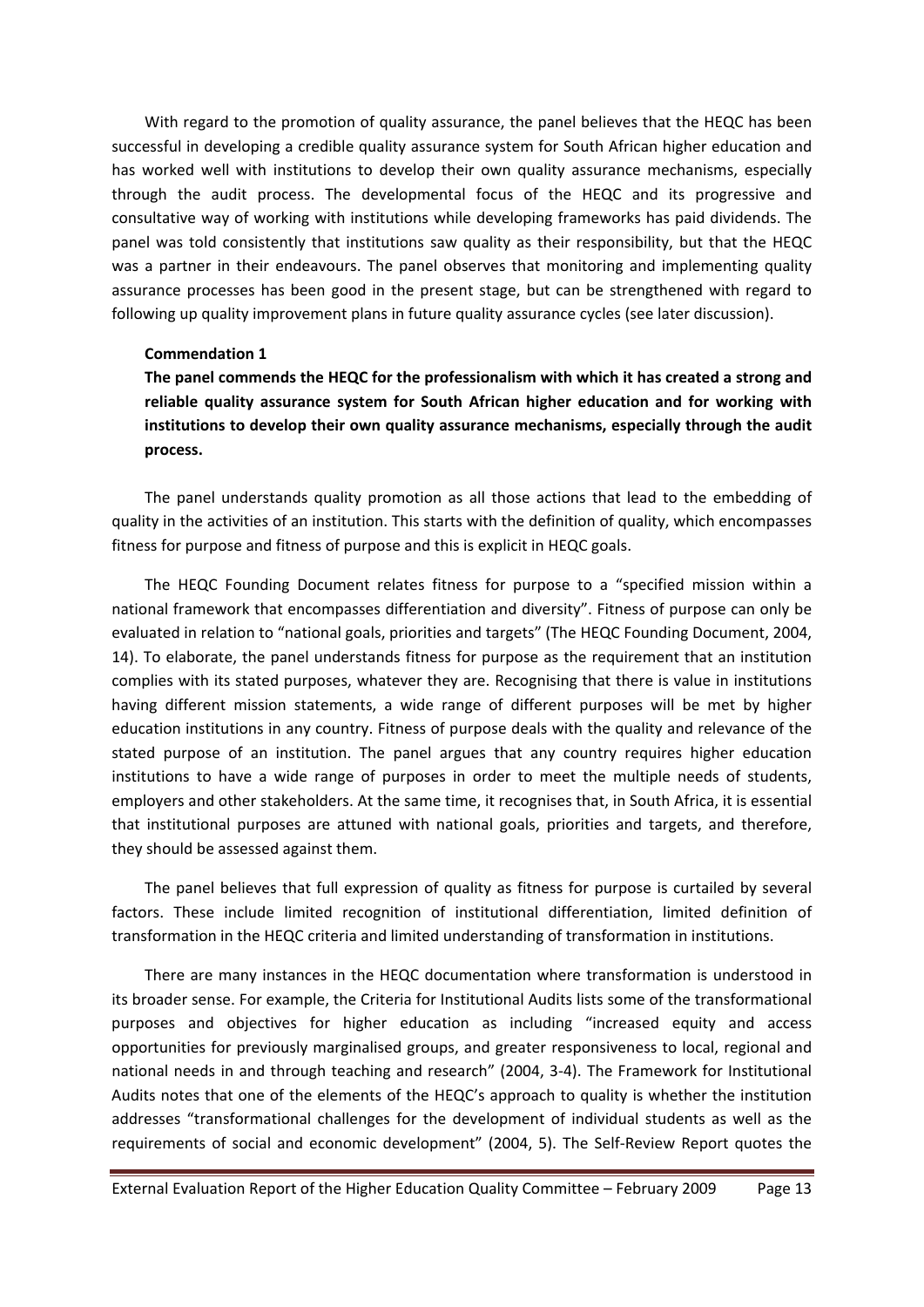With regard to the promotion of quality assurance, the panel believes that the HEQC has been successful in developing a credible quality assurance system for South African higher education and has worked well with institutions to develop their own quality assurance mechanisms, especially through the audit process. The developmental focus of the HEQC and its progressive and consultative way of working with institutions while developing frameworks has paid dividends. The panel was told consistently that institutions saw quality as their responsibility, but that the HEQC was a partner in their endeavours. The panel observes that monitoring and implementing quality assurance processes has been good in the present stage, but can be strengthened with regard to following up quality improvement plans in future quality assurance cycles (see later discussion).

**Commendation 1**

**The panel commends the HEQC for the professionalism with which it has created a strong and reliable quality assurance system for South African higher education and for working with institutions to develop their own quality assurance mechanisms, especially through the audit process.**

The panel understands quality promotion as all those actions that lead to the embedding of quality in the activities of an institution. This starts with the definition of quality, which encompasses fitness for purpose and fitness of purpose and this is explicit in HEQC goals.

The HEQC Founding Document relates fitness for purpose to a "specified mission within a national framework that encompasses differentiation and diversity". Fitness of purpose can only be evaluated in relation to "national goals, priorities and targets" (The HEQC Founding Document, 2004, 14). To elaborate, the panel understands fitness for purpose as the requirement that an institution complies with its stated purposes, whatever they are. Recognising that there is value in institutions having different mission statements, a wide range of different purposes will be met by higher education institutions in any country. Fitness of purpose deals with the quality and relevance of the stated purpose of an institution. The panel argues that any country requires higher education institutions to have a wide range of purposes in order to meet the multiple needs of students, employers and other stakeholders. At the same time, it recognises that, in South Africa, it is essential that institutional purposes are attuned with national goals, priorities and targets, and therefore, they should be assessed against them.

The panel believes that full expression of quality as fitness for purpose is curtailed by several factors. These include limited recognition of institutional differentiation, limited definition of transformation in the HEQC criteria and limited understanding of transformation in institutions.

There are many instances in the HEQC documentation where transformation is understood in its broader sense. For example, the Criteria for Institutional Audits lists some of the transformational purposes and objectives for higher education as including "increased equity and access opportunities for previously marginalised groups, and greater responsiveness to local, regional and national needs in and through teaching and research" (2004, 3-4). The Framework for Institutional Audits notes that one of the elements of the HEQC's approach to quality is whether the institution addresses "transformational challenges for the development of individual students as well as the requirements of social and economic development" (2004, 5). The Self-Review Report quotes the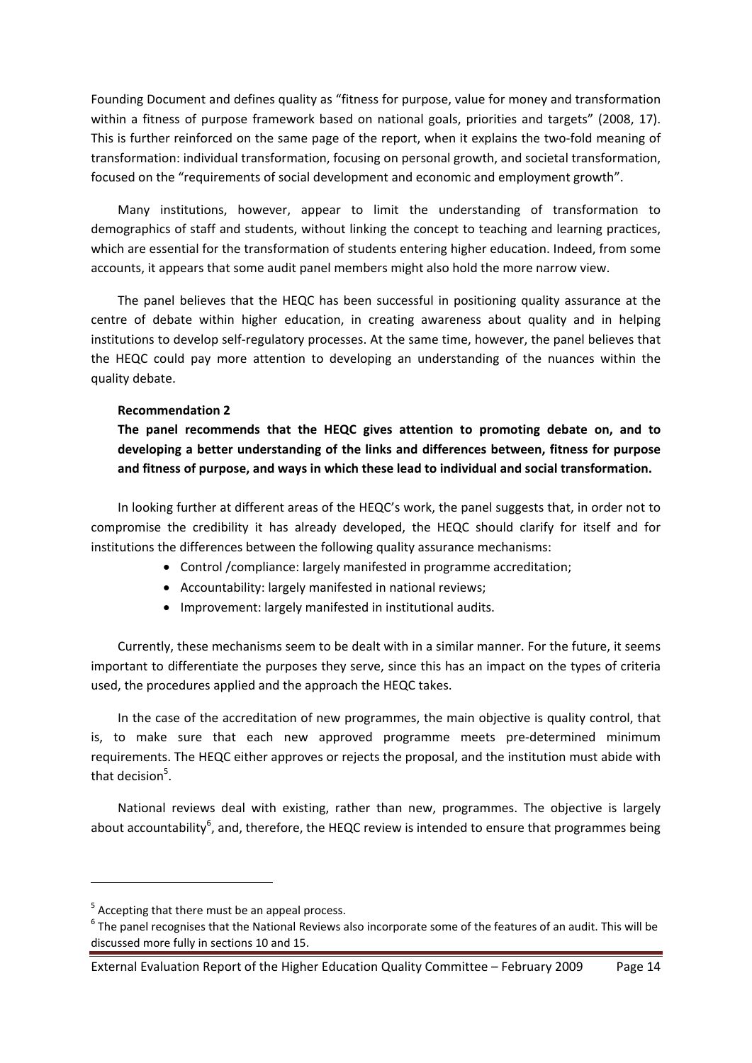Founding Document and defines quality as "fitness for purpose, value for money and transformation within a fitness of purpose framework based on national goals, priorities and targets" (2008, 17). This is further reinforced on the same page of the report, when it explains the two-fold meaning of transformation: individual transformation, focusing on personal growth, and societal transformation, focused on the "requirements of social development and economic and employment growth".

Many institutions, however, appear to limit the understanding of transformation to demographics of staff and students, without linking the concept to teaching and learning practices, which are essential for the transformation of students entering higher education. Indeed, from some accounts, it appears that some audit panel members might also hold the more narrow view.

The panel believes that the HEQC has been successful in positioning quality assurance at the centre of debate within higher education, in creating awareness about quality and in helping institutions to develop self-regulatory processes. At the same time, however, the panel believes that the HEQC could pay more attention to developing an understanding of the nuances within the quality debate.

**Recommendation 2**

**The panel recommends that the HEQC gives attention to promoting debate on, and to developing a better understanding of the links and differences between, fitness for purpose and fitness of purpose, and ways in which these lead to individual and social transformation.**

In looking further at different areas of the HEQC's work, the panel suggests that, in order not to compromise the credibility it has already developed, the HEQC should clarify for itself and for institutions the differences between the following quality assurance mechanisms:

- Control /compliance: largely manifested in programme accreditation;
- Accountability: largely manifested in national reviews;
- Improvement: largely manifested in institutional audits.

Currently, these mechanisms seem to be dealt with in a similar manner. For the future, it seems important to differentiate the purposes they serve, since this has an impact on the types of criteria used, the procedures applied and the approach the HEQC takes.

In the case of the accreditation of new programmes, the main objective is quality control, that is, to make sure that each new approved programme meets pre-determined minimum requirements. The HEQC either approves or rejects the proposal, and the institution must abide with that decision[5].

National reviews deal with existing, rather than new, programmes. The objective is largely about accountability[6], and, therefore, the HEQC review is intended to ensure that programmes being

[5] Accepting that there must be an appeal process.

[6] The panel recognises that the National Reviews also incorporate some of the features of an audit. This will be discussed more fully in sections 10 and 15.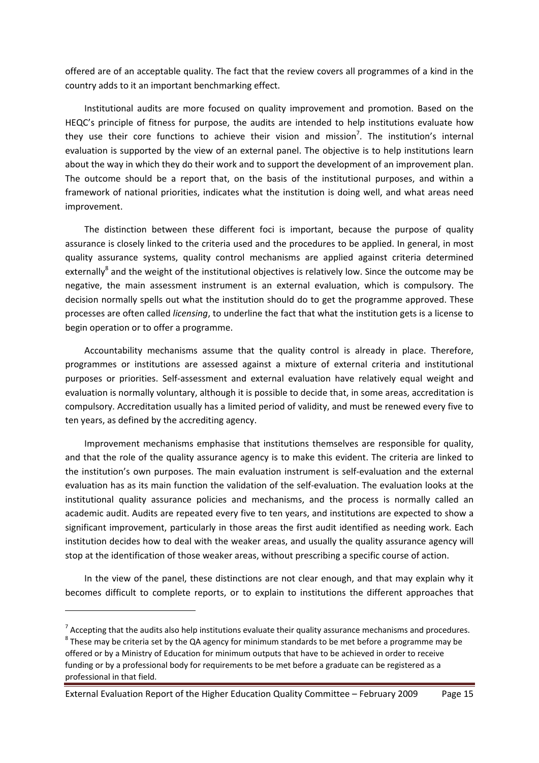offered are of an acceptable quality. The fact that the review covers all programmes of a kind in the country adds to it an important benchmarking effect.

Institutional audits are more focused on quality improvement and promotion. Based on the HEQC's principle of fitness for purpose, the audits are intended to help institutions evaluate how they use their core functions to achieve their vision and mission[7]. The institution's internal evaluation is supported by the view of an external panel. The objective is to help institutions learn about the way in which they do their work and to support the development of an improvement plan. The outcome should be a report that, on the basis of the institutional purposes, and within a framework of national priorities, indicates what the institution is doing well, and what areas need improvement.

The distinction between these different foci is important, because the purpose of quality assurance is closely linked to the criteria used and the procedures to be applied. In general, in most quality assurance systems, quality control mechanisms are applied against criteria determined externally[8] and the weight of the institutional objectives is relatively low. Since the outcome may be negative, the main assessment instrument is an external evaluation, which is compulsory. The decision normally spells out what the institution should do to get the programme approved. These processes are often called *licensing*, to underline the fact that what the institution gets is a license to begin operation or to offer a programme.

Accountability mechanisms assume that the quality control is already in place. Therefore, programmes or institutions are assessed against a mixture of external criteria and institutional purposes or priorities. Self-assessment and external evaluation have relatively equal weight and evaluation is normally voluntary, although it is possible to decide that, in some areas, accreditation is compulsory. Accreditation usually has a limited period of validity, and must be renewed every five to ten years, as defined by the accrediting agency.

Improvement mechanisms emphasise that institutions themselves are responsible for quality, and that the role of the quality assurance agency is to make this evident. The criteria are linked to the institution's own purposes. The main evaluation instrument is self-evaluation and the external evaluation has as its main function the validation of the self-evaluation. The evaluation looks at the institutional quality assurance policies and mechanisms, and the process is normally called an academic audit. Audits are repeated every five to ten years, and institutions are expected to show a significant improvement, particularly in those areas the first audit identified as needing work. Each institution decides how to deal with the weaker areas, and usually the quality assurance agency will stop at the identification of those weaker areas, without prescribing a specific course of action.

In the view of the panel, these distinctions are not clear enough, and that may explain why it becomes difficult to complete reports, or to explain to institutions the different approaches that

---

[7] Accepting that the audits also help institutions evaluate their quality assurance mechanisms and procedures.

[8] These may be criteria set by the QA agency for minimum standards to be met before a programme may be offered or by a Ministry of Education for minimum outputs that have to be achieved in order to receive funding or by a professional body for requirements to be met before a graduate can be registered as a professional in that field.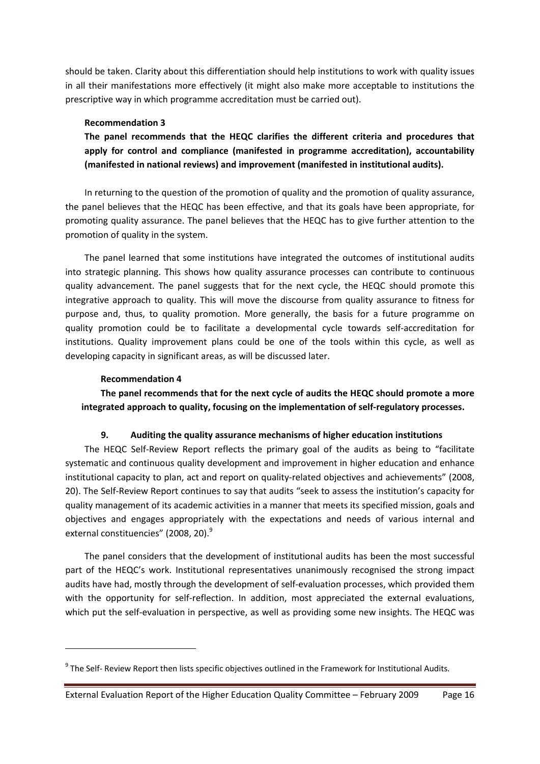should be taken. Clarity about this differentiation should help institutions to work with quality issues in all their manifestations more effectively (it might also make more acceptable to institutions the prescriptive way in which programme accreditation must be carried out).

**Recommendation 3**

**The panel recommends that the HEQC clarifies the different criteria and procedures that apply for control and compliance (manifested in programme accreditation), accountability (manifested in national reviews) and improvement (manifested in institutional audits).**

In returning to the question of the promotion of quality and the promotion of quality assurance, the panel believes that the HEQC has been effective, and that its goals have been appropriate, for promoting quality assurance. The panel believes that the HEQC has to give further attention to the promotion of quality in the system.

The panel learned that some institutions have integrated the outcomes of institutional audits into strategic planning. This shows how quality assurance processes can contribute to continuous quality advancement. The panel suggests that for the next cycle, the HEQC should promote this integrative approach to quality. This will move the discourse from quality assurance to fitness for purpose and, thus, to quality promotion. More generally, the basis for a future programme on quality promotion could be to facilitate a developmental cycle towards self-accreditation for institutions. Quality improvement plans could be one of the tools within this cycle, as well as developing capacity in significant areas, as will be discussed later.

**Recommendation 4**

**The panel recommends that for the next cycle of audits the HEQC should promote a more integrated approach to quality, focusing on the implementation of self-regulatory processes.**

## 9. Auditing the quality assurance mechanisms of higher education institutions

The HEQC Self-Review Report reflects the primary goal of the audits as being to "facilitate systematic and continuous quality development and improvement in higher education and enhance institutional capacity to plan, act and report on quality-related objectives and achievements" (2008, 20). The Self-Review Report continues to say that audits "seek to assess the institution's capacity for quality management of its academic activities in a manner that meets its specified mission, goals and objectives and engages appropriately with the expectations and needs of various internal and external constituencies" (2008, 20).[9]

The panel considers that the development of institutional audits has been the most successful part of the HEQC's work. Institutional representatives unanimously recognised the strong impact audits have had, mostly through the development of self-evaluation processes, which provided them with the opportunity for self-reflection. In addition, most appreciated the external evaluations, which put the self-evaluation in perspective, as well as providing some new insights. The HEQC was

[9] The Self- Review Report then lists specific objectives outlined in the Framework for Institutional Audits.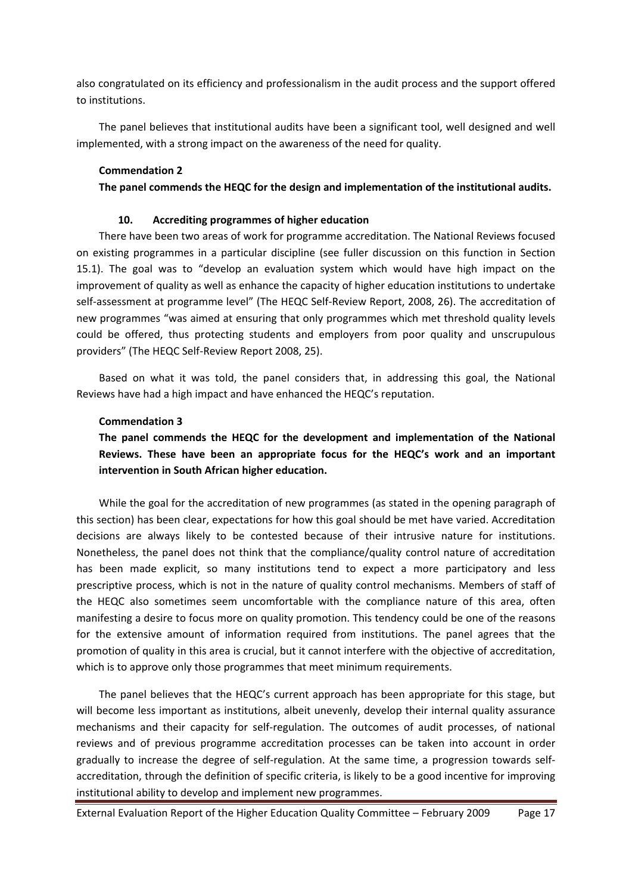also congratulated on its efficiency and professionalism in the audit process and the support offered to institutions.

The panel believes that institutional audits have been a significant tool, well designed and well implemented, with a strong impact on the awareness of the need for quality.

**Commendation 2**

**The panel commends the HEQC for the design and implementation of the institutional audits.**

## 10. Accrediting programmes of higher education

There have been two areas of work for programme accreditation. The National Reviews focused on existing programmes in a particular discipline (see fuller discussion on this function in Section 15.1). The goal was to "develop an evaluation system which would have high impact on the improvement of quality as well as enhance the capacity of higher education institutions to undertake self-assessment at programme level" (The HEQC Self-Review Report, 2008, 26). The accreditation of new programmes "was aimed at ensuring that only programmes which met threshold quality levels could be offered, thus protecting students and employers from poor quality and unscrupulous providers" (The HEQC Self-Review Report 2008, 25).

Based on what it was told, the panel considers that, in addressing this goal, the National Reviews have had a high impact and have enhanced the HEQC's reputation.

**Commendation 3**

**The panel commends the HEQC for the development and implementation of the National Reviews. These have been an appropriate focus for the HEQC's work and an important intervention in South African higher education.**

While the goal for the accreditation of new programmes (as stated in the opening paragraph of this section) has been clear, expectations for how this goal should be met have varied. Accreditation decisions are always likely to be contested because of their intrusive nature for institutions. Nonetheless, the panel does not think that the compliance/quality control nature of accreditation has been made explicit, so many institutions tend to expect a more participatory and less prescriptive process, which is not in the nature of quality control mechanisms. Members of staff of the HEQC also sometimes seem uncomfortable with the compliance nature of this area, often manifesting a desire to focus more on quality promotion. This tendency could be one of the reasons for the extensive amount of information required from institutions. The panel agrees that the promotion of quality in this area is crucial, but it cannot interfere with the objective of accreditation, which is to approve only those programmes that meet minimum requirements.

The panel believes that the HEQC's current approach has been appropriate for this stage, but will become less important as institutions, albeit unevenly, develop their internal quality assurance mechanisms and their capacity for self-regulation. The outcomes of audit processes, of national reviews and of previous programme accreditation processes can be taken into account in order gradually to increase the degree of self-regulation. At the same time, a progression towards self-accreditation, through the definition of specific criteria, is likely to be a good incentive for improving institutional ability to develop and implement new programmes.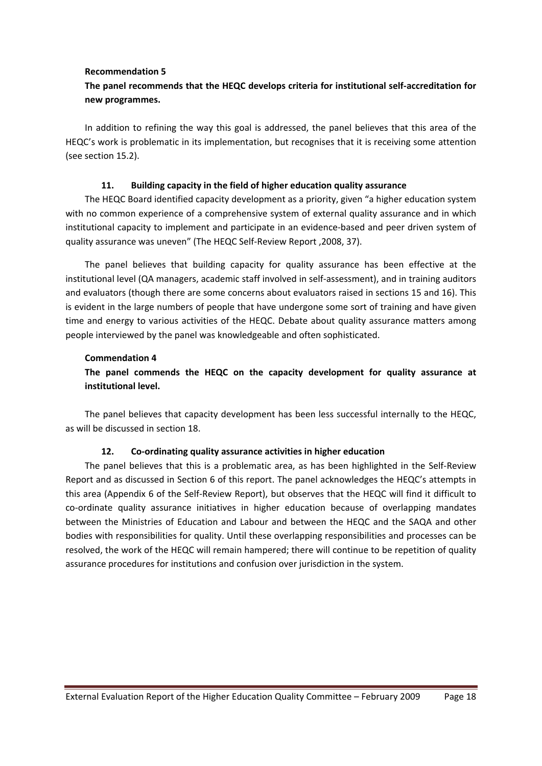**Recommendation 5**

**The panel recommends that the HEQC develops criteria for institutional self-accreditation for new programmes.**

In addition to refining the way this goal is addressed, the panel believes that this area of the HEQC's work is problematic in its implementation, but recognises that it is receiving some attention (see section 15.2).

## 11. Building capacity in the field of higher education quality assurance

The HEQC Board identified capacity development as a priority, given "a higher education system with no common experience of a comprehensive system of external quality assurance and in which institutional capacity to implement and participate in an evidence-based and peer driven system of quality assurance was uneven" (The HEQC Self-Review Report ,2008, 37).

The panel believes that building capacity for quality assurance has been effective at the institutional level (QA managers, academic staff involved in self-assessment), and in training auditors and evaluators (though there are some concerns about evaluators raised in sections 15 and 16). This is evident in the large numbers of people that have undergone some sort of training and have given time and energy to various activities of the HEQC. Debate about quality assurance matters among people interviewed by the panel was knowledgeable and often sophisticated.

**Commendation 4**

**The panel commends the HEQC on the capacity development for quality assurance at institutional level.**

The panel believes that capacity development has been less successful internally to the HEQC, as will be discussed in section 18.

## 12. Co-ordinating quality assurance activities in higher education

The panel believes that this is a problematic area, as has been highlighted in the Self-Review Report and as discussed in Section 6 of this report. The panel acknowledges the HEQC's attempts in this area (Appendix 6 of the Self-Review Report), but observes that the HEQC will find it difficult to co-ordinate quality assurance initiatives in higher education because of overlapping mandates between the Ministries of Education and Labour and between the HEQC and the SAQA and other bodies with responsibilities for quality. Until these overlapping responsibilities and processes can be resolved, the work of the HEQC will remain hampered; there will continue to be repetition of quality assurance procedures for institutions and confusion over jurisdiction in the system.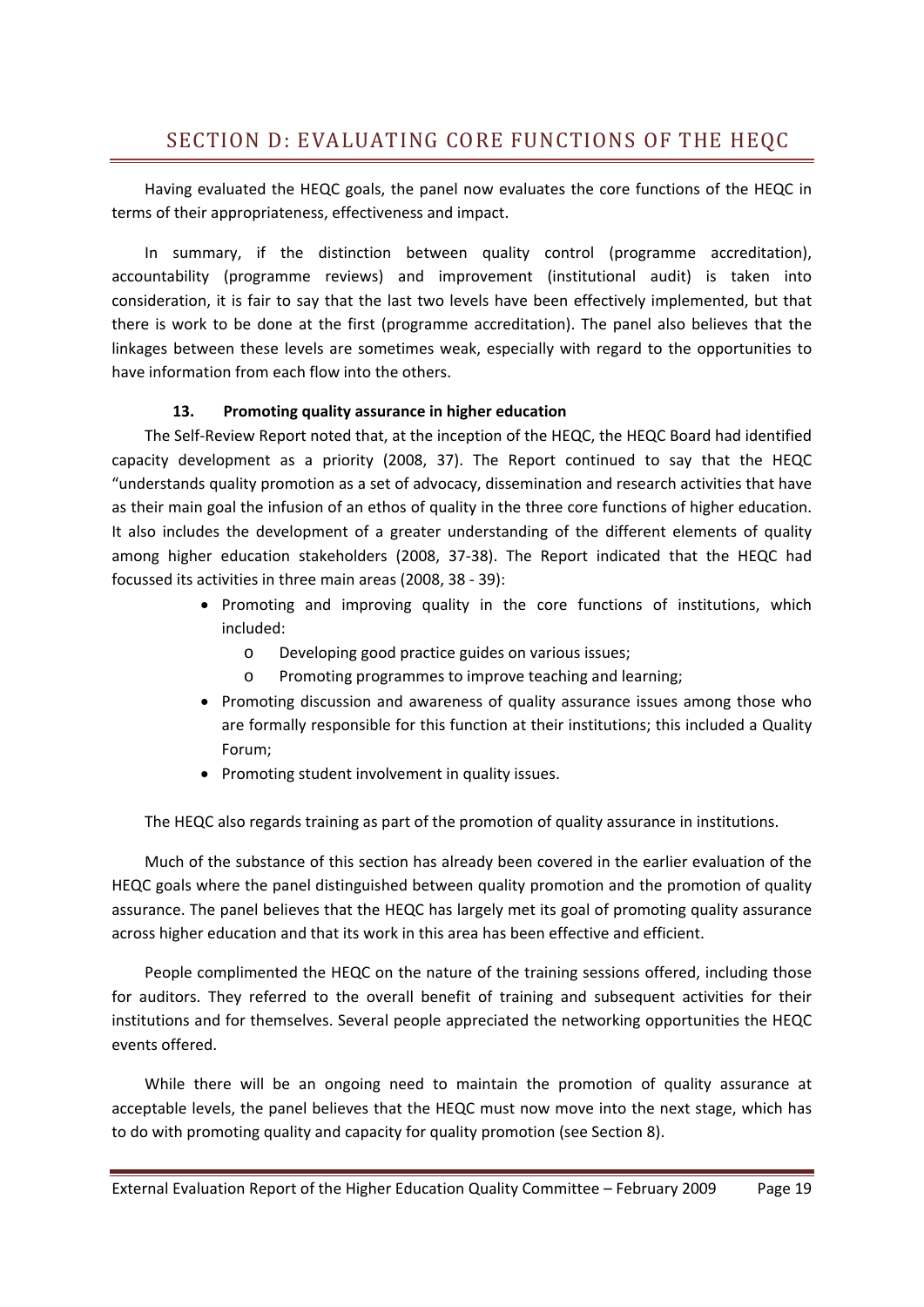# SECTION D: EVALUATING CORE FUNCTIONS OF THE HEQC

Having evaluated the HEQC goals, the panel now evaluates the core functions of the HEQC in terms of their appropriateness, effectiveness and impact.

In summary, if the distinction between quality control (programme accreditation), accountability (programme reviews) and improvement (institutional audit) is taken into consideration, it is fair to say that the last two levels have been effectively implemented, but that there is work to be done at the first (programme accreditation). The panel also believes that the linkages between these levels are sometimes weak, especially with regard to the opportunities to have information from each flow into the others.

### 13. Promoting quality assurance in higher education

The Self-Review Report noted that, at the inception of the HEQC, the HEQC Board had identified capacity development as a priority (2008, 37). The Report continued to say that the HEQC "understands quality promotion as a set of advocacy, dissemination and research activities that have as their main goal the infusion of an ethos of quality in the three core functions of higher education. It also includes the development of a greater understanding of the different elements of quality among higher education stakeholders (2008, 37-38). The Report indicated that the HEQC had focussed its activities in three main areas (2008, 38 - 39):

- Promoting and improving quality in the core functions of institutions, which included:
  - Developing good practice guides on various issues;
  - Promoting programmes to improve teaching and learning;
- Promoting discussion and awareness of quality assurance issues among those who are formally responsible for this function at their institutions; this included a Quality Forum;
- Promoting student involvement in quality issues.

The HEQC also regards training as part of the promotion of quality assurance in institutions.

Much of the substance of this section has already been covered in the earlier evaluation of the HEQC goals where the panel distinguished between quality promotion and the promotion of quality assurance. The panel believes that the HEQC has largely met its goal of promoting quality assurance across higher education and that its work in this area has been effective and efficient.

People complimented the HEQC on the nature of the training sessions offered, including those for auditors. They referred to the overall benefit of training and subsequent activities for their institutions and for themselves. Several people appreciated the networking opportunities the HEQC events offered.

While there will be an ongoing need to maintain the promotion of quality assurance at acceptable levels, the panel believes that the HEQC must now move into the next stage, which has to do with promoting quality and capacity for quality promotion (see Section 8).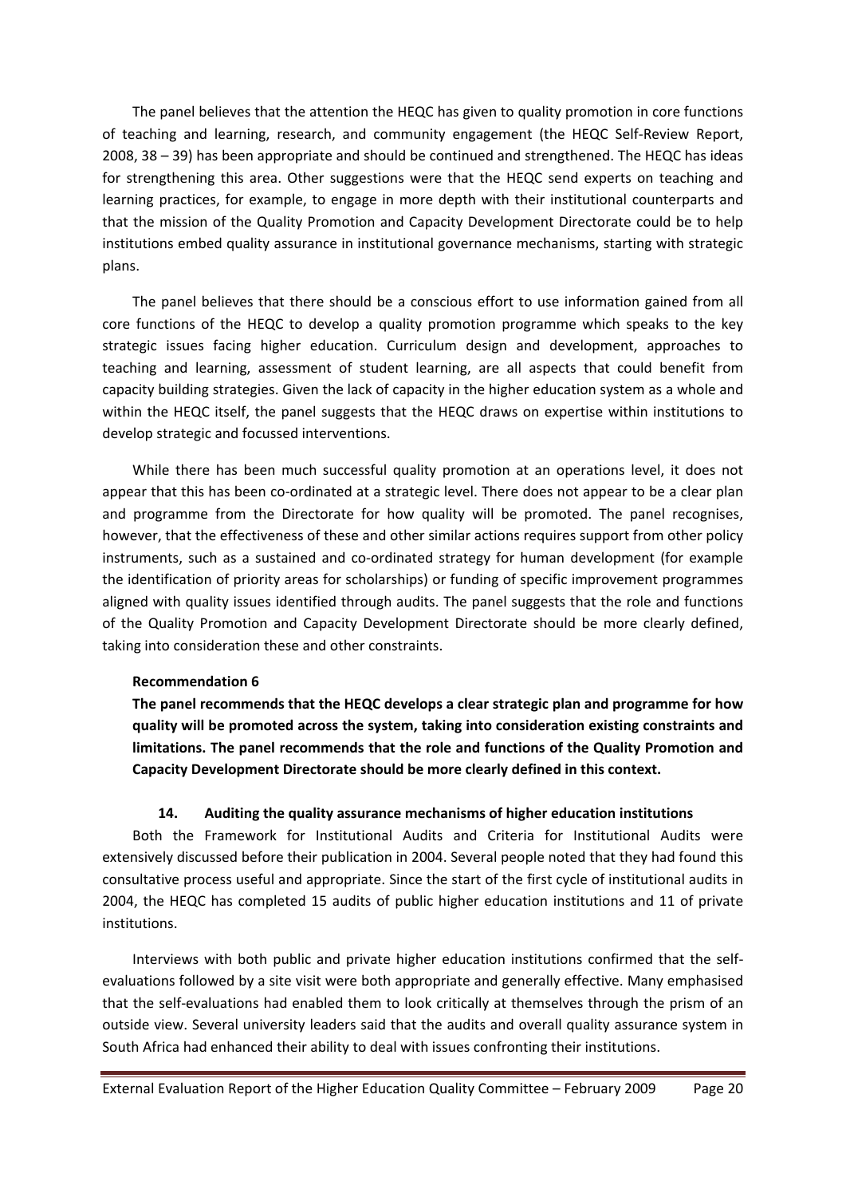The panel believes that the attention the HEQC has given to quality promotion in core functions of teaching and learning, research, and community engagement (the HEQC Self-Review Report, 2008, 38 – 39) has been appropriate and should be continued and strengthened. The HEQC has ideas for strengthening this area. Other suggestions were that the HEQC send experts on teaching and learning practices, for example, to engage in more depth with their institutional counterparts and that the mission of the Quality Promotion and Capacity Development Directorate could be to help institutions embed quality assurance in institutional governance mechanisms, starting with strategic plans.

The panel believes that there should be a conscious effort to use information gained from all core functions of the HEQC to develop a quality promotion programme which speaks to the key strategic issues facing higher education. Curriculum design and development, approaches to teaching and learning, assessment of student learning, are all aspects that could benefit from capacity building strategies. Given the lack of capacity in the higher education system as a whole and within the HEQC itself, the panel suggests that the HEQC draws on expertise within institutions to develop strategic and focussed interventions.

While there has been much successful quality promotion at an operations level, it does not appear that this has been co-ordinated at a strategic level. There does not appear to be a clear plan and programme from the Directorate for how quality will be promoted. The panel recognises, however, that the effectiveness of these and other similar actions requires support from other policy instruments, such as a sustained and co-ordinated strategy for human development (for example the identification of priority areas for scholarships) or funding of specific improvement programmes aligned with quality issues identified through audits. The panel suggests that the role and functions of the Quality Promotion and Capacity Development Directorate should be more clearly defined, taking into consideration these and other constraints.

**Recommendation 6**

**The panel recommends that the HEQC develops a clear strategic plan and programme for how quality will be promoted across the system, taking into consideration existing constraints and limitations. The panel recommends that the role and functions of the Quality Promotion and Capacity Development Directorate should be more clearly defined in this context.**

## 14. Auditing the quality assurance mechanisms of higher education institutions

Both the Framework for Institutional Audits and Criteria for Institutional Audits were extensively discussed before their publication in 2004. Several people noted that they had found this consultative process useful and appropriate. Since the start of the first cycle of institutional audits in 2004, the HEQC has completed 15 audits of public higher education institutions and 11 of private institutions.

Interviews with both public and private higher education institutions confirmed that the self-evaluations followed by a site visit were both appropriate and generally effective. Many emphasised that the self-evaluations had enabled them to look critically at themselves through the prism of an outside view. Several university leaders said that the audits and overall quality assurance system in South Africa had enhanced their ability to deal with issues confronting their institutions.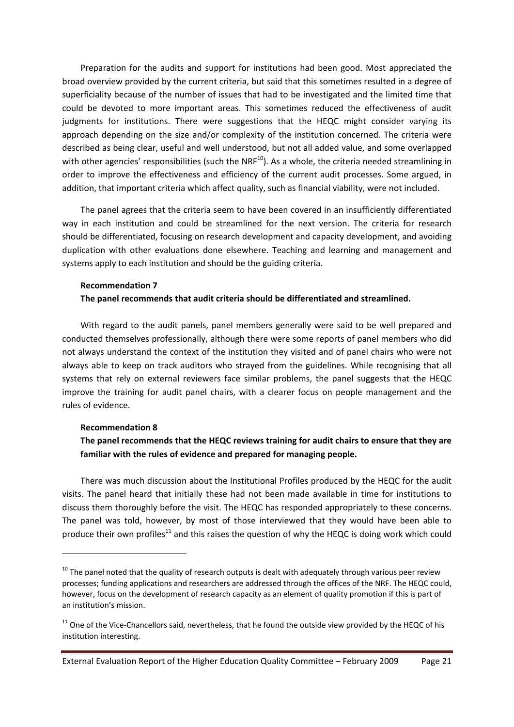Preparation for the audits and support for institutions had been good. Most appreciated the broad overview provided by the current criteria, but said that this sometimes resulted in a degree of superficiality because of the number of issues that had to be investigated and the limited time that could be devoted to more important areas. This sometimes reduced the effectiveness of audit judgments for institutions. There were suggestions that the HEQC might consider varying its approach depending on the size and/or complexity of the institution concerned. The criteria were described as being clear, useful and well understood, but not all added value, and some overlapped with other agencies' responsibilities (such the NRF[10]). As a whole, the criteria needed streamlining in order to improve the effectiveness and efficiency of the current audit processes. Some argued, in addition, that important criteria which affect quality, such as financial viability, were not included.

The panel agrees that the criteria seem to have been covered in an insufficiently differentiated way in each institution and could be streamlined for the next version. The criteria for research should be differentiated, focusing on research development and capacity development, and avoiding duplication with other evaluations done elsewhere. Teaching and learning and management and systems apply to each institution and should be the guiding criteria.

**Recommendation 7**

**The panel recommends that audit criteria should be differentiated and streamlined.**

With regard to the audit panels, panel members generally were said to be well prepared and conducted themselves professionally, although there were some reports of panel members who did not always understand the context of the institution they visited and of panel chairs who were not always able to keep on track auditors who strayed from the guidelines. While recognising that all systems that rely on external reviewers face similar problems, the panel suggests that the HEQC improve the training for audit panel chairs, with a clearer focus on people management and the rules of evidence.

**Recommendation 8**

**The panel recommends that the HEQC reviews training for audit chairs to ensure that they are familiar with the rules of evidence and prepared for managing people.**

There was much discussion about the Institutional Profiles produced by the HEQC for the audit visits. The panel heard that initially these had not been made available in time for institutions to discuss them thoroughly before the visit. The HEQC has responded appropriately to these concerns. The panel was told, however, by most of those interviewed that they would have been able to produce their own profiles[11] and this raises the question of why the HEQC is doing work which could

---

[10] The panel noted that the quality of research outputs is dealt with adequately through various peer review processes; funding applications and researchers are addressed through the offices of the NRF. The HEQC could, however, focus on the development of research capacity as an element of quality promotion if this is part of an institution's mission.

[11] One of the Vice-Chancellors said, nevertheless, that he found the outside view provided by the HEQC of his institution interesting.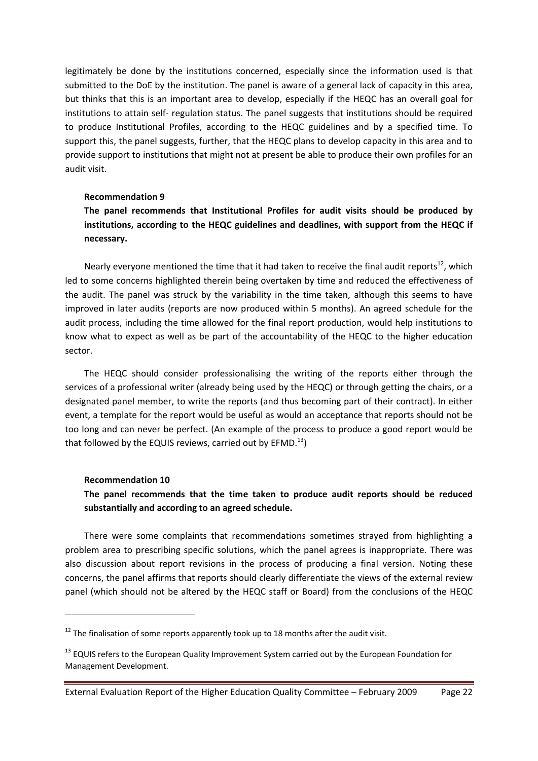legitimately be done by the institutions concerned, especially since the information used is that submitted to the DoE by the institution. The panel is aware of a general lack of capacity in this area, but thinks that this is an important area to develop, especially if the HEQC has an overall goal for institutions to attain self- regulation status. The panel suggests that institutions should be required to produce Institutional Profiles, according to the HEQC guidelines and by a specified time. To support this, the panel suggests, further, that the HEQC plans to develop capacity in this area and to provide support to institutions that might not at present be able to produce their own profiles for an audit visit.

**Recommendation 9**

**The panel recommends that Institutional Profiles for audit visits should be produced by institutions, according to the HEQC guidelines and deadlines, with support from the HEQC if necessary.**

Nearly everyone mentioned the time that it had taken to receive the final audit reports[12], which led to some concerns highlighted therein being overtaken by time and reduced the effectiveness of the audit. The panel was struck by the variability in the time taken, although this seems to have improved in later audits (reports are now produced within 5 months). An agreed schedule for the audit process, including the time allowed for the final report production, would help institutions to know what to expect as well as be part of the accountability of the HEQC to the higher education sector.

The HEQC should consider professionalising the writing of the reports either through the services of a professional writer (already being used by the HEQC) or through getting the chairs, or a designated panel member, to write the reports (and thus becoming part of their contract). In either event, a template for the report would be useful as would an acceptance that reports should not be too long and can never be perfect. (An example of the process to produce a good report would be that followed by the EQUIS reviews, carried out by EFMD.[13])

**Recommendation 10**

**The panel recommends that the time taken to produce audit reports should be reduced substantially and according to an agreed schedule.**

There were some complaints that recommendations sometimes strayed from highlighting a problem area to prescribing specific solutions, which the panel agrees is inappropriate. There was also discussion about report revisions in the process of producing a final version. Noting these concerns, the panel affirms that reports should clearly differentiate the views of the external review panel (which should not be altered by the HEQC staff or Board) from the conclusions of the HEQC

---

[12] The finalisation of some reports apparently took up to 18 months after the audit visit.

[13] EQUIS refers to the European Quality Improvement System carried out by the European Foundation for Management Development.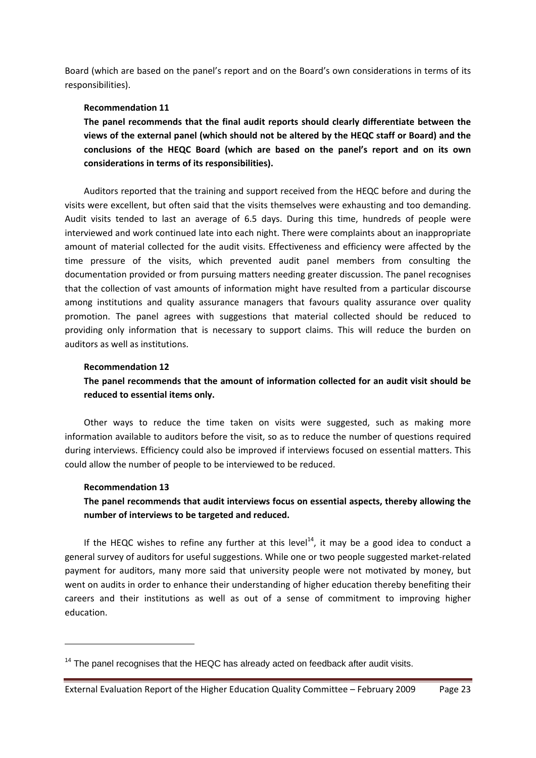Board (which are based on the panel's report and on the Board's own considerations in terms of its responsibilities).

**Recommendation 11**

**The panel recommends that the final audit reports should clearly differentiate between the views of the external panel (which should not be altered by the HEQC staff or Board) and the conclusions of the HEQC Board (which are based on the panel's report and on its own considerations in terms of its responsibilities).**

Auditors reported that the training and support received from the HEQC before and during the visits were excellent, but often said that the visits themselves were exhausting and too demanding. Audit visits tended to last an average of 6.5 days. During this time, hundreds of people were interviewed and work continued late into each night. There were complaints about an inappropriate amount of material collected for the audit visits. Effectiveness and efficiency were affected by the time pressure of the visits, which prevented audit panel members from consulting the documentation provided or from pursuing matters needing greater discussion. The panel recognises that the collection of vast amounts of information might have resulted from a particular discourse among institutions and quality assurance managers that favours quality assurance over quality promotion. The panel agrees with suggestions that material collected should be reduced to providing only information that is necessary to support claims. This will reduce the burden on auditors as well as institutions.

**Recommendation 12**

**The panel recommends that the amount of information collected for an audit visit should be reduced to essential items only.**

Other ways to reduce the time taken on visits were suggested, such as making more information available to auditors before the visit, so as to reduce the number of questions required during interviews. Efficiency could also be improved if interviews focused on essential matters. This could allow the number of people to be interviewed to be reduced.

**Recommendation 13**

**The panel recommends that audit interviews focus on essential aspects, thereby allowing the number of interviews to be targeted and reduced.**

If the HEQC wishes to refine any further at this level[14], it may be a good idea to conduct a general survey of auditors for useful suggestions. While one or two people suggested market-related payment for auditors, many more said that university people were not motivated by money, but went on audits in order to enhance their understanding of higher education thereby benefiting their careers and their institutions as well as out of a sense of commitment to improving higher education.

---

[14] The panel recognises that the HEQC has already acted on feedback after audit visits.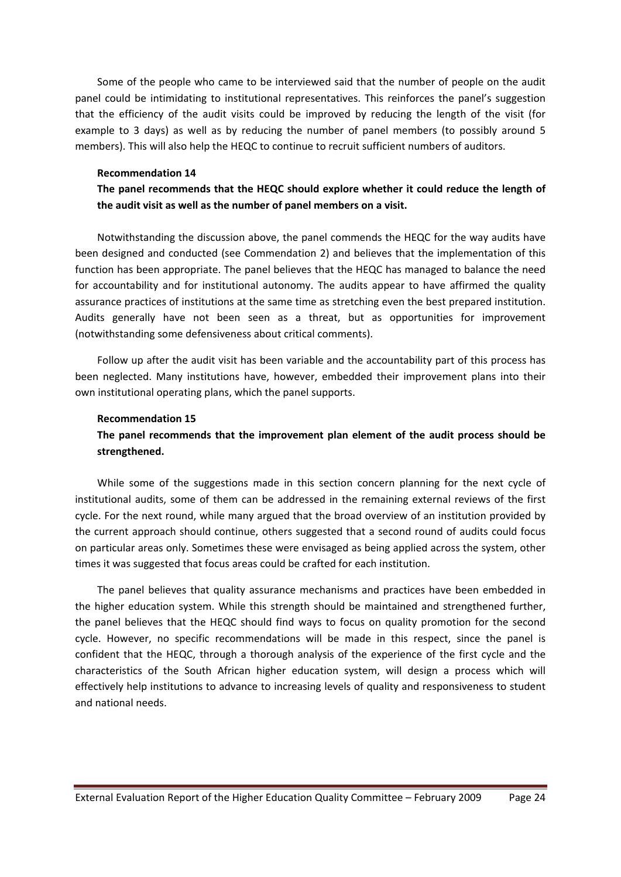Some of the people who came to be interviewed said that the number of people on the audit panel could be intimidating to institutional representatives. This reinforces the panel's suggestion that the efficiency of the audit visits could be improved by reducing the length of the visit (for example to 3 days) as well as by reducing the number of panel members (to possibly around 5 members). This will also help the HEQC to continue to recruit sufficient numbers of auditors.

**Recommendation 14**

**The panel recommends that the HEQC should explore whether it could reduce the length of the audit visit as well as the number of panel members on a visit.**

Notwithstanding the discussion above, the panel commends the HEQC for the way audits have been designed and conducted (see Commendation 2) and believes that the implementation of this function has been appropriate. The panel believes that the HEQC has managed to balance the need for accountability and for institutional autonomy. The audits appear to have affirmed the quality assurance practices of institutions at the same time as stretching even the best prepared institution. Audits generally have not been seen as a threat, but as opportunities for improvement (notwithstanding some defensiveness about critical comments).

Follow up after the audit visit has been variable and the accountability part of this process has been neglected. Many institutions have, however, embedded their improvement plans into their own institutional operating plans, which the panel supports.

**Recommendation 15**

**The panel recommends that the improvement plan element of the audit process should be strengthened.**

While some of the suggestions made in this section concern planning for the next cycle of institutional audits, some of them can be addressed in the remaining external reviews of the first cycle. For the next round, while many argued that the broad overview of an institution provided by the current approach should continue, others suggested that a second round of audits could focus on particular areas only. Sometimes these were envisaged as being applied across the system, other times it was suggested that focus areas could be crafted for each institution.

The panel believes that quality assurance mechanisms and practices have been embedded in the higher education system. While this strength should be maintained and strengthened further, the panel believes that the HEQC should find ways to focus on quality promotion for the second cycle. However, no specific recommendations will be made in this respect, since the panel is confident that the HEQC, through a thorough analysis of the experience of the first cycle and the characteristics of the South African higher education system, will design a process which will effectively help institutions to advance to increasing levels of quality and responsiveness to student and national needs.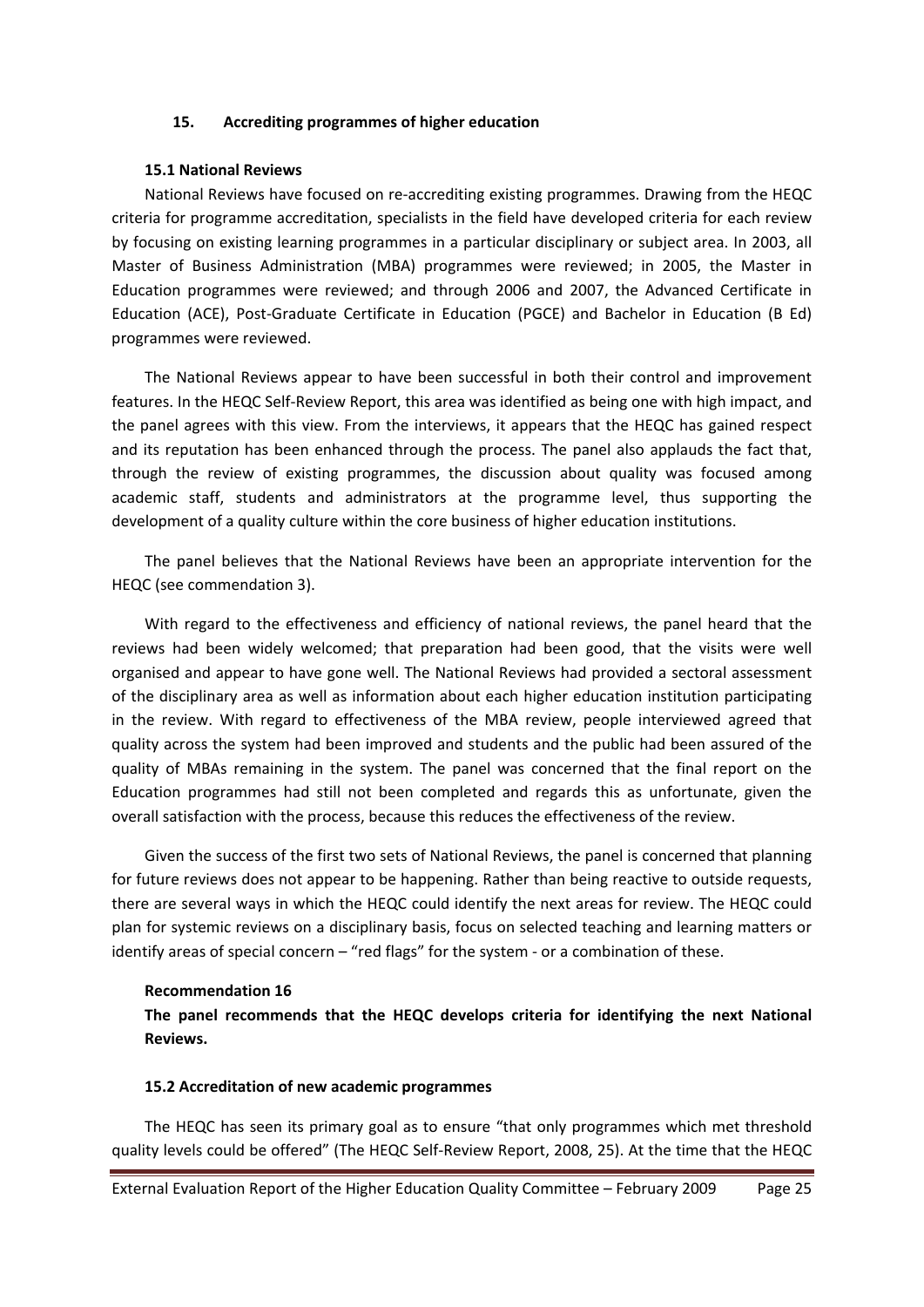## 15. Accrediting programmes of higher education

### 15.1 National Reviews

National Reviews have focused on re-accrediting existing programmes. Drawing from the HEQC criteria for programme accreditation, specialists in the field have developed criteria for each review by focusing on existing learning programmes in a particular disciplinary or subject area. In 2003, all Master of Business Administration (MBA) programmes were reviewed; in 2005, the Master in Education programmes were reviewed; and through 2006 and 2007, the Advanced Certificate in Education (ACE), Post-Graduate Certificate in Education (PGCE) and Bachelor in Education (B Ed) programmes were reviewed.

The National Reviews appear to have been successful in both their control and improvement features. In the HEQC Self-Review Report, this area was identified as being one with high impact, and the panel agrees with this view. From the interviews, it appears that the HEQC has gained respect and its reputation has been enhanced through the process. The panel also applauds the fact that, through the review of existing programmes, the discussion about quality was focused among academic staff, students and administrators at the programme level, thus supporting the development of a quality culture within the core business of higher education institutions.

The panel believes that the National Reviews have been an appropriate intervention for the HEQC (see commendation 3).

With regard to the effectiveness and efficiency of national reviews, the panel heard that the reviews had been widely welcomed; that preparation had been good, that the visits were well organised and appear to have gone well. The National Reviews had provided a sectoral assessment of the disciplinary area as well as information about each higher education institution participating in the review. With regard to effectiveness of the MBA review, people interviewed agreed that quality across the system had been improved and students and the public had been assured of the quality of MBAs remaining in the system. The panel was concerned that the final report on the Education programmes had still not been completed and regards this as unfortunate, given the overall satisfaction with the process, because this reduces the effectiveness of the review.

Given the success of the first two sets of National Reviews, the panel is concerned that planning for future reviews does not appear to be happening. Rather than being reactive to outside requests, there are several ways in which the HEQC could identify the next areas for review. The HEQC could plan for systemic reviews on a disciplinary basis, focus on selected teaching and learning matters or identify areas of special concern – "red flags" for the system - or a combination of these.

**Recommendation 16**

**The panel recommends that the HEQC develops criteria for identifying the next National Reviews.**

### 15.2 Accreditation of new academic programmes

The HEQC has seen its primary goal as to ensure "that only programmes which met threshold quality levels could be offered" (The HEQC Self-Review Report, 2008, 25). At the time that the HEQC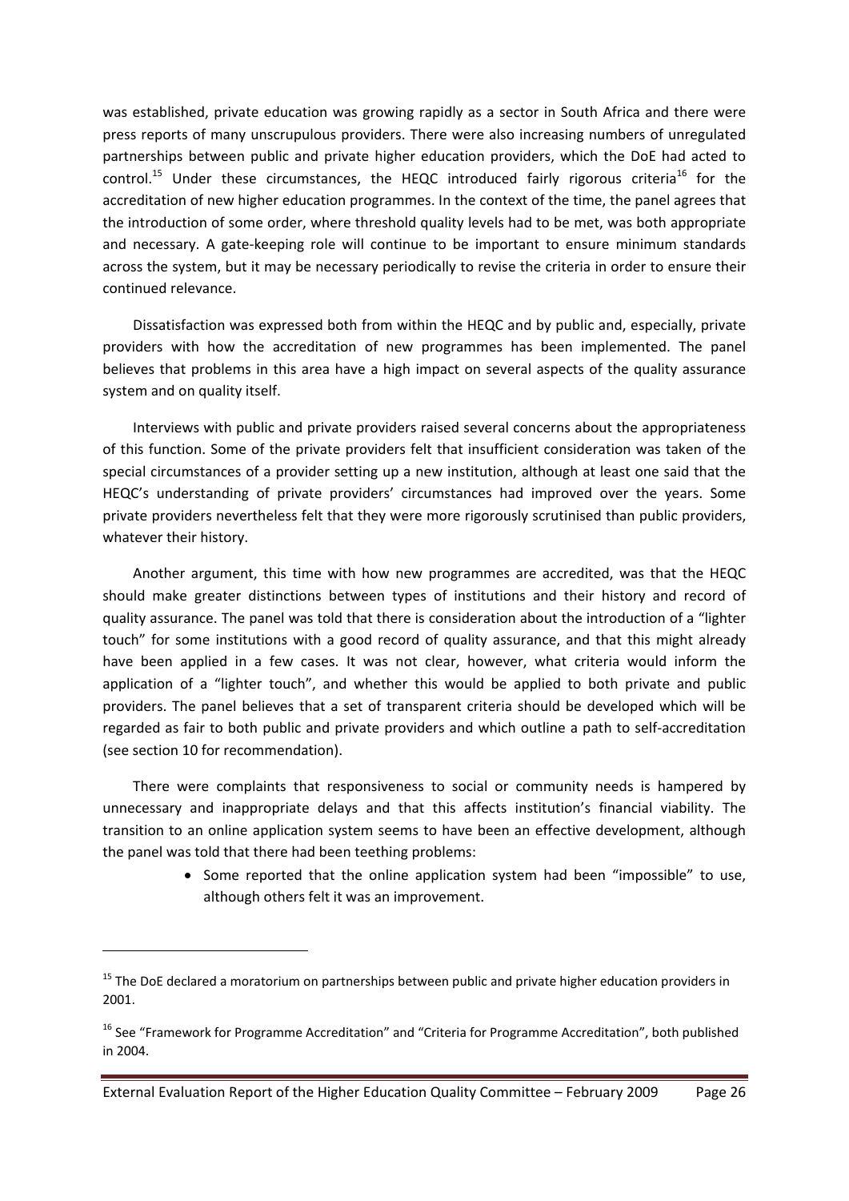was established, private education was growing rapidly as a sector in South Africa and there were press reports of many unscrupulous providers. There were also increasing numbers of unregulated partnerships between public and private higher education providers, which the DoE had acted to control.[15] Under these circumstances, the HEQC introduced fairly rigorous criteria[16] for the accreditation of new higher education programmes. In the context of the time, the panel agrees that the introduction of some order, where threshold quality levels had to be met, was both appropriate and necessary. A gate-keeping role will continue to be important to ensure minimum standards across the system, but it may be necessary periodically to revise the criteria in order to ensure their continued relevance.

Dissatisfaction was expressed both from within the HEQC and by public and, especially, private providers with how the accreditation of new programmes has been implemented. The panel believes that problems in this area have a high impact on several aspects of the quality assurance system and on quality itself.

Interviews with public and private providers raised several concerns about the appropriateness of this function. Some of the private providers felt that insufficient consideration was taken of the special circumstances of a provider setting up a new institution, although at least one said that the HEQC's understanding of private providers' circumstances had improved over the years. Some private providers nevertheless felt that they were more rigorously scrutinised than public providers, whatever their history.

Another argument, this time with how new programmes are accredited, was that the HEQC should make greater distinctions between types of institutions and their history and record of quality assurance. The panel was told that there is consideration about the introduction of a "lighter touch" for some institutions with a good record of quality assurance, and that this might already have been applied in a few cases. It was not clear, however, what criteria would inform the application of a "lighter touch", and whether this would be applied to both private and public providers. The panel believes that a set of transparent criteria should be developed which will be regarded as fair to both public and private providers and which outline a path to self-accreditation (see section 10 for recommendation).

There were complaints that responsiveness to social or community needs is hampered by unnecessary and inappropriate delays and that this affects institution's financial viability. The transition to an online application system seems to have been an effective development, although the panel was told that there had been teething problems:

- Some reported that the online application system had been "impossible" to use, although others felt it was an improvement.

---

[15] The DoE declared a moratorium on partnerships between public and private higher education providers in 2001.

[16] See "Framework for Programme Accreditation" and "Criteria for Programme Accreditation", both published in 2004.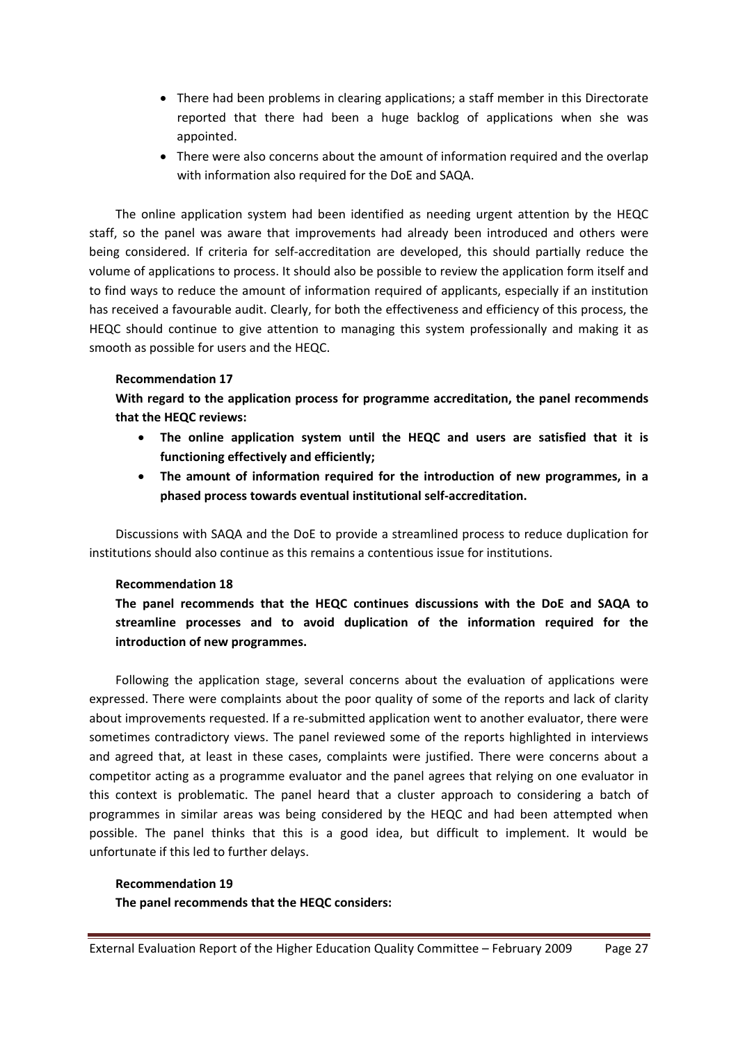- There had been problems in clearing applications; a staff member in this Directorate reported that there had been a huge backlog of applications when she was appointed.
- There were also concerns about the amount of information required and the overlap with information also required for the DoE and SAQA.

The online application system had been identified as needing urgent attention by the HEQC staff, so the panel was aware that improvements had already been introduced and others were being considered. If criteria for self-accreditation are developed, this should partially reduce the volume of applications to process. It should also be possible to review the application form itself and to find ways to reduce the amount of information required of applicants, especially if an institution has received a favourable audit. Clearly, for both the effectiveness and efficiency of this process, the HEQC should continue to give attention to managing this system professionally and making it as smooth as possible for users and the HEQC.

**Recommendation 17**

**With regard to the application process for programme accreditation, the panel recommends that the HEQC reviews:**

- **The online application system until the HEQC and users are satisfied that it is functioning effectively and efficiently;**
- **The amount of information required for the introduction of new programmes, in a phased process towards eventual institutional self-accreditation.**

Discussions with SAQA and the DoE to provide a streamlined process to reduce duplication for institutions should also continue as this remains a contentious issue for institutions.

**Recommendation 18**

**The panel recommends that the HEQC continues discussions with the DoE and SAQA to streamline processes and to avoid duplication of the information required for the introduction of new programmes.**

Following the application stage, several concerns about the evaluation of applications were expressed. There were complaints about the poor quality of some of the reports and lack of clarity about improvements requested. If a re-submitted application went to another evaluator, there were sometimes contradictory views. The panel reviewed some of the reports highlighted in interviews and agreed that, at least in these cases, complaints were justified. There were concerns about a competitor acting as a programme evaluator and the panel agrees that relying on one evaluator in this context is problematic. The panel heard that a cluster approach to considering a batch of programmes in similar areas was being considered by the HEQC and had been attempted when possible. The panel thinks that this is a good idea, but difficult to implement. It would be unfortunate if this led to further delays.

**Recommendation 19**

**The panel recommends that the HEQC considers:**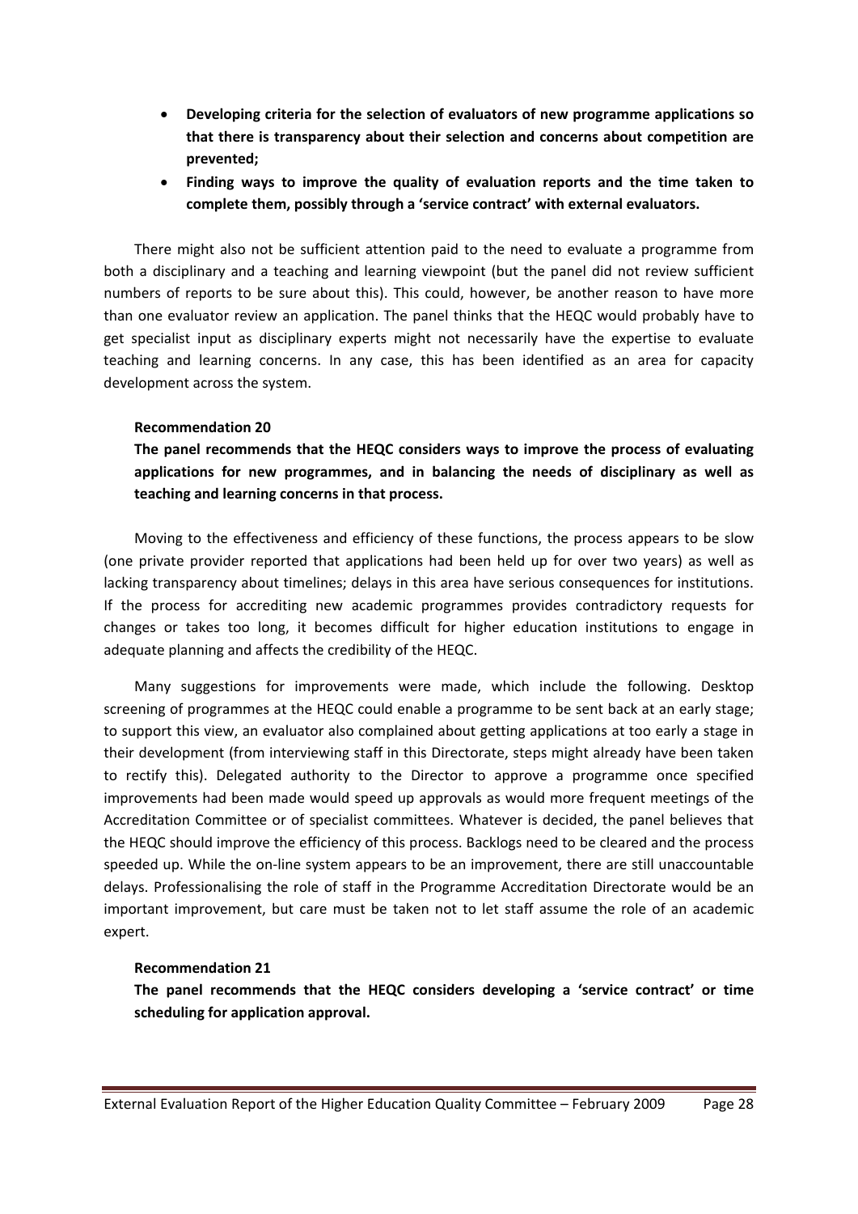- **Developing criteria for the selection of evaluators of new programme applications so that there is transparency about their selection and concerns about competition are prevented;**
- **Finding ways to improve the quality of evaluation reports and the time taken to complete them, possibly through a 'service contract' with external evaluators.**

There might also not be sufficient attention paid to the need to evaluate a programme from both a disciplinary and a teaching and learning viewpoint (but the panel did not review sufficient numbers of reports to be sure about this). This could, however, be another reason to have more than one evaluator review an application. The panel thinks that the HEQC would probably have to get specialist input as disciplinary experts might not necessarily have the expertise to evaluate teaching and learning concerns. In any case, this has been identified as an area for capacity development across the system.

**Recommendation 20**

**The panel recommends that the HEQC considers ways to improve the process of evaluating applications for new programmes, and in balancing the needs of disciplinary as well as teaching and learning concerns in that process.**

Moving to the effectiveness and efficiency of these functions, the process appears to be slow (one private provider reported that applications had been held up for over two years) as well as lacking transparency about timelines; delays in this area have serious consequences for institutions. If the process for accrediting new academic programmes provides contradictory requests for changes or takes too long, it becomes difficult for higher education institutions to engage in adequate planning and affects the credibility of the HEQC.

Many suggestions for improvements were made, which include the following. Desktop screening of programmes at the HEQC could enable a programme to be sent back at an early stage; to support this view, an evaluator also complained about getting applications at too early a stage in their development (from interviewing staff in this Directorate, steps might already have been taken to rectify this). Delegated authority to the Director to approve a programme once specified improvements had been made would speed up approvals as would more frequent meetings of the Accreditation Committee or of specialist committees. Whatever is decided, the panel believes that the HEQC should improve the efficiency of this process. Backlogs need to be cleared and the process speeded up. While the on-line system appears to be an improvement, there are still unaccountable delays. Professionalising the role of staff in the Programme Accreditation Directorate would be an important improvement, but care must be taken not to let staff assume the role of an academic expert.

**Recommendation 21**

**The panel recommends that the HEQC considers developing a 'service contract' or time scheduling for application approval.**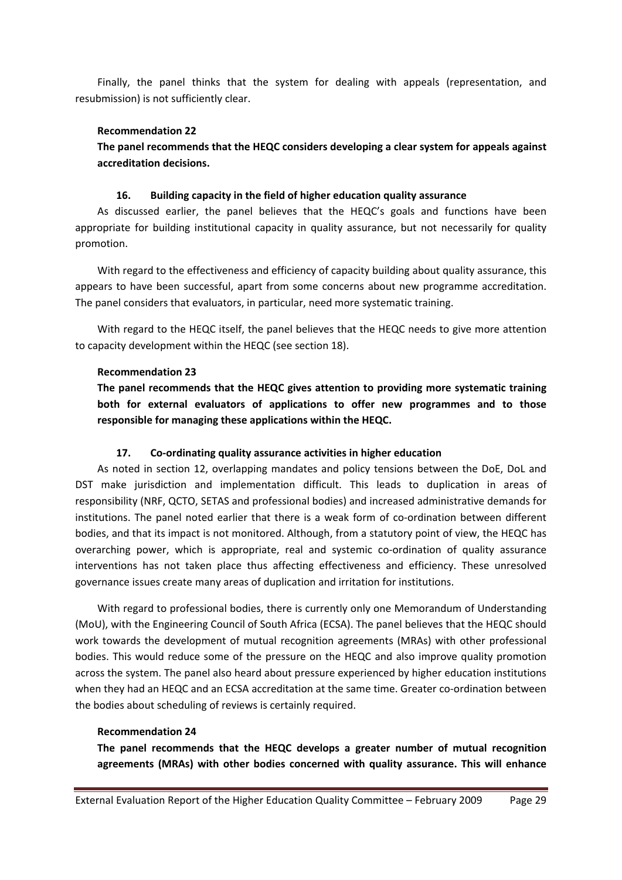Finally, the panel thinks that the system for dealing with appeals (representation, and resubmission) is not sufficiently clear.

**Recommendation 22**

**The panel recommends that the HEQC considers developing a clear system for appeals against accreditation decisions.**

### 16. Building capacity in the field of higher education quality assurance

As discussed earlier, the panel believes that the HEQC's goals and functions have been appropriate for building institutional capacity in quality assurance, but not necessarily for quality promotion.

With regard to the effectiveness and efficiency of capacity building about quality assurance, this appears to have been successful, apart from some concerns about new programme accreditation. The panel considers that evaluators, in particular, need more systematic training.

With regard to the HEQC itself, the panel believes that the HEQC needs to give more attention to capacity development within the HEQC (see section 18).

**Recommendation 23**

**The panel recommends that the HEQC gives attention to providing more systematic training both for external evaluators of applications to offer new programmes and to those responsible for managing these applications within the HEQC.**

### 17. Co-ordinating quality assurance activities in higher education

As noted in section 12, overlapping mandates and policy tensions between the DoE, DoL and DST make jurisdiction and implementation difficult. This leads to duplication in areas of responsibility (NRF, QCTO, SETAS and professional bodies) and increased administrative demands for institutions. The panel noted earlier that there is a weak form of co-ordination between different bodies, and that its impact is not monitored. Although, from a statutory point of view, the HEQC has overarching power, which is appropriate, real and systemic co-ordination of quality assurance interventions has not taken place thus affecting effectiveness and efficiency. These unresolved governance issues create many areas of duplication and irritation for institutions.

With regard to professional bodies, there is currently only one Memorandum of Understanding (MoU), with the Engineering Council of South Africa (ECSA). The panel believes that the HEQC should work towards the development of mutual recognition agreements (MRAs) with other professional bodies. This would reduce some of the pressure on the HEQC and also improve quality promotion across the system. The panel also heard about pressure experienced by higher education institutions when they had an HEQC and an ECSA accreditation at the same time. Greater co-ordination between the bodies about scheduling of reviews is certainly required.

**Recommendation 24**

**The panel recommends that the HEQC develops a greater number of mutual recognition agreements (MRAs) with other bodies concerned with quality assurance. This will enhance**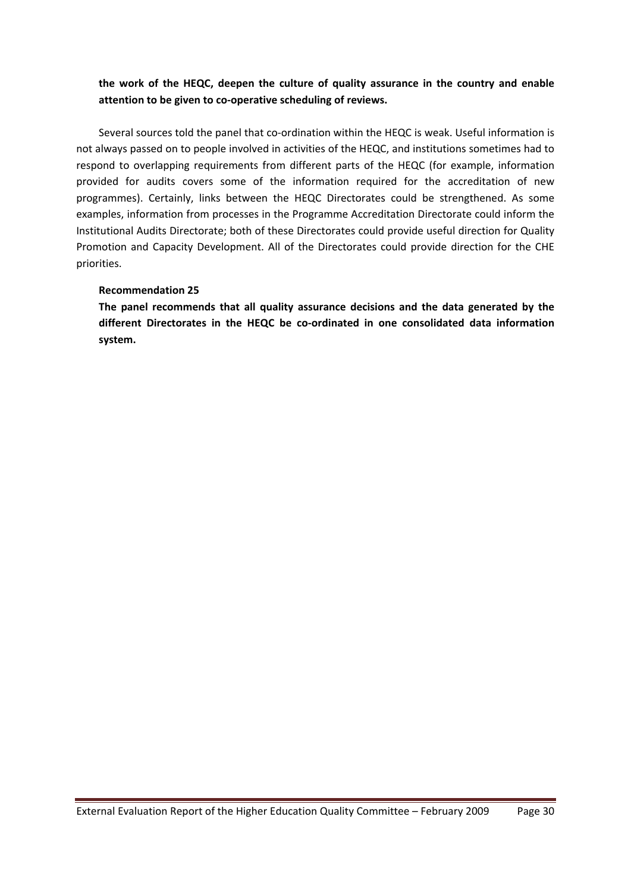**the work of the HEQC, deepen the culture of quality assurance in the country and enable attention to be given to co-operative scheduling of reviews.**

Several sources told the panel that co-ordination within the HEQC is weak. Useful information is not always passed on to people involved in activities of the HEQC, and institutions sometimes had to respond to overlapping requirements from different parts of the HEQC (for example, information provided for audits covers some of the information required for the accreditation of new programmes). Certainly, links between the HEQC Directorates could be strengthened. As some examples, information from processes in the Programme Accreditation Directorate could inform the Institutional Audits Directorate; both of these Directorates could provide useful direction for Quality Promotion and Capacity Development. All of the Directorates could provide direction for the CHE priorities.

**Recommendation 25**

**The panel recommends that all quality assurance decisions and the data generated by the different Directorates in the HEQC be co-ordinated in one consolidated data information system.**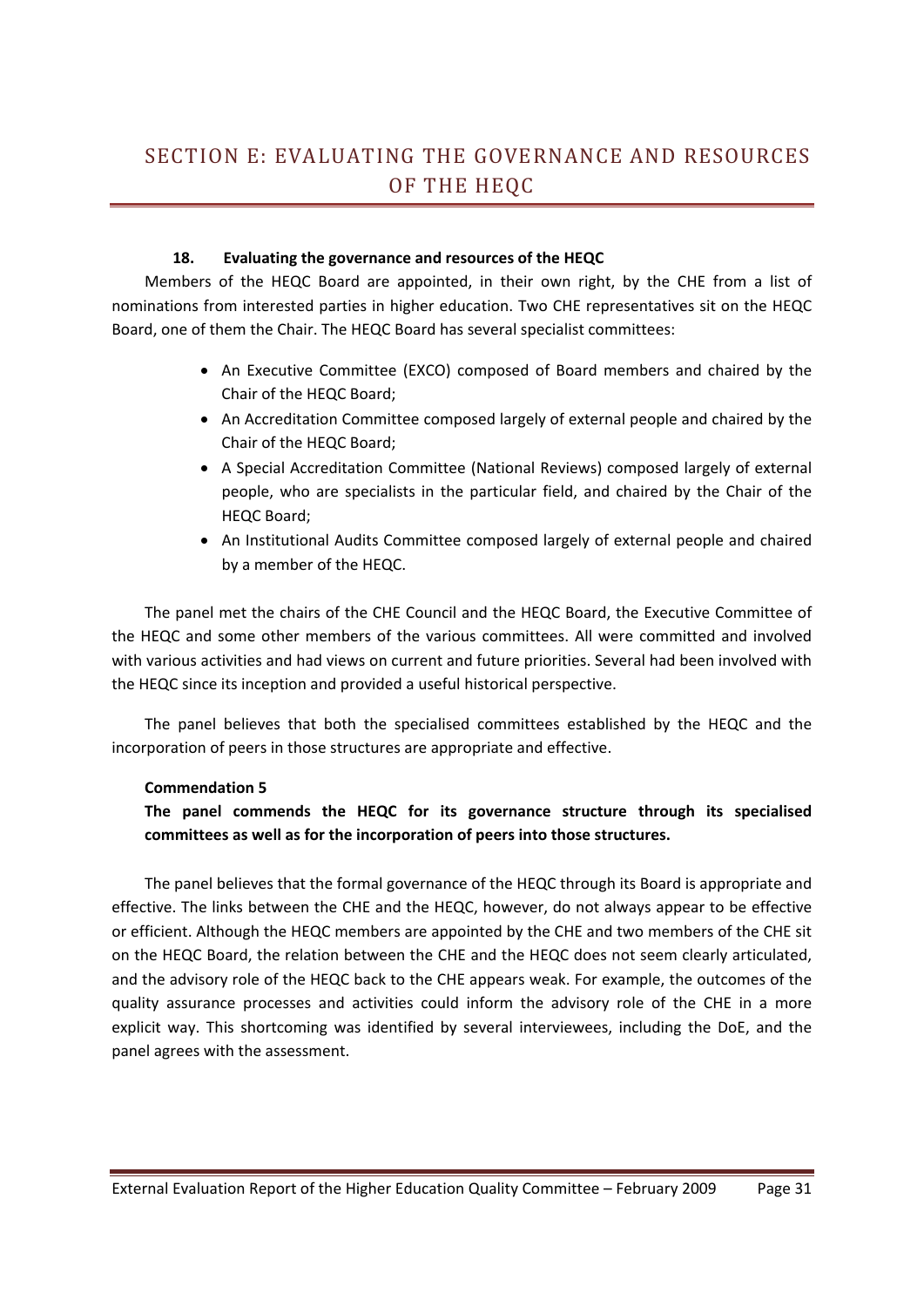# SECTION E: EVALUATING THE GOVERNANCE AND RESOURCES OF THE HEQC

### 18. Evaluating the governance and resources of the HEQC

Members of the HEQC Board are appointed, in their own right, by the CHE from a list of nominations from interested parties in higher education. Two CHE representatives sit on the HEQC Board, one of them the Chair. The HEQC Board has several specialist committees:

- An Executive Committee (EXCO) composed of Board members and chaired by the Chair of the HEQC Board;
- An Accreditation Committee composed largely of external people and chaired by the Chair of the HEQC Board;
- A Special Accreditation Committee (National Reviews) composed largely of external people, who are specialists in the particular field, and chaired by the Chair of the HEQC Board;
- An Institutional Audits Committee composed largely of external people and chaired by a member of the HEQC.

The panel met the chairs of the CHE Council and the HEQC Board, the Executive Committee of the HEQC and some other members of the various committees. All were committed and involved with various activities and had views on current and future priorities. Several had been involved with the HEQC since its inception and provided a useful historical perspective.

The panel believes that both the specialised committees established by the HEQC and the incorporation of peers in those structures are appropriate and effective.

**Commendation 5**

**The panel commends the HEQC for its governance structure through its specialised committees as well as for the incorporation of peers into those structures.**

The panel believes that the formal governance of the HEQC through its Board is appropriate and effective. The links between the CHE and the HEQC, however, do not always appear to be effective or efficient. Although the HEQC members are appointed by the CHE and two members of the CHE sit on the HEQC Board, the relation between the CHE and the HEQC does not seem clearly articulated, and the advisory role of the HEQC back to the CHE appears weak. For example, the outcomes of the quality assurance processes and activities could inform the advisory role of the CHE in a more explicit way. This shortcoming was identified by several interviewees, including the DoE, and the panel agrees with the assessment.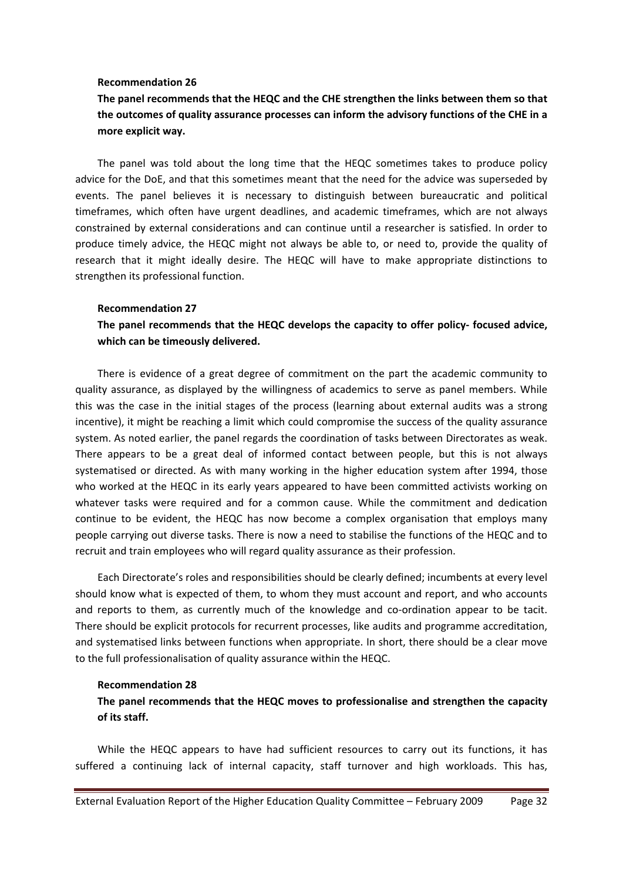**Recommendation 26**

**The panel recommends that the HEQC and the CHE strengthen the links between them so that the outcomes of quality assurance processes can inform the advisory functions of the CHE in a more explicit way.**

The panel was told about the long time that the HEQC sometimes takes to produce policy advice for the DoE, and that this sometimes meant that the need for the advice was superseded by events. The panel believes it is necessary to distinguish between bureaucratic and political timeframes, which often have urgent deadlines, and academic timeframes, which are not always constrained by external considerations and can continue until a researcher is satisfied. In order to produce timely advice, the HEQC might not always be able to, or need to, provide the quality of research that it might ideally desire. The HEQC will have to make appropriate distinctions to strengthen its professional function.

**Recommendation 27**

**The panel recommends that the HEQC develops the capacity to offer policy- focused advice, which can be timeously delivered.**

There is evidence of a great degree of commitment on the part the academic community to quality assurance, as displayed by the willingness of academics to serve as panel members. While this was the case in the initial stages of the process (learning about external audits was a strong incentive), it might be reaching a limit which could compromise the success of the quality assurance system. As noted earlier, the panel regards the coordination of tasks between Directorates as weak. There appears to be a great deal of informed contact between people, but this is not always systematised or directed. As with many working in the higher education system after 1994, those who worked at the HEQC in its early years appeared to have been committed activists working on whatever tasks were required and for a common cause. While the commitment and dedication continue to be evident, the HEQC has now become a complex organisation that employs many people carrying out diverse tasks. There is now a need to stabilise the functions of the HEQC and to recruit and train employees who will regard quality assurance as their profession.

Each Directorate's roles and responsibilities should be clearly defined; incumbents at every level should know what is expected of them, to whom they must account and report, and who accounts and reports to them, as currently much of the knowledge and co-ordination appear to be tacit. There should be explicit protocols for recurrent processes, like audits and programme accreditation, and systematised links between functions when appropriate. In short, there should be a clear move to the full professionalisation of quality assurance within the HEQC.

**Recommendation 28**

**The panel recommends that the HEQC moves to professionalise and strengthen the capacity of its staff.**

While the HEQC appears to have had sufficient resources to carry out its functions, it has suffered a continuing lack of internal capacity, staff turnover and high workloads. This has,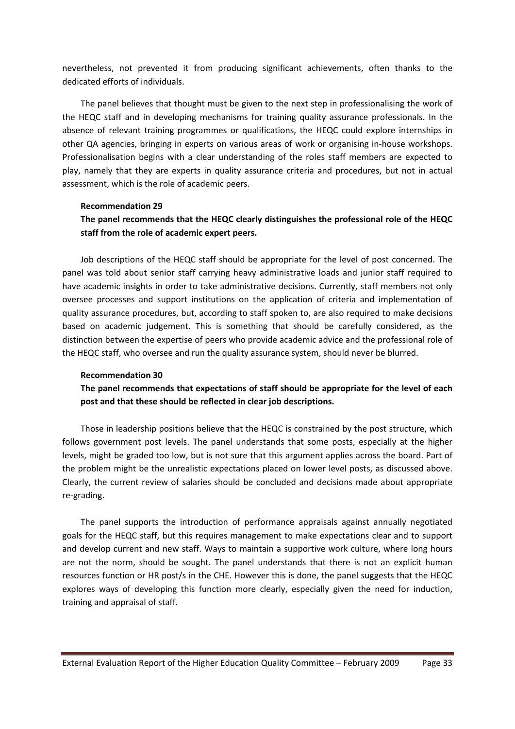nevertheless, not prevented it from producing significant achievements, often thanks to the dedicated efforts of individuals.

The panel believes that thought must be given to the next step in professionalising the work of the HEQC staff and in developing mechanisms for training quality assurance professionals. In the absence of relevant training programmes or qualifications, the HEQC could explore internships in other QA agencies, bringing in experts on various areas of work or organising in-house workshops. Professionalisation begins with a clear understanding of the roles staff members are expected to play, namely that they are experts in quality assurance criteria and procedures, but not in actual assessment, which is the role of academic peers.

**Recommendation 29**

**The panel recommends that the HEQC clearly distinguishes the professional role of the HEQC staff from the role of academic expert peers.**

Job descriptions of the HEQC staff should be appropriate for the level of post concerned. The panel was told about senior staff carrying heavy administrative loads and junior staff required to have academic insights in order to take administrative decisions. Currently, staff members not only oversee processes and support institutions on the application of criteria and implementation of quality assurance procedures, but, according to staff spoken to, are also required to make decisions based on academic judgement. This is something that should be carefully considered, as the distinction between the expertise of peers who provide academic advice and the professional role of the HEQC staff, who oversee and run the quality assurance system, should never be blurred.

**Recommendation 30**

**The panel recommends that expectations of staff should be appropriate for the level of each post and that these should be reflected in clear job descriptions.**

Those in leadership positions believe that the HEQC is constrained by the post structure, which follows government post levels. The panel understands that some posts, especially at the higher levels, might be graded too low, but is not sure that this argument applies across the board. Part of the problem might be the unrealistic expectations placed on lower level posts, as discussed above. Clearly, the current review of salaries should be concluded and decisions made about appropriate re-grading.

The panel supports the introduction of performance appraisals against annually negotiated goals for the HEQC staff, but this requires management to make expectations clear and to support and develop current and new staff. Ways to maintain a supportive work culture, where long hours are not the norm, should be sought. The panel understands that there is not an explicit human resources function or HR post/s in the CHE. However this is done, the panel suggests that the HEQC explores ways of developing this function more clearly, especially given the need for induction, training and appraisal of staff.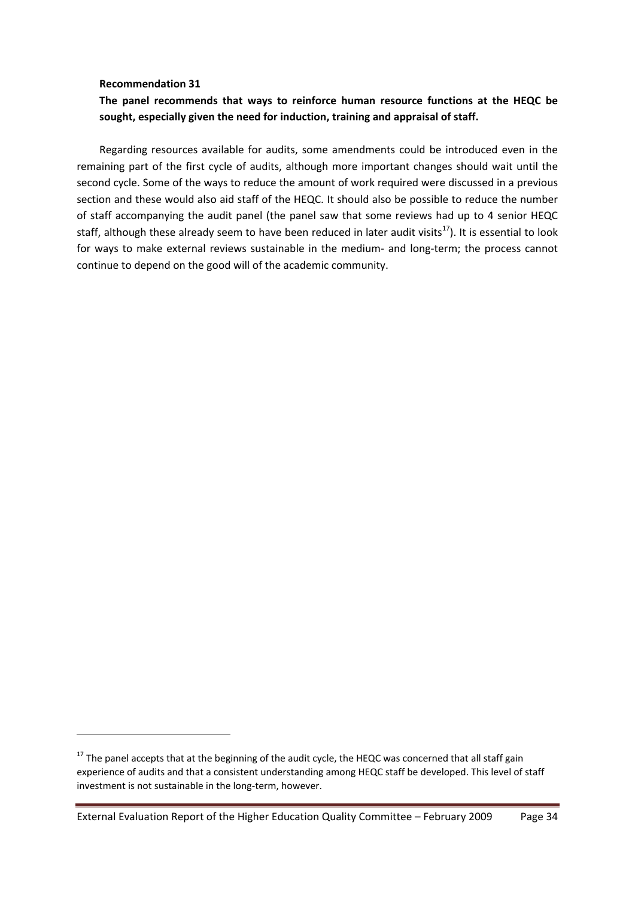**Recommendation 31**

**The panel recommends that ways to reinforce human resource functions at the HEQC be sought, especially given the need for induction, training and appraisal of staff.**

Regarding resources available for audits, some amendments could be introduced even in the remaining part of the first cycle of audits, although more important changes should wait until the second cycle. Some of the ways to reduce the amount of work required were discussed in a previous section and these would also aid staff of the HEQC. It should also be possible to reduce the number of staff accompanying the audit panel (the panel saw that some reviews had up to 4 senior HEQC staff, although these already seem to have been reduced in later audit visits[17]). It is essential to look for ways to make external reviews sustainable in the medium- and long-term; the process cannot continue to depend on the good will of the academic community.

[17] The panel accepts that at the beginning of the audit cycle, the HEQC was concerned that all staff gain experience of audits and that a consistent understanding among HEQC staff be developed. This level of staff investment is not sustainable in the long-term, however.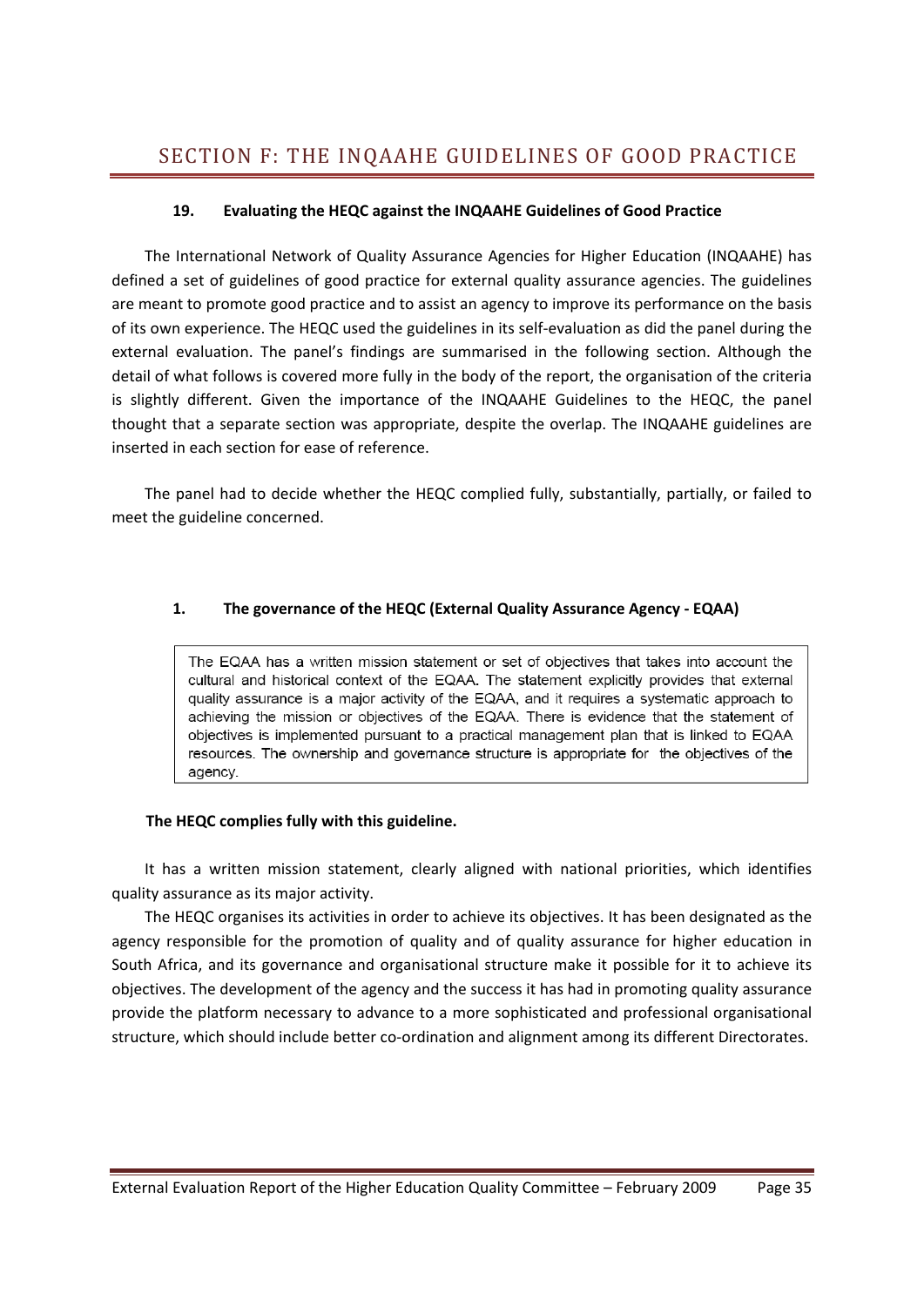# SECTION F: THE INQAAHE GUIDELINES OF GOOD PRACTICE

### 19. Evaluating the HEQC against the INQAAHE Guidelines of Good Practice

The International Network of Quality Assurance Agencies for Higher Education (INQAAHE) has defined a set of guidelines of good practice for external quality assurance agencies. The guidelines are meant to promote good practice and to assist an agency to improve its performance on the basis of its own experience. The HEQC used the guidelines in its self-evaluation as did the panel during the external evaluation. The panel's findings are summarised in the following section. Although the detail of what follows is covered more fully in the body of the report, the organisation of the criteria is slightly different. Given the importance of the INQAAHE Guidelines to the HEQC, the panel thought that a separate section was appropriate, despite the overlap. The INQAAHE guidelines are inserted in each section for ease of reference.

The panel had to decide whether the HEQC complied fully, substantially, partially, or failed to meet the guideline concerned.

### 1. The governance of the HEQC (External Quality Assurance Agency - EQAA)

> The EQAA has a written mission statement or set of objectives that takes into account the cultural and historical context of the EQAA. The statement explicitly provides that external quality assurance is a major activity of the EQAA, and it requires a systematic approach to achieving the mission or objectives of the EQAA. There is evidence that the statement of objectives is implemented pursuant to a practical management plan that is linked to EQAA resources. The ownership and governance structure is appropriate for the objectives of the agency.

**The HEQC complies fully with this guideline.**

It has a written mission statement, clearly aligned with national priorities, which identifies quality assurance as its major activity.

The HEQC organises its activities in order to achieve its objectives. It has been designated as the agency responsible for the promotion of quality and of quality assurance for higher education in South Africa, and its governance and organisational structure make it possible for it to achieve its objectives. The development of the agency and the success it has had in promoting quality assurance provide the platform necessary to advance to a more sophisticated and professional organisational structure, which should include better co-ordination and alignment among its different Directorates.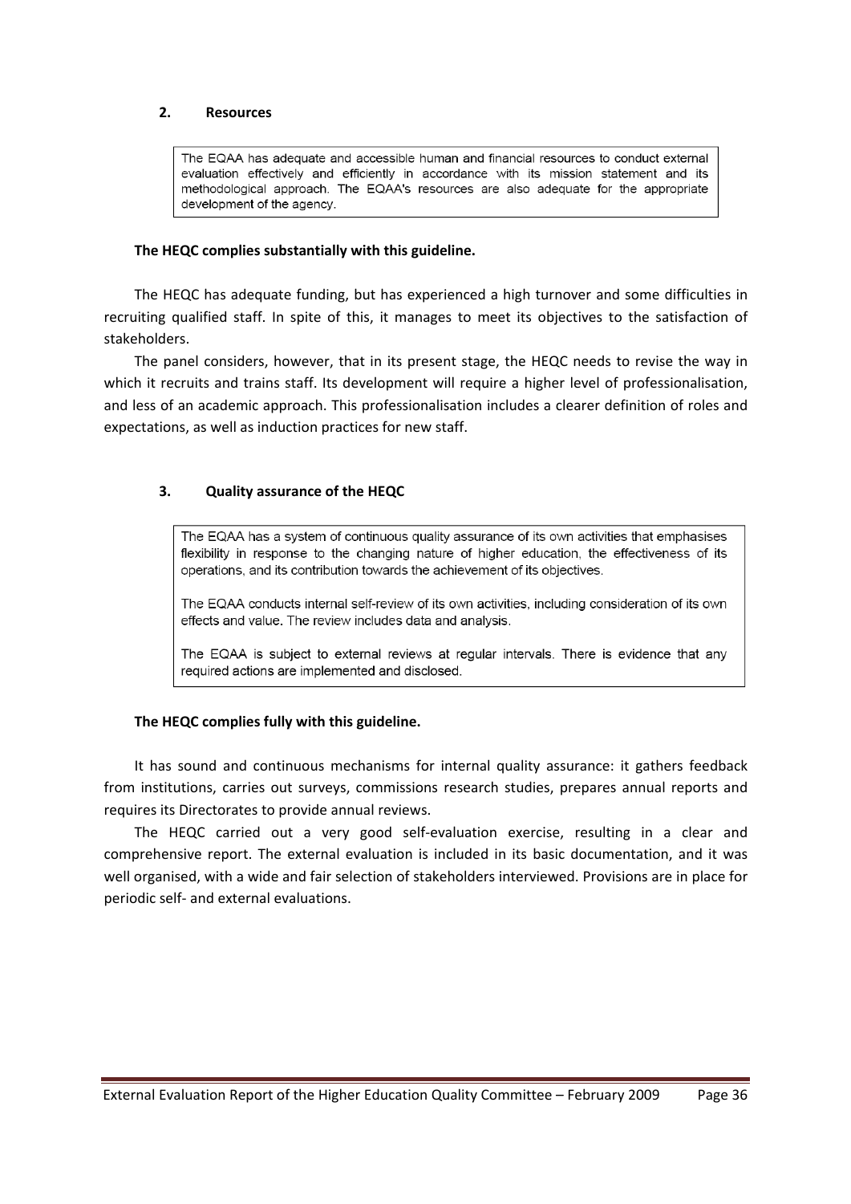## 2. Resources

> The EQAA has adequate and accessible human and financial resources to conduct external evaluation effectively and efficiently in accordance with its mission statement and its methodological approach. The EQAA's resources are also adequate for the appropriate development of the agency.

**The HEQC complies substantially with this guideline.**

The HEQC has adequate funding, but has experienced a high turnover and some difficulties in recruiting qualified staff. In spite of this, it manages to meet its objectives to the satisfaction of stakeholders.

The panel considers, however, that in its present stage, the HEQC needs to revise the way in which it recruits and trains staff. Its development will require a higher level of professionalisation, and less of an academic approach. This professionalisation includes a clearer definition of roles and expectations, as well as induction practices for new staff.

## 3. Quality assurance of the HEQC

> The EQAA has a system of continuous quality assurance of its own activities that emphasises flexibility in response to the changing nature of higher education, the effectiveness of its operations, and its contribution towards the achievement of its objectives.
>
> The EQAA conducts internal self-review of its own activities, including consideration of its own effects and value. The review includes data and analysis.
>
> The EQAA is subject to external reviews at regular intervals. There is evidence that any required actions are implemented and disclosed.

**The HEQC complies fully with this guideline.**

It has sound and continuous mechanisms for internal quality assurance: it gathers feedback from institutions, carries out surveys, commissions research studies, prepares annual reports and requires its Directorates to provide annual reviews.

The HEQC carried out a very good self-evaluation exercise, resulting in a clear and comprehensive report. The external evaluation is included in its basic documentation, and it was well organised, with a wide and fair selection of stakeholders interviewed. Provisions are in place for periodic self- and external evaluations.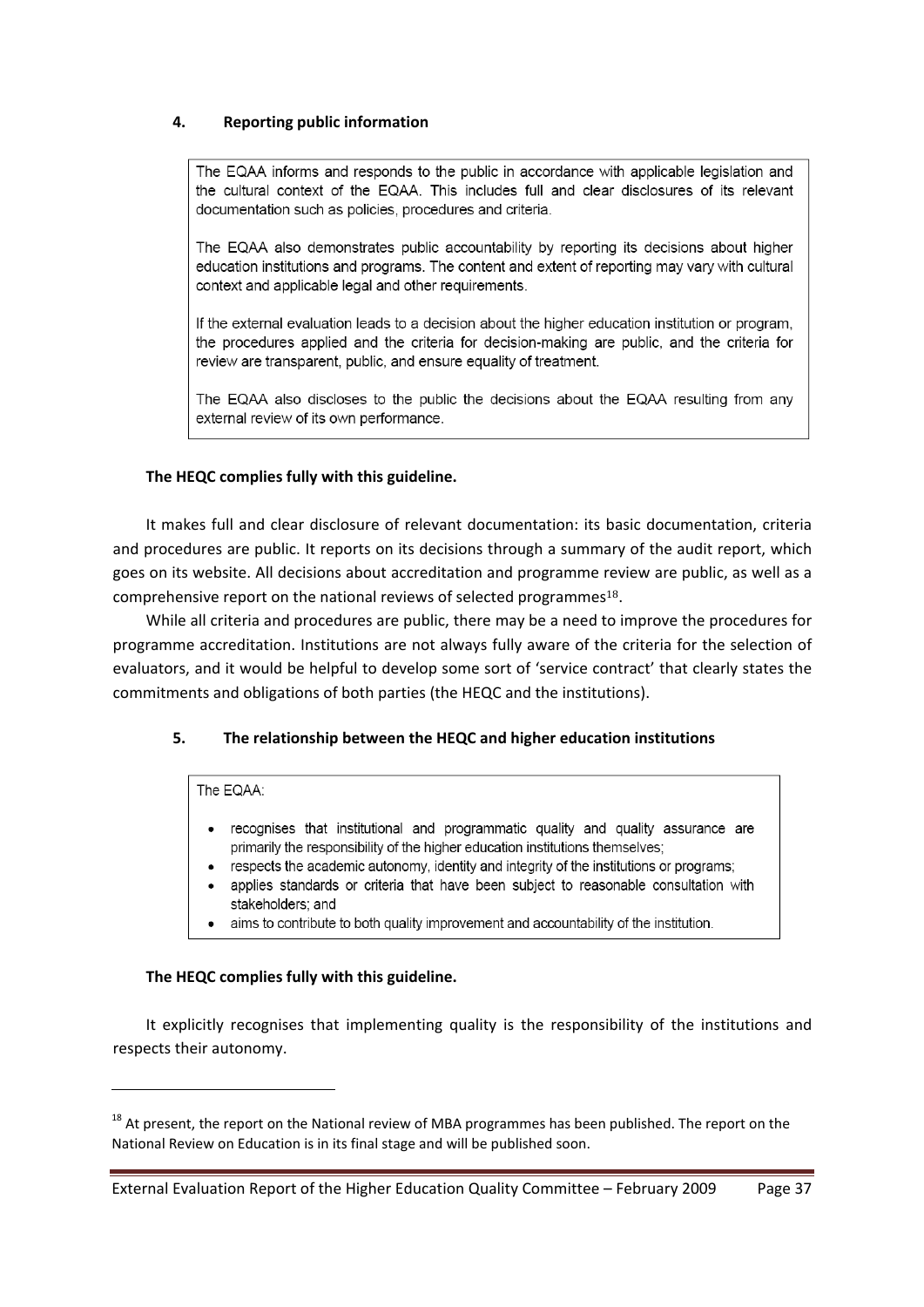## 4. Reporting public information

> The EQAA informs and responds to the public in accordance with applicable legislation and the cultural context of the EQAA. This includes full and clear disclosures of its relevant documentation such as policies, procedures and criteria.
>
> The EQAA also demonstrates public accountability by reporting its decisions about higher education institutions and programs. The content and extent of reporting may vary with cultural context and applicable legal and other requirements.
>
> If the external evaluation leads to a decision about the higher education institution or program, the procedures applied and the criteria for decision-making are public, and the criteria for review are transparent, public, and ensure equality of treatment.
>
> The EQAA also discloses to the public the decisions about the EQAA resulting from any external review of its own performance.

**The HEQC complies fully with this guideline.**

It makes full and clear disclosure of relevant documentation: its basic documentation, criteria and procedures are public. It reports on its decisions through a summary of the audit report, which goes on its website. All decisions about accreditation and programme review are public, as well as a comprehensive report on the national reviews of selected programmes[18].

While all criteria and procedures are public, there may be a need to improve the procedures for programme accreditation. Institutions are not always fully aware of the criteria for the selection of evaluators, and it would be helpful to develop some sort of 'service contract' that clearly states the commitments and obligations of both parties (the HEQC and the institutions).

## 5. The relationship between the HEQC and higher education institutions

> The EQAA:
>
> - recognises that institutional and programmatic quality and quality assurance are primarily the responsibility of the higher education institutions themselves;
> - respects the academic autonomy, identity and integrity of the institutions or programs;
> - applies standards or criteria that have been subject to reasonable consultation with stakeholders; and
> - aims to contribute to both quality improvement and accountability of the institution.

**The HEQC complies fully with this guideline.**

It explicitly recognises that implementing quality is the responsibility of the institutions and respects their autonomy.

---

[18] At present, the report on the National review of MBA programmes has been published. The report on the National Review on Education is in its final stage and will be published soon.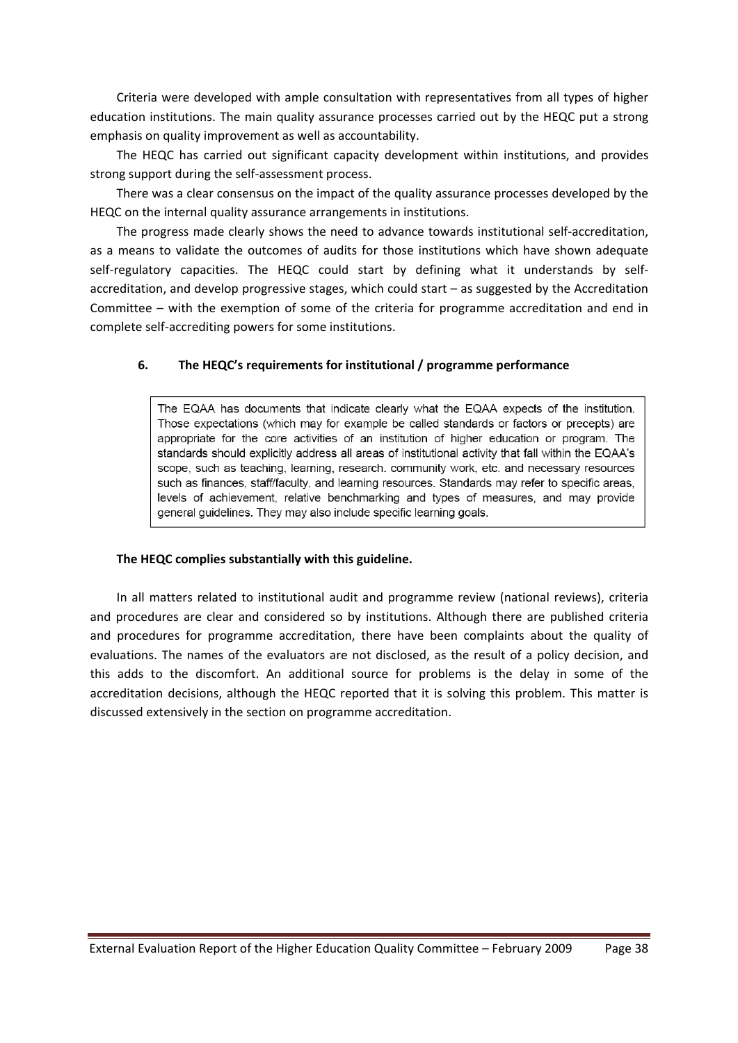Criteria were developed with ample consultation with representatives from all types of higher education institutions. The main quality assurance processes carried out by the HEQC put a strong emphasis on quality improvement as well as accountability.

The HEQC has carried out significant capacity development within institutions, and provides strong support during the self-assessment process.

There was a clear consensus on the impact of the quality assurance processes developed by the HEQC on the internal quality assurance arrangements in institutions.

The progress made clearly shows the need to advance towards institutional self-accreditation, as a means to validate the outcomes of audits for those institutions which have shown adequate self-regulatory capacities. The HEQC could start by defining what it understands by self-accreditation, and develop progressive stages, which could start – as suggested by the Accreditation Committee – with the exemption of some of the criteria for programme accreditation and end in complete self-accrediting powers for some institutions.

### 6. The HEQC's requirements for institutional / programme performance

> The EQAA has documents that indicate clearly what the EQAA expects of the institution. Those expectations (which may for example be called standards or factors or precepts) are appropriate for the core activities of an institution of higher education or program. The standards should explicitly address all areas of institutional activity that fall within the EQAA's scope, such as teaching, learning, research. community work, etc. and necessary resources such as finances, staff/faculty, and learning resources. Standards may refer to specific areas, levels of achievement, relative benchmarking and types of measures, and may provide general guidelines. They may also include specific learning goals.

**The HEQC complies substantially with this guideline.**

In all matters related to institutional audit and programme review (national reviews), criteria and procedures are clear and considered so by institutions. Although there are published criteria and procedures for programme accreditation, there have been complaints about the quality of evaluations. The names of the evaluators are not disclosed, as the result of a policy decision, and this adds to the discomfort. An additional source for problems is the delay in some of the accreditation decisions, although the HEQC reported that it is solving this problem. This matter is discussed extensively in the section on programme accreditation.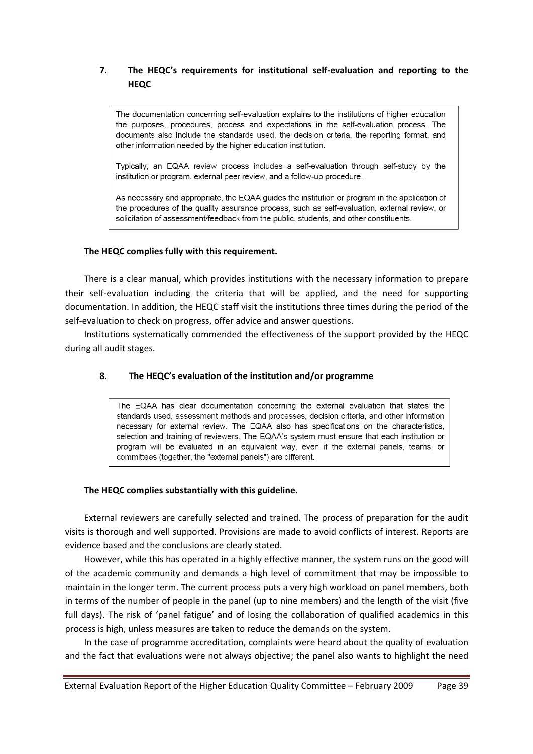## 7. The HEQC's requirements for institutional self-evaluation and reporting to the HEQC

> The documentation concerning self-evaluation explains to the institutions of higher education the purposes, procedures, process and expectations in the self-evaluation process. The documents also include the standards used, the decision criteria, the reporting format, and other information needed by the higher education institution.
>
> Typically, an EQAA review process includes a self-evaluation through self-study by the institution or program, external peer review, and a follow-up procedure.
>
> As necessary and appropriate, the EQAA guides the institution or program in the application of the procedures of the quality assurance process, such as self-evaluation, external review, or solicitation of assessment/feedback from the public, students, and other constituents.

**The HEQC complies fully with this requirement.**

There is a clear manual, which provides institutions with the necessary information to prepare their self-evaluation including the criteria that will be applied, and the need for supporting documentation. In addition, the HEQC staff visit the institutions three times during the period of the self-evaluation to check on progress, offer advice and answer questions.

Institutions systematically commended the effectiveness of the support provided by the HEQC during all audit stages.

## 8. The HEQC's evaluation of the institution and/or programme

> The EQAA has clear documentation concerning the external evaluation that states the standards used, assessment methods and processes, decision criteria, and other information necessary for external review. The EQAA also has specifications on the characteristics, selection and training of reviewers. The EQAA's system must ensure that each institution or program will be evaluated in an equivalent way, even if the external panels, teams, or committees (together, the "external panels") are different.

**The HEQC complies substantially with this guideline.**

External reviewers are carefully selected and trained. The process of preparation for the audit visits is thorough and well supported. Provisions are made to avoid conflicts of interest. Reports are evidence based and the conclusions are clearly stated.

However, while this has operated in a highly effective manner, the system runs on the good will of the academic community and demands a high level of commitment that may be impossible to maintain in the longer term. The current process puts a very high workload on panel members, both in terms of the number of people in the panel (up to nine members) and the length of the visit (five full days). The risk of 'panel fatigue' and of losing the collaboration of qualified academics in this process is high, unless measures are taken to reduce the demands on the system.

In the case of programme accreditation, complaints were heard about the quality of evaluation and the fact that evaluations were not always objective; the panel also wants to highlight the need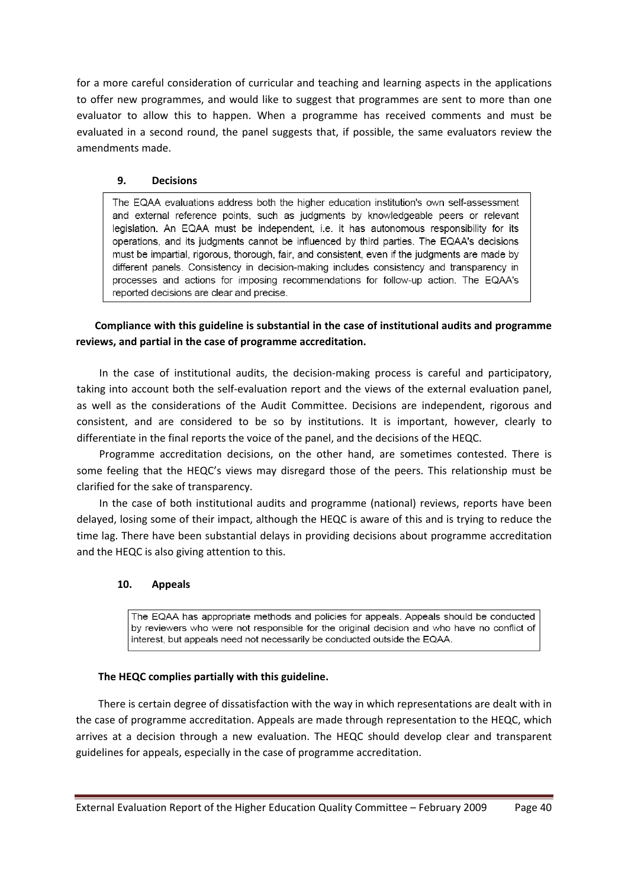for a more careful consideration of curricular and teaching and learning aspects in the applications to offer new programmes, and would like to suggest that programmes are sent to more than one evaluator to allow this to happen. When a programme has received comments and must be evaluated in a second round, the panel suggests that, if possible, the same evaluators review the amendments made.

### 9. Decisions

> The EQAA evaluations address both the higher education institution's own self-assessment and external reference points, such as judgments by knowledgeable peers or relevant legislation. An EQAA must be independent, i.e. it has autonomous responsibility for its operations, and its judgments cannot be influenced by third parties. The EQAA's decisions must be impartial, rigorous, thorough, fair, and consistent, even if the judgments are made by different panels. Consistency in decision-making includes consistency and transparency in processes and actions for imposing recommendations for follow-up action. The EQAA's reported decisions are clear and precise.

**Compliance with this guideline is substantial in the case of institutional audits and programme reviews, and partial in the case of programme accreditation.**

In the case of institutional audits, the decision-making process is careful and participatory, taking into account both the self-evaluation report and the views of the external evaluation panel, as well as the considerations of the Audit Committee. Decisions are independent, rigorous and consistent, and are considered to be so by institutions. It is important, however, clearly to differentiate in the final reports the voice of the panel, and the decisions of the HEQC.

Programme accreditation decisions, on the other hand, are sometimes contested. There is some feeling that the HEQC's views may disregard those of the peers. This relationship must be clarified for the sake of transparency.

In the case of both institutional audits and programme (national) reviews, reports have been delayed, losing some of their impact, although the HEQC is aware of this and is trying to reduce the time lag. There have been substantial delays in providing decisions about programme accreditation and the HEQC is also giving attention to this.

### 10. Appeals

> The EQAA has appropriate methods and policies for appeals. Appeals should be conducted by reviewers who were not responsible for the original decision and who have no conflict of interest, but appeals need not necessarily be conducted outside the EQAA.

**The HEQC complies partially with this guideline.**

There is certain degree of dissatisfaction with the way in which representations are dealt with in the case of programme accreditation. Appeals are made through representation to the HEQC, which arrives at a decision through a new evaluation. The HEQC should develop clear and transparent guidelines for appeals, especially in the case of programme accreditation.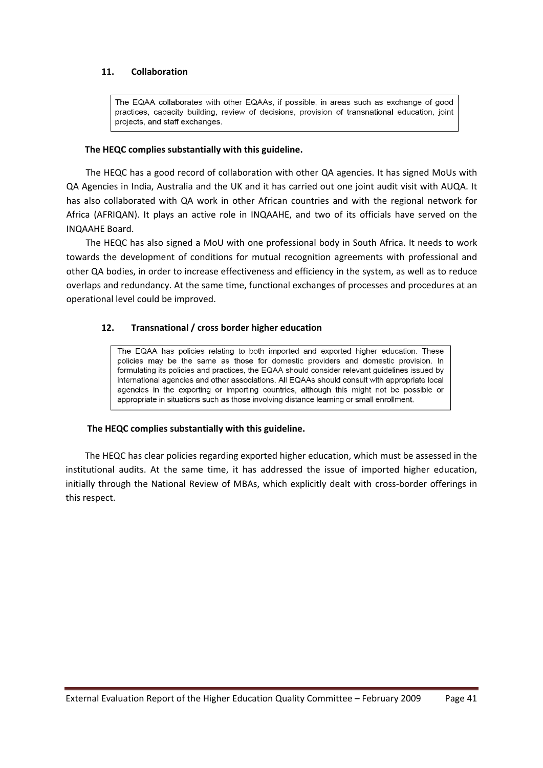### 11. Collaboration

> The EQAA collaborates with other EQAAs, if possible, in areas such as exchange of good practices, capacity building, review of decisions, provision of transnational education, joint projects, and staff exchanges.

**The HEQC complies substantially with this guideline.**

The HEQC has a good record of collaboration with other QA agencies. It has signed MoUs with QA Agencies in India, Australia and the UK and it has carried out one joint audit visit with AUQA. It has also collaborated with QA work in other African countries and with the regional network for Africa (AFRIQAN). It plays an active role in INQAAHE, and two of its officials have served on the INQAAHE Board.

The HEQC has also signed a MoU with one professional body in South Africa. It needs to work towards the development of conditions for mutual recognition agreements with professional and other QA bodies, in order to increase effectiveness and efficiency in the system, as well as to reduce overlaps and redundancy. At the same time, functional exchanges of processes and procedures at an operational level could be improved.

### 12. Transnational / cross border higher education

> The EQAA has policies relating to both imported and exported higher education. These policies may be the same as those for domestic providers and domestic provision. In formulating its policies and practices, the EQAA should consider relevant guidelines issued by international agencies and other associations. All EQAAs should consult with appropriate local agencies in the exporting or importing countries, although this might not be possible or appropriate in situations such as those involving distance learning or small enrollment.

**The HEQC complies substantially with this guideline.**

The HEQC has clear policies regarding exported higher education, which must be assessed in the institutional audits. At the same time, it has addressed the issue of imported higher education, initially through the National Review of MBAs, which explicitly dealt with cross-border offerings in this respect.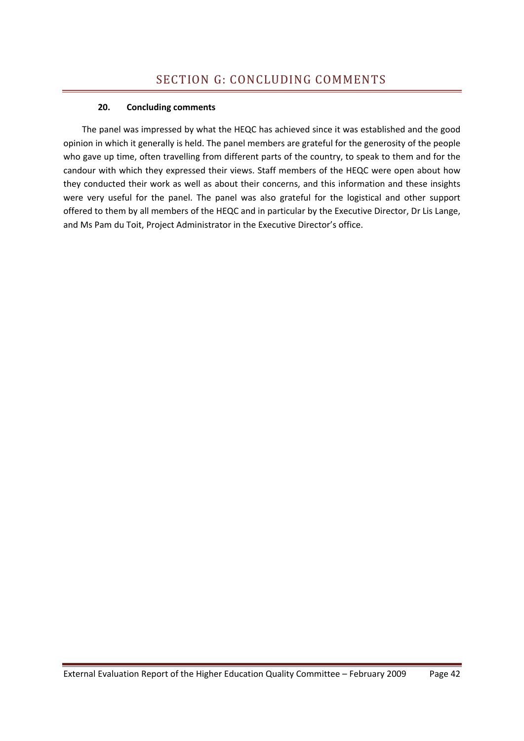# SECTION G: CONCLUDING COMMENTS

### 20. Concluding comments

The panel was impressed by what the HEQC has achieved since it was established and the good opinion in which it generally is held. The panel members are grateful for the generosity of the people who gave up time, often travelling from different parts of the country, to speak to them and for the candour with which they expressed their views. Staff members of the HEQC were open about how they conducted their work as well as about their concerns, and this information and these insights were very useful for the panel. The panel was also grateful for the logistical and other support offered to them by all members of the HEQC and in particular by the Executive Director, Dr Lis Lange, and Ms Pam du Toit, Project Administrator in the Executive Director's office.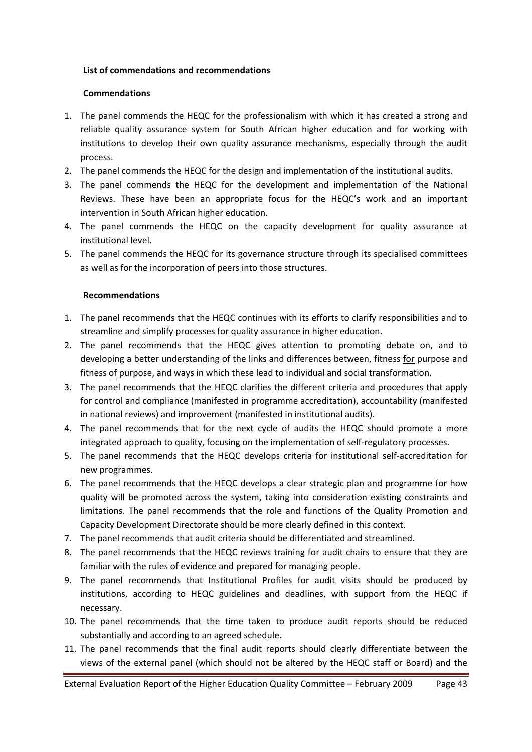**List of commendations and recommendations**

**Commendations**

1. The panel commends the HEQC for the professionalism with which it has created a strong and reliable quality assurance system for South African higher education and for working with institutions to develop their own quality assurance mechanisms, especially through the audit process.
2. The panel commends the HEQC for the design and implementation of the institutional audits.
3. The panel commends the HEQC for the development and implementation of the National Reviews. These have been an appropriate focus for the HEQC's work and an important intervention in South African higher education.
4. The panel commends the HEQC on the capacity development for quality assurance at institutional level.
5. The panel commends the HEQC for its governance structure through its specialised committees as well as for the incorporation of peers into those structures.

**Recommendations**

1. The panel recommends that the HEQC continues with its efforts to clarify responsibilities and to streamline and simplify processes for quality assurance in higher education.
2. The panel recommends that the HEQC gives attention to promoting debate on, and to developing a better understanding of the links and differences between, fitness <u>for</u> purpose and fitness <u>of</u> purpose, and ways in which these lead to individual and social transformation.
3. The panel recommends that the HEQC clarifies the different criteria and procedures that apply for control and compliance (manifested in programme accreditation), accountability (manifested in national reviews) and improvement (manifested in institutional audits).
4. The panel recommends that for the next cycle of audits the HEQC should promote a more integrated approach to quality, focusing on the implementation of self-regulatory processes.
5. The panel recommends that the HEQC develops criteria for institutional self-accreditation for new programmes.
6. The panel recommends that the HEQC develops a clear strategic plan and programme for how quality will be promoted across the system, taking into consideration existing constraints and limitations. The panel recommends that the role and functions of the Quality Promotion and Capacity Development Directorate should be more clearly defined in this context.
7. The panel recommends that audit criteria should be differentiated and streamlined.
8. The panel recommends that the HEQC reviews training for audit chairs to ensure that they are familiar with the rules of evidence and prepared for managing people.
9. The panel recommends that Institutional Profiles for audit visits should be produced by institutions, according to HEQC guidelines and deadlines, with support from the HEQC if necessary.
10. The panel recommends that the time taken to produce audit reports should be reduced substantially and according to an agreed schedule.
11. The panel recommends that the final audit reports should clearly differentiate between the views of the external panel (which should not be altered by the HEQC staff or Board) and the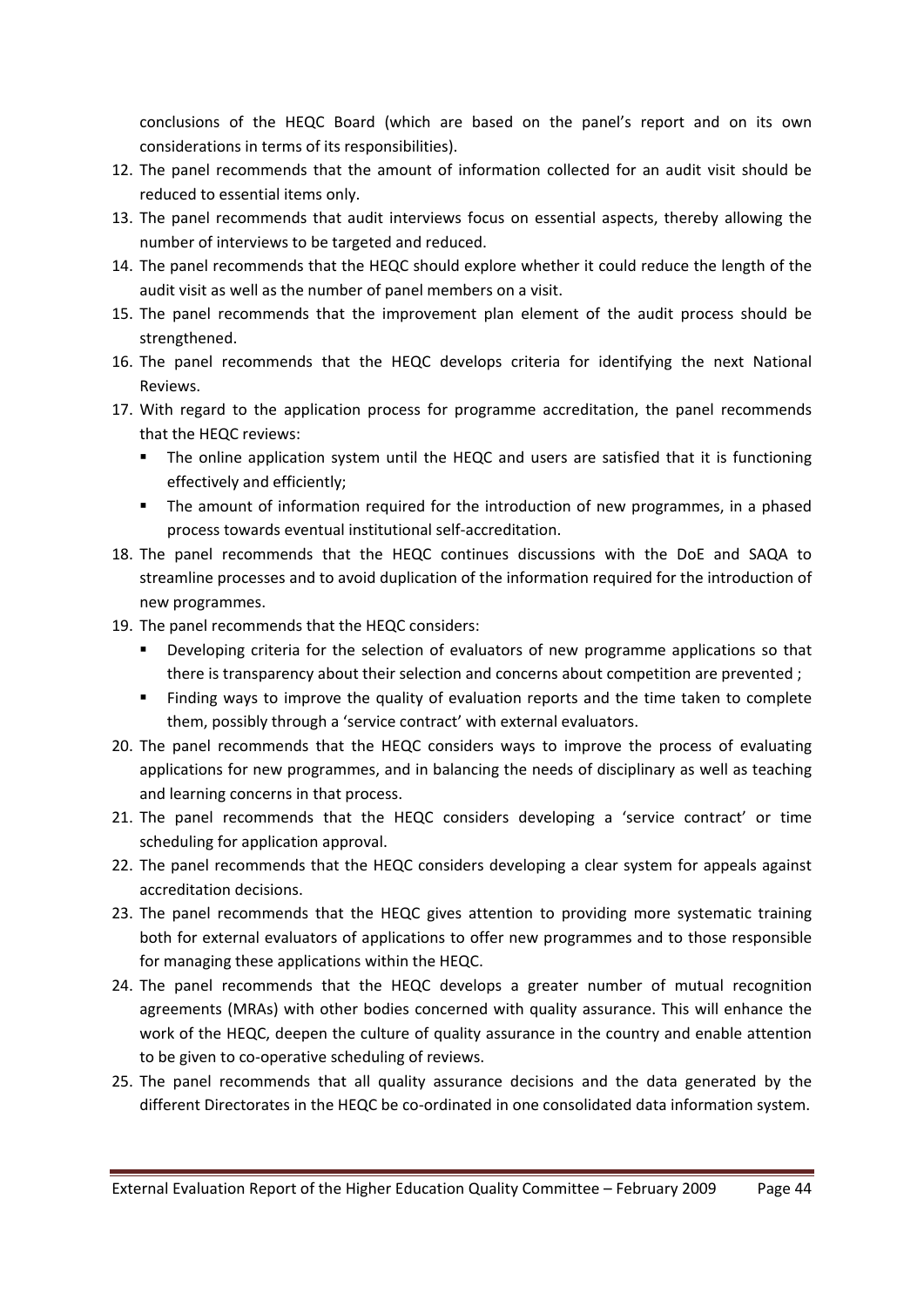conclusions of the HEQC Board (which are based on the panel's report and on its own considerations in terms of its responsibilities).

12. The panel recommends that the amount of information collected for an audit visit should be reduced to essential items only.
13. The panel recommends that audit interviews focus on essential aspects, thereby allowing the number of interviews to be targeted and reduced.
14. The panel recommends that the HEQC should explore whether it could reduce the length of the audit visit as well as the number of panel members on a visit.
15. The panel recommends that the improvement plan element of the audit process should be strengthened.
16. The panel recommends that the HEQC develops criteria for identifying the next National Reviews.
17. With regard to the application process for programme accreditation, the panel recommends that the HEQC reviews:
    - The online application system until the HEQC and users are satisfied that it is functioning effectively and efficiently;
    - The amount of information required for the introduction of new programmes, in a phased process towards eventual institutional self-accreditation.
18. The panel recommends that the HEQC continues discussions with the DoE and SAQA to streamline processes and to avoid duplication of the information required for the introduction of new programmes.
19. The panel recommends that the HEQC considers:
    - Developing criteria for the selection of evaluators of new programme applications so that there is transparency about their selection and concerns about competition are prevented ;
    - Finding ways to improve the quality of evaluation reports and the time taken to complete them, possibly through a 'service contract' with external evaluators.
20. The panel recommends that the HEQC considers ways to improve the process of evaluating applications for new programmes, and in balancing the needs of disciplinary as well as teaching and learning concerns in that process.
21. The panel recommends that the HEQC considers developing a 'service contract' or time scheduling for application approval.
22. The panel recommends that the HEQC considers developing a clear system for appeals against accreditation decisions.
23. The panel recommends that the HEQC gives attention to providing more systematic training both for external evaluators of applications to offer new programmes and to those responsible for managing these applications within the HEQC.
24. The panel recommends that the HEQC develops a greater number of mutual recognition agreements (MRAs) with other bodies concerned with quality assurance. This will enhance the work of the HEQC, deepen the culture of quality assurance in the country and enable attention to be given to co-operative scheduling of reviews.
25. The panel recommends that all quality assurance decisions and the data generated by the different Directorates in the HEQC be co-ordinated in one consolidated data information system.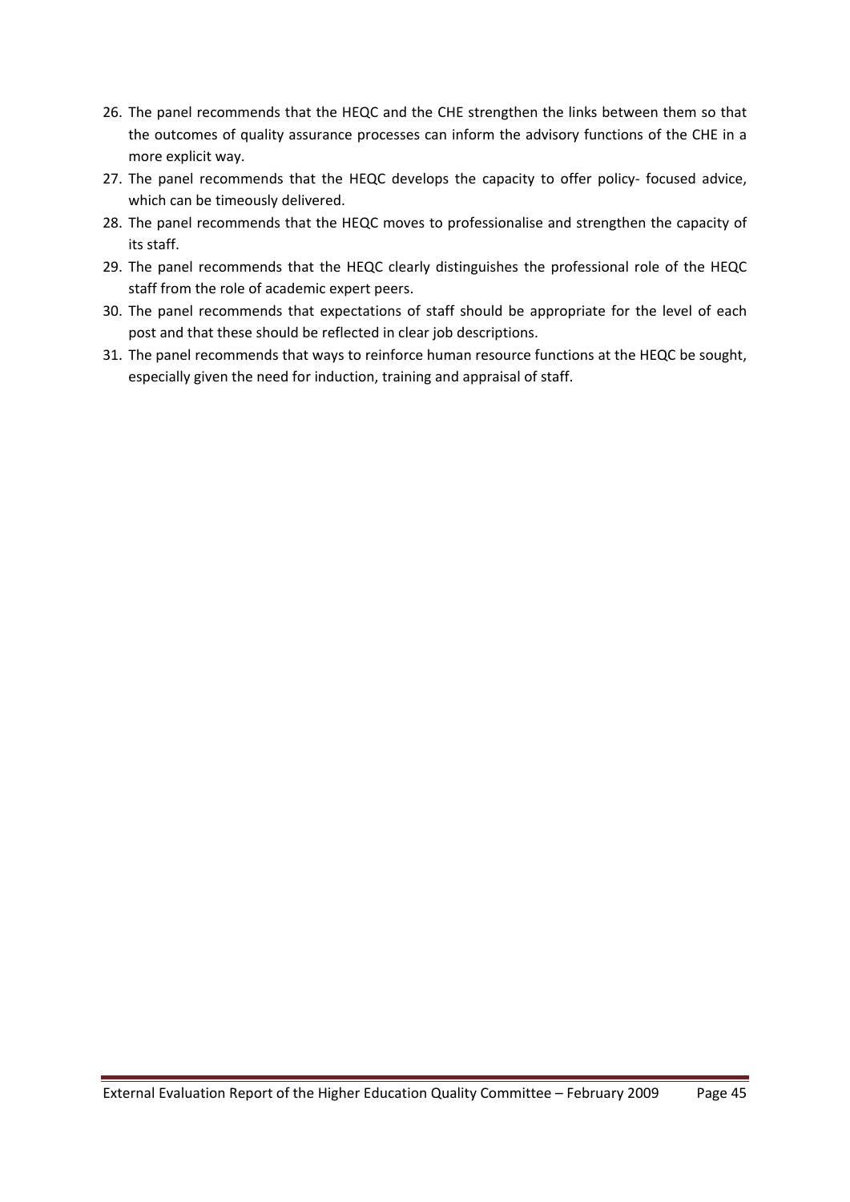26. The panel recommends that the HEQC and the CHE strengthen the links between them so that the outcomes of quality assurance processes can inform the advisory functions of the CHE in a more explicit way.
27. The panel recommends that the HEQC develops the capacity to offer policy- focused advice, which can be timeously delivered.
28. The panel recommends that the HEQC moves to professionalise and strengthen the capacity of its staff.
29. The panel recommends that the HEQC clearly distinguishes the professional role of the HEQC staff from the role of academic expert peers.
30. The panel recommends that expectations of staff should be appropriate for the level of each post and that these should be reflected in clear job descriptions.
31. The panel recommends that ways to reinforce human resource functions at the HEQC be sought, especially given the need for induction, training and appraisal of staff.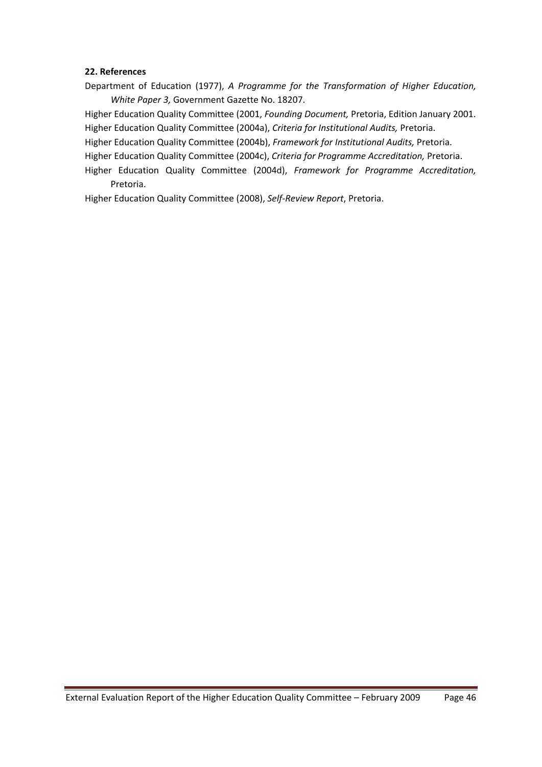**22. References**

Department of Education (1977), *A Programme for the Transformation of Higher Education, White Paper 3,* Government Gazette No. 18207.

Higher Education Quality Committee (2001, *Founding Document,* Pretoria, Edition January 2001.

Higher Education Quality Committee (2004a), *Criteria for Institutional Audits,* Pretoria.

Higher Education Quality Committee (2004b), *Framework for Institutional Audits,* Pretoria.

Higher Education Quality Committee (2004c), *Criteria for Programme Accreditation,* Pretoria.

Higher Education Quality Committee (2004d), *Framework for Programme Accreditation,* Pretoria.

Higher Education Quality Committee (2008), *Self-Review Report*, Pretoria.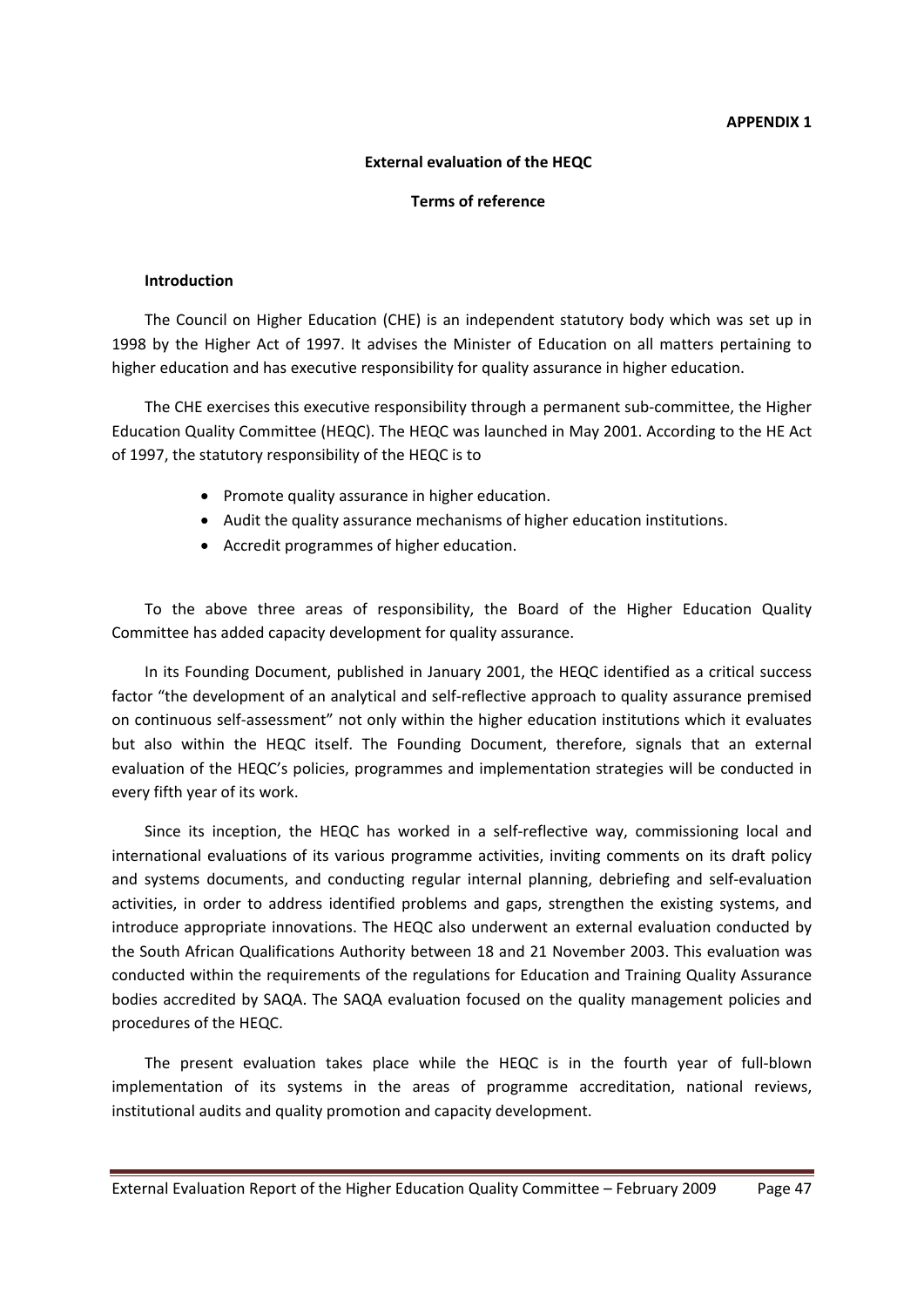**APPENDIX 1**

## External evaluation of the HEQC

### Terms of reference

#### Introduction

The Council on Higher Education (CHE) is an independent statutory body which was set up in 1998 by the Higher Act of 1997. It advises the Minister of Education on all matters pertaining to higher education and has executive responsibility for quality assurance in higher education.

The CHE exercises this executive responsibility through a permanent sub-committee, the Higher Education Quality Committee (HEQC). The HEQC was launched in May 2001. According to the HE Act of 1997, the statutory responsibility of the HEQC is to

- Promote quality assurance in higher education.
- Audit the quality assurance mechanisms of higher education institutions.
- Accredit programmes of higher education.

To the above three areas of responsibility, the Board of the Higher Education Quality Committee has added capacity development for quality assurance.

In its Founding Document, published in January 2001, the HEQC identified as a critical success factor "the development of an analytical and self-reflective approach to quality assurance premised on continuous self-assessment" not only within the higher education institutions which it evaluates but also within the HEQC itself. The Founding Document, therefore, signals that an external evaluation of the HEQC's policies, programmes and implementation strategies will be conducted in every fifth year of its work.

Since its inception, the HEQC has worked in a self-reflective way, commissioning local and international evaluations of its various programme activities, inviting comments on its draft policy and systems documents, and conducting regular internal planning, debriefing and self-evaluation activities, in order to address identified problems and gaps, strengthen the existing systems, and introduce appropriate innovations. The HEQC also underwent an external evaluation conducted by the South African Qualifications Authority between 18 and 21 November 2003. This evaluation was conducted within the requirements of the regulations for Education and Training Quality Assurance bodies accredited by SAQA. The SAQA evaluation focused on the quality management policies and procedures of the HEQC.

The present evaluation takes place while the HEQC is in the fourth year of full-blown implementation of its systems in the areas of programme accreditation, national reviews, institutional audits and quality promotion and capacity development.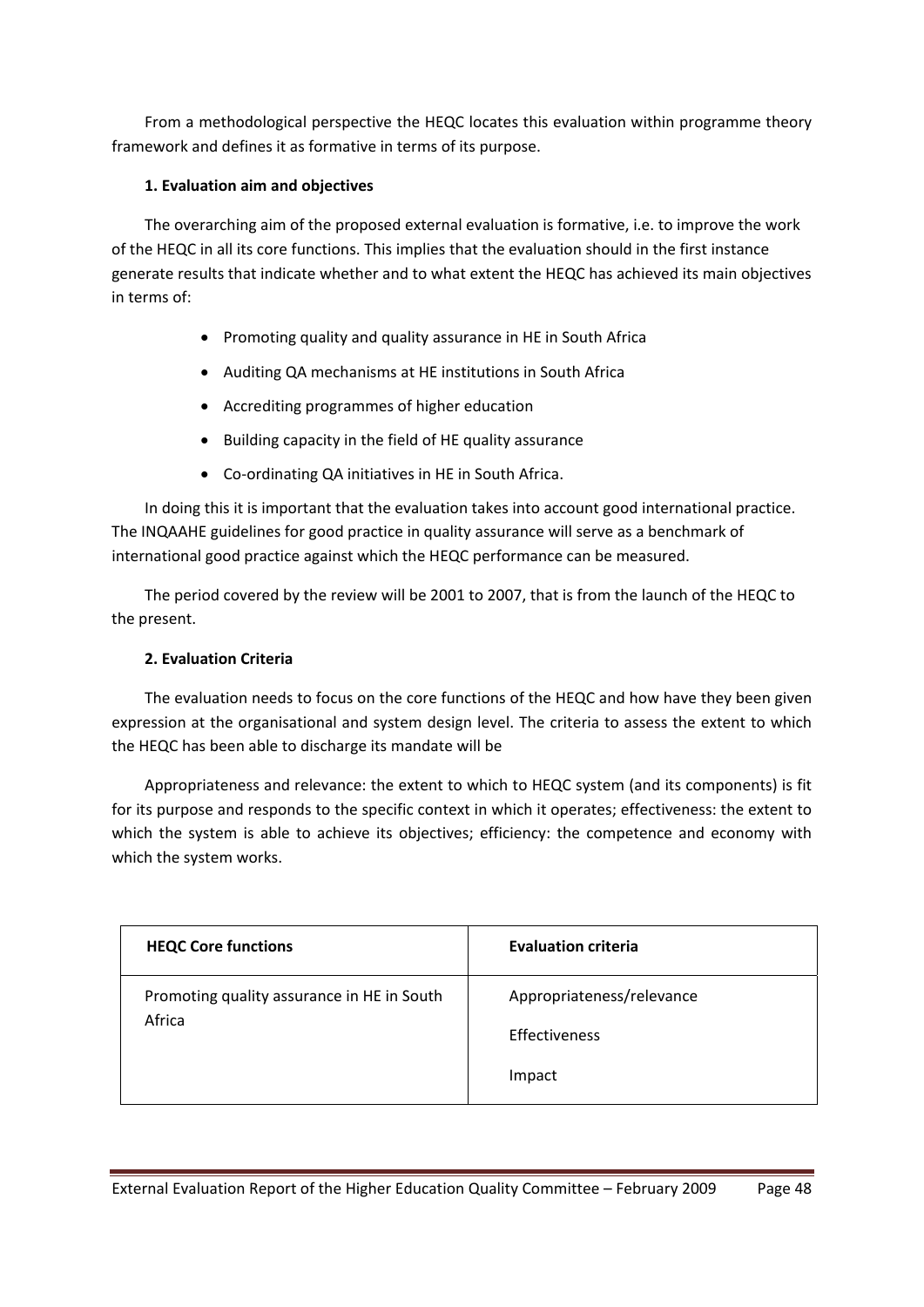From a methodological perspective the HEQC locates this evaluation within programme theory framework and defines it as formative in terms of its purpose.

**1. Evaluation aim and objectives**

The overarching aim of the proposed external evaluation is formative, i.e. to improve the work of the HEQC in all its core functions. This implies that the evaluation should in the first instance generate results that indicate whether and to what extent the HEQC has achieved its main objectives in terms of:

- Promoting quality and quality assurance in HE in South Africa
- Auditing QA mechanisms at HE institutions in South Africa
- Accrediting programmes of higher education
- Building capacity in the field of HE quality assurance
- Co-ordinating QA initiatives in HE in South Africa.

In doing this it is important that the evaluation takes into account good international practice. The INQAAHE guidelines for good practice in quality assurance will serve as a benchmark of international good practice against which the HEQC performance can be measured.

The period covered by the review will be 2001 to 2007, that is from the launch of the HEQC to the present.

**2. Evaluation Criteria**

The evaluation needs to focus on the core functions of the HEQC and how have they been given expression at the organisational and system design level. The criteria to assess the extent to which the HEQC has been able to discharge its mandate will be

Appropriateness and relevance: the extent to which to HEQC system (and its components) is fit for its purpose and responds to the specific context in which it operates; effectiveness: the extent to which the system is able to achieve its objectives; efficiency: the competence and economy with which the system works.

| HEQC Core functions | Evaluation criteria |
|---|---|
| Promoting quality assurance in HE in South Africa | Appropriateness/relevance<br>Effectiveness<br>Impact |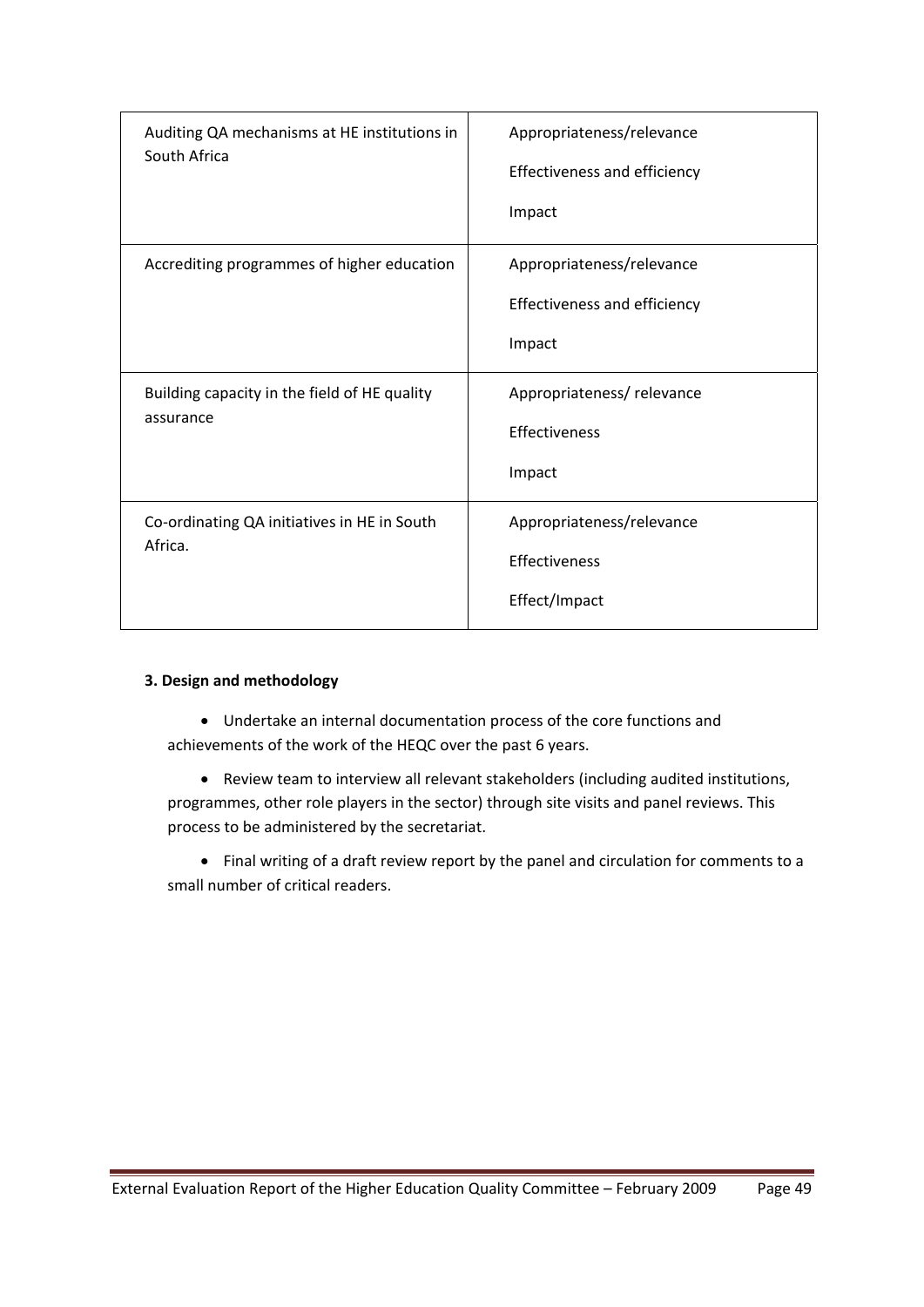| | |
|---|---|
| Auditing QA mechanisms at HE institutions in South Africa | Appropriateness/relevance<br><br>Effectiveness and efficiency<br><br>Impact |
| Accrediting programmes of higher education | Appropriateness/relevance<br><br>Effectiveness and efficiency<br><br>Impact |
| Building capacity in the field of HE quality assurance | Appropriateness/ relevance<br><br>Effectiveness<br><br>Impact |
| Co-ordinating QA initiatives in HE in South Africa. | Appropriateness/relevance<br><br>Effectiveness<br><br>Effect/Impact |

**3. Design and methodology**

- Undertake an internal documentation process of the core functions and achievements of the work of the HEQC over the past 6 years.
- Review team to interview all relevant stakeholders (including audited institutions, programmes, other role players in the sector) through site visits and panel reviews. This process to be administered by the secretariat.
- Final writing of a draft review report by the panel and circulation for comments to a small number of critical readers.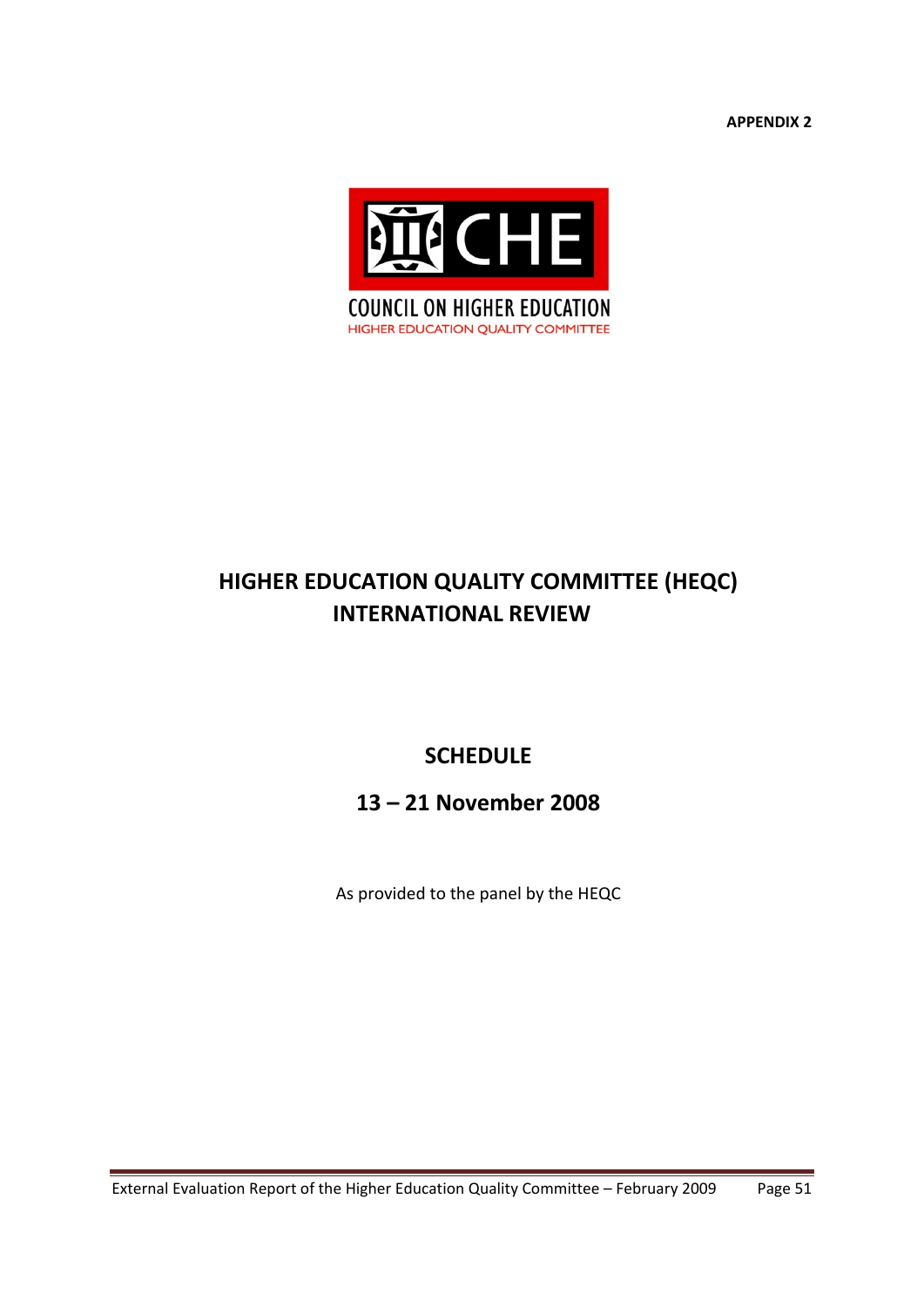**APPENDIX 2**

COUNCIL ON HIGHER EDUCATION
HIGHER EDUCATION QUALITY COMMITTEE

# HIGHER EDUCATION QUALITY COMMITTEE (HEQC) INTERNATIONAL REVIEW

## SCHEDULE

## 13 – 21 November 2008

As provided to the panel by the HEQC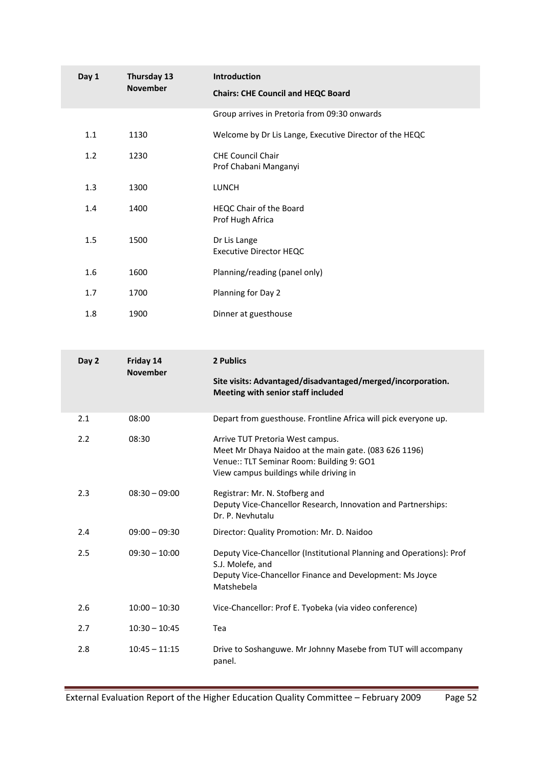| Day 1 | Thursday 13 November | Introduction<br>**Chairs: CHE Council and HEQC Board** |
|---|---|---|
| | | Group arrives in Pretoria from 09:30 onwards |
| 1.1 | 1130 | Welcome by Dr Lis Lange, Executive Director of the HEQC |
| 1.2 | 1230 | CHE Council Chair<br>Prof Chabani Manganyi |
| 1.3 | 1300 | LUNCH |
| 1.4 | 1400 | HEQC Chair of the Board<br>Prof Hugh Africa |
| 1.5 | 1500 | Dr Lis Lange<br>Executive Director HEQC |
| 1.6 | 1600 | Planning/reading (panel only) |
| 1.7 | 1700 | Planning for Day 2 |
| 1.8 | 1900 | Dinner at guesthouse |

| Day 2 | Friday 14 November | 2 Publics<br>**Site visits: Advantaged/disadvantaged/merged/incorporation. Meeting with senior staff included** |
|---|---|---|
| 2.1 | 08:00 | Depart from guesthouse. Frontline Africa will pick everyone up. |
| 2.2 | 08:30 | Arrive TUT Pretoria West campus.<br>Meet Mr Dhaya Naidoo at the main gate. (083 626 1196)<br>Venue:: TLT Seminar Room: Building 9: GO1<br>View campus buildings while driving in |
| 2.3 | 08:30 – 09:00 | Registrar: Mr. N. Stofberg and<br>Deputy Vice-Chancellor Research, Innovation and Partnerships: Dr. P. Nevhutalu |
| 2.4 | 09:00 – 09:30 | Director: Quality Promotion: Mr. D. Naidoo |
| 2.5 | 09:30 – 10:00 | Deputy Vice-Chancellor (Institutional Planning and Operations): Prof S.J. Molefe, and<br>Deputy Vice-Chancellor Finance and Development: Ms Joyce Matshebela |
| 2.6 | 10:00 – 10:30 | Vice-Chancellor: Prof E. Tyobeka (via video conference) |
| 2.7 | 10:30 – 10:45 | Tea |
| 2.8 | 10:45 – 11:15 | Drive to Soshanguwe. Mr Johnny Masebe from TUT will accompany panel. |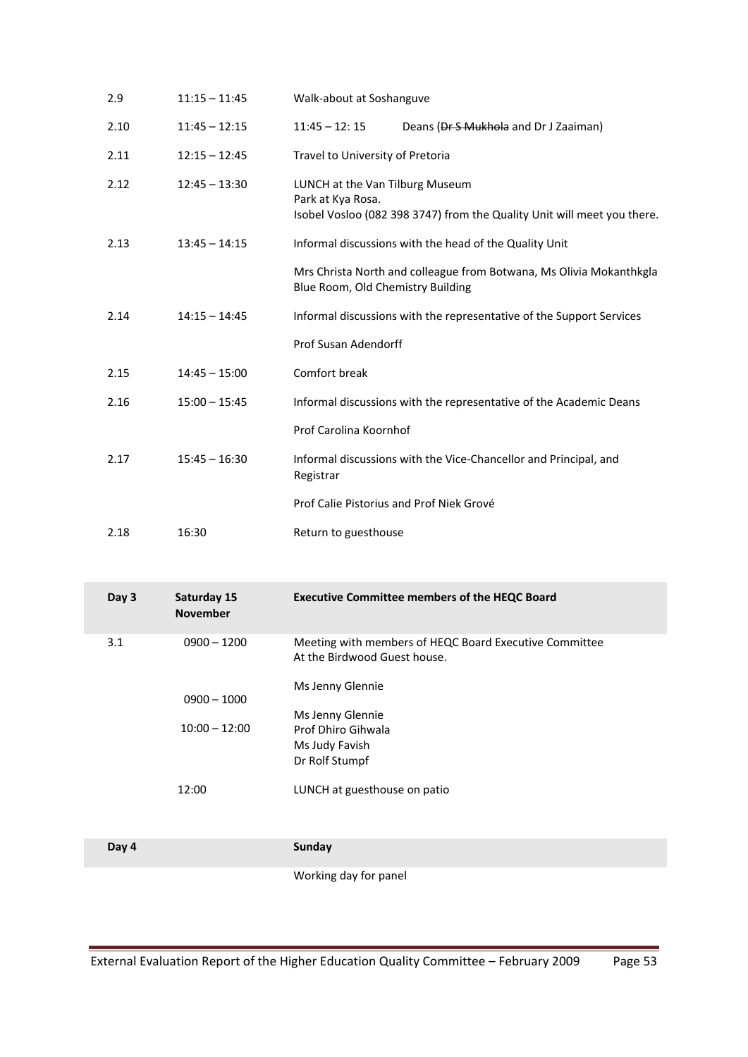| | | |
|---|---|---|
| 2.9 | 11:15 – 11:45 | Walk-about at Soshanguve |
| 2.10 | 11:45 – 12:15 | 11:45 – 12: 15 Deans (~~Dr S Mukhola~~ and Dr J Zaaiman) |
| 2.11 | 12:15 – 12:45 | Travel to University of Pretoria |
| 2.12 | 12:45 – 13:30 | LUNCH at the Van Tilburg Museum<br>Park at Kya Rosa.<br>Isobel Vosloo (082 398 3747) from the Quality Unit will meet you there. |
| 2.13 | 13:45 – 14:15 | Informal discussions with the head of the Quality Unit<br><br>Mrs Christa North and colleague from Botwana, Ms Olivia Mokanthkgla<br>Blue Room, Old Chemistry Building |
| 2.14 | 14:15 – 14:45 | Informal discussions with the representative of the Support Services<br><br>Prof Susan Adendorff |
| 2.15 | 14:45 – 15:00 | Comfort break |
| 2.16 | 15:00 – 15:45 | Informal discussions with the representative of the Academic Deans<br><br>Prof Carolina Koornhof |
| 2.17 | 15:45 – 16:30 | Informal discussions with the Vice-Chancellor and Principal, and Registrar<br><br>Prof Calie Pistorius and Prof Niek Grové |
| 2.18 | 16:30 | Return to guesthouse |

| **Day 3** | **Saturday 15 November** | **Executive Committee members of the HEQC Board** |
|---|---|---|
| 3.1 | 0900 – 1200 | Meeting with members of HEQC Board Executive Committee<br>At the Birdwood Guest house. |
| | 0900 – 1000 | Ms Jenny Glennie |
| | 10:00 – 12:00 | Ms Jenny Glennie<br>Prof Dhiro Gihwala<br>Ms Judy Favish<br>Dr Rolf Stumpf |
| | 12:00 | LUNCH at guesthouse on patio |

| **Day 4** | | **Sunday** |
|---|---|---|
| | | Working day for panel |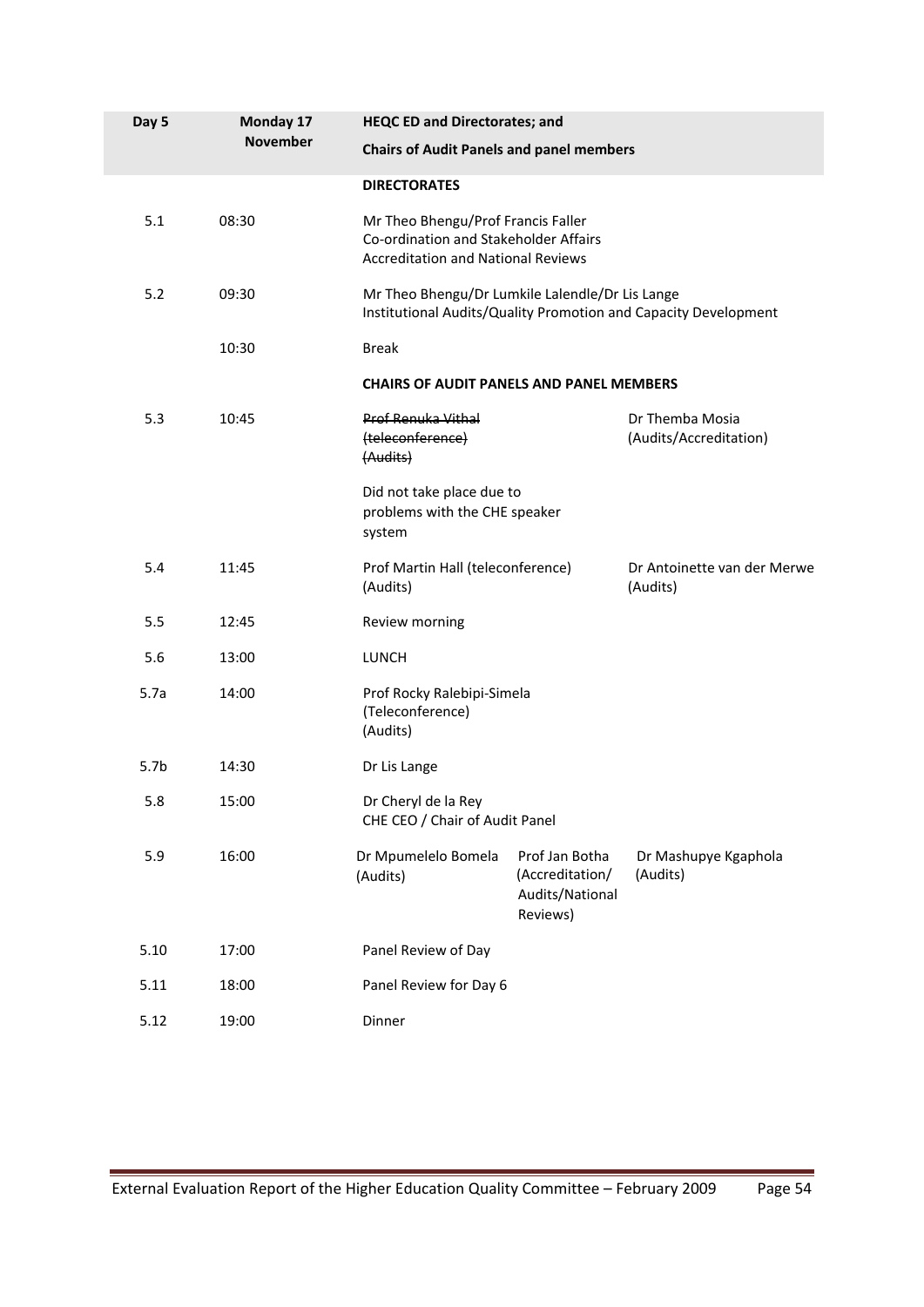| Day 5 | Monday 17 November | HEQC ED and Directorates; and<br>Chairs of Audit Panels and panel members | | |
|---|---|---|---|---|
| | | **DIRECTORATES** | | |
| 5.1 | 08:30 | Mr Theo Bhengu/Prof Francis Faller<br>Co-ordination and Stakeholder Affairs<br>Accreditation and National Reviews | | |
| 5.2 | 09:30 | Mr Theo Bhengu/Dr Lumkile Lalendle/Dr Lis Lange<br>Institutional Audits/Quality Promotion and Capacity Development | | |
| | 10:30 | Break | | |
| | | **CHAIRS OF AUDIT PANELS AND PANEL MEMBERS** | | |
| 5.3 | 10:45 | ~~Prof Renuka Vithal (teleconference) (Audits)~~<br><br>Did not take place due to problems with the CHE speaker system | | Dr Themba Mosia (Audits/Accreditation) |
| 5.4 | 11:45 | Prof Martin Hall (teleconference) (Audits) | | Dr Antoinette van der Merwe (Audits) |
| 5.5 | 12:45 | Review morning | | |
| 5.6 | 13:00 | LUNCH | | |
| 5.7a | 14:00 | Prof Rocky Ralebipi-Simela (Teleconference) (Audits) | | |
| 5.7b | 14:30 | Dr Lis Lange | | |
| 5.8 | 15:00 | Dr Cheryl de la Rey<br>CHE CEO / Chair of Audit Panel | | |
| 5.9 | 16:00 | Dr Mpumelelo Bomela (Audits) | Prof Jan Botha (Accreditation/ Audits/National Reviews) | Dr Mashupye Kgaphola (Audits) |
| 5.10 | 17:00 | Panel Review of Day | | |
| 5.11 | 18:00 | Panel Review for Day 6 | | |
| 5.12 | 19:00 | Dinner | | |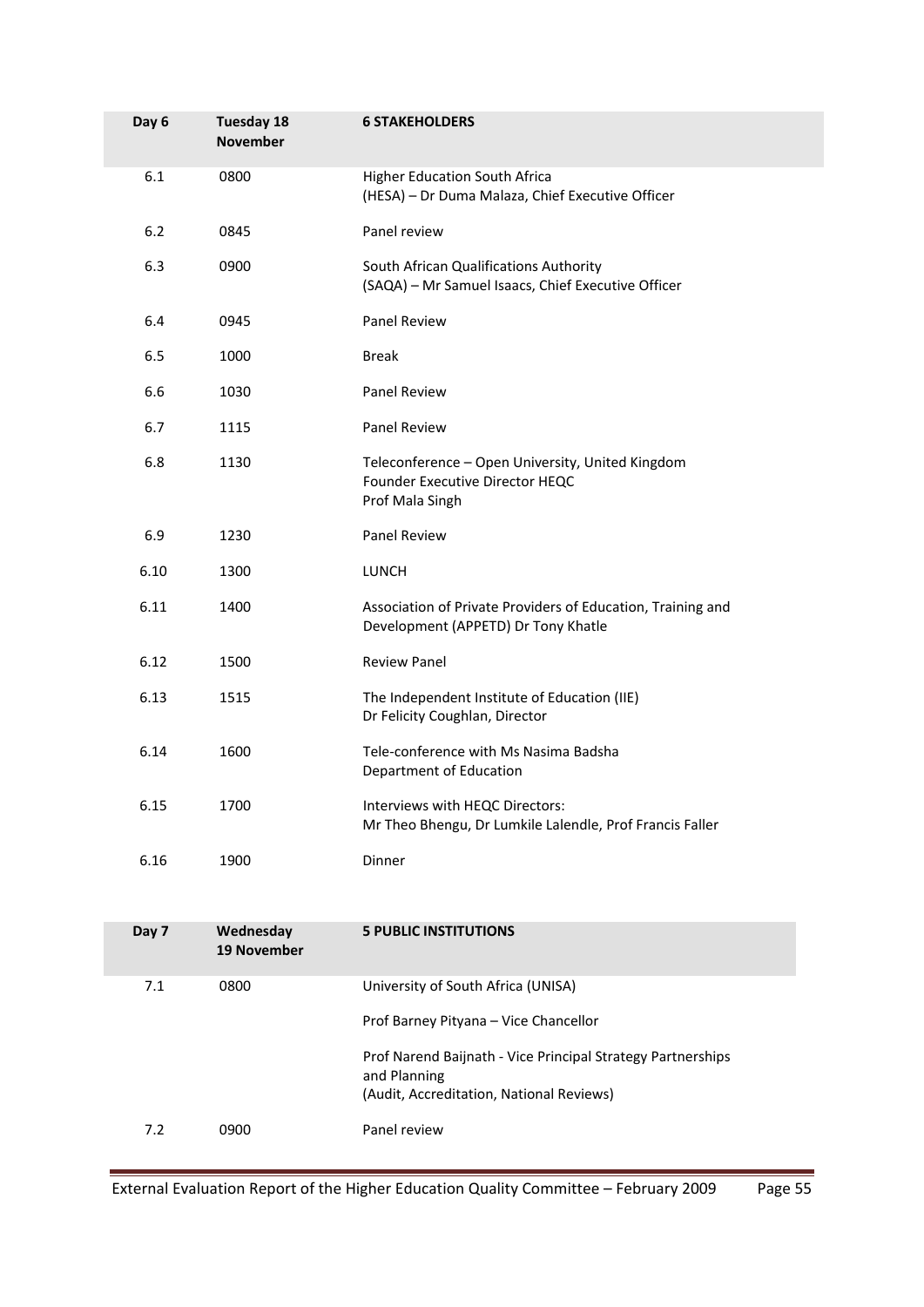| Day 6 | Tuesday 18 November | 6 STAKEHOLDERS |
|---|---|---|
| 6.1 | 0800 | Higher Education South Africa (HESA) – Dr Duma Malaza, Chief Executive Officer |
| 6.2 | 0845 | Panel review |
| 6.3 | 0900 | South African Qualifications Authority (SAQA) – Mr Samuel Isaacs, Chief Executive Officer |
| 6.4 | 0945 | Panel Review |
| 6.5 | 1000 | Break |
| 6.6 | 1030 | Panel Review |
| 6.7 | 1115 | Panel Review |
| 6.8 | 1130 | Teleconference – Open University, United Kingdom Founder Executive Director HEQC Prof Mala Singh |
| 6.9 | 1230 | Panel Review |
| 6.10 | 1300 | LUNCH |
| 6.11 | 1400 | Association of Private Providers of Education, Training and Development (APPETD) Dr Tony Khatle |
| 6.12 | 1500 | Review Panel |
| 6.13 | 1515 | The Independent Institute of Education (IIE) Dr Felicity Coughlan, Director |
| 6.14 | 1600 | Tele-conference with Ms Nasima Badsha Department of Education |
| 6.15 | 1700 | Interviews with HEQC Directors: Mr Theo Bhengu, Dr Lumkile Lalendle, Prof Francis Faller |
| 6.16 | 1900 | Dinner |

| Day 7 | Wednesday 19 November | 5 PUBLIC INSTITUTIONS |
|---|---|---|
| 7.1 | 0800 | University of South Africa (UNISA)<br>Prof Barney Pityana – Vice Chancellor<br>Prof Narend Baijnath - Vice Principal Strategy Partnerships and Planning (Audit, Accreditation, National Reviews) |
| 7.2 | 0900 | Panel review |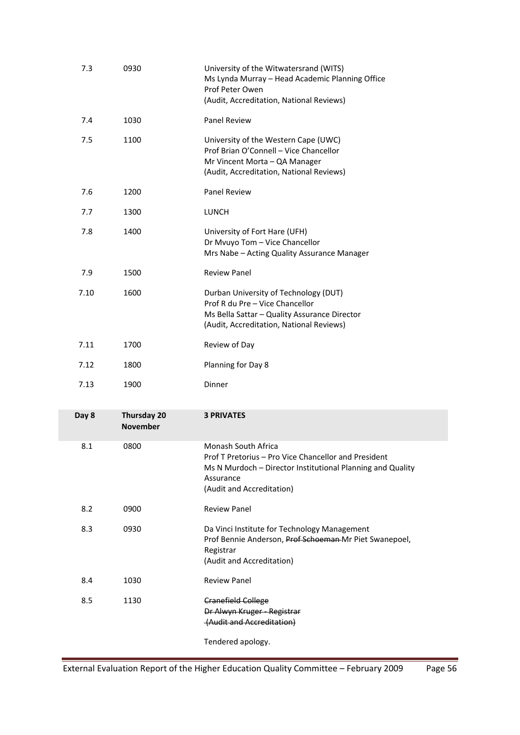| | | |
|---|---|---|
| 7.3 | 0930 | University of the Witwatersrand (WITS)<br>Ms Lynda Murray – Head Academic Planning Office<br>Prof Peter Owen<br>(Audit, Accreditation, National Reviews) |
| 7.4 | 1030 | Panel Review |
| 7.5 | 1100 | University of the Western Cape (UWC)<br>Prof Brian O'Connell – Vice Chancellor<br>Mr Vincent Morta – QA Manager<br>(Audit, Accreditation, National Reviews) |
| 7.6 | 1200 | Panel Review |
| 7.7 | 1300 | LUNCH |
| 7.8 | 1400 | University of Fort Hare (UFH)<br>Dr Mvuyo Tom – Vice Chancellor<br>Mrs Nabe – Acting Quality Assurance Manager |
| 7.9 | 1500 | Review Panel |
| 7.10 | 1600 | Durban University of Technology (DUT)<br>Prof R du Pre – Vice Chancellor<br>Ms Bella Sattar – Quality Assurance Director<br>(Audit, Accreditation, National Reviews) |
| 7.11 | 1700 | Review of Day |
| 7.12 | 1800 | Planning for Day 8 |
| 7.13 | 1900 | Dinner |
| **Day 8** | **Thursday 20 November** | **3 PRIVATES** |
| 8.1 | 0800 | Monash South Africa<br>Prof T Pretorius – Pro Vice Chancellor and President<br>Ms N Murdoch – Director Institutional Planning and Quality Assurance<br>(Audit and Accreditation) |
| 8.2 | 0900 | Review Panel |
| 8.3 | 0930 | Da Vinci Institute for Technology Management<br>Prof Bennie Anderson, ~~Prof Schoeman~~ Mr Piet Swanepoel, Registrar<br>(Audit and Accreditation) |
| 8.4 | 1030 | Review Panel |
| 8.5 | 1130 | ~~Cranefield College~~<br>~~Dr Alwyn Kruger - Registrar~~<br>~~(Audit and Accreditation)~~<br><br>Tendered apology. |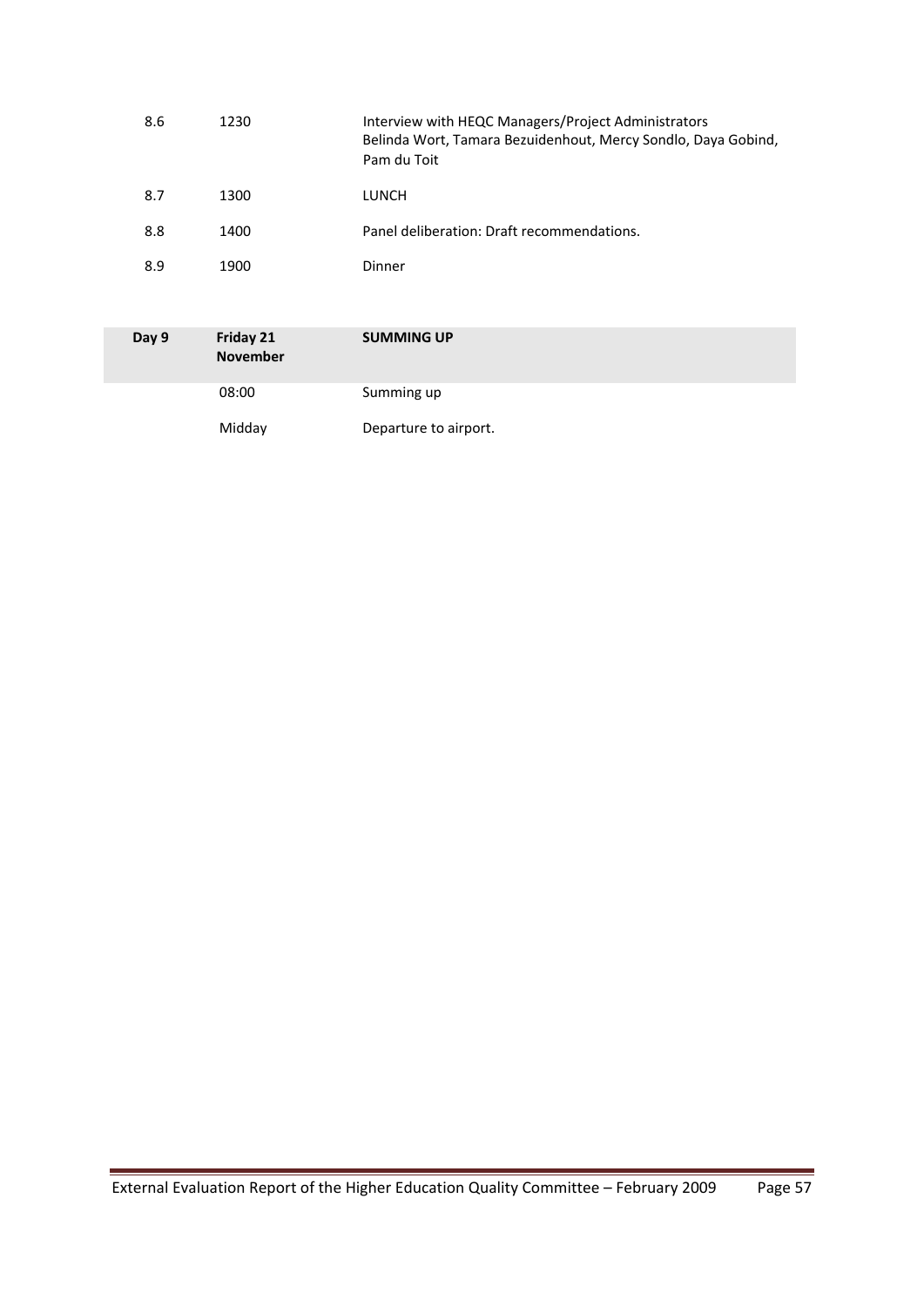| | | |
|---|---|---|
| 8.6 | 1230 | Interview with HEQC Managers/Project Administrators<br>Belinda Wort, Tamara Bezuidenhout, Mercy Sondlo, Daya Gobind, Pam du Toit |
| 8.7 | 1300 | LUNCH |
| 8.8 | 1400 | Panel deliberation: Draft recommendations. |
| 8.9 | 1900 | Dinner |

| **Day 9** | **Friday 21 November** | **SUMMING UP** |
|---|---|---|
| | 08:00 | Summing up |
| | Midday | Departure to airport. |